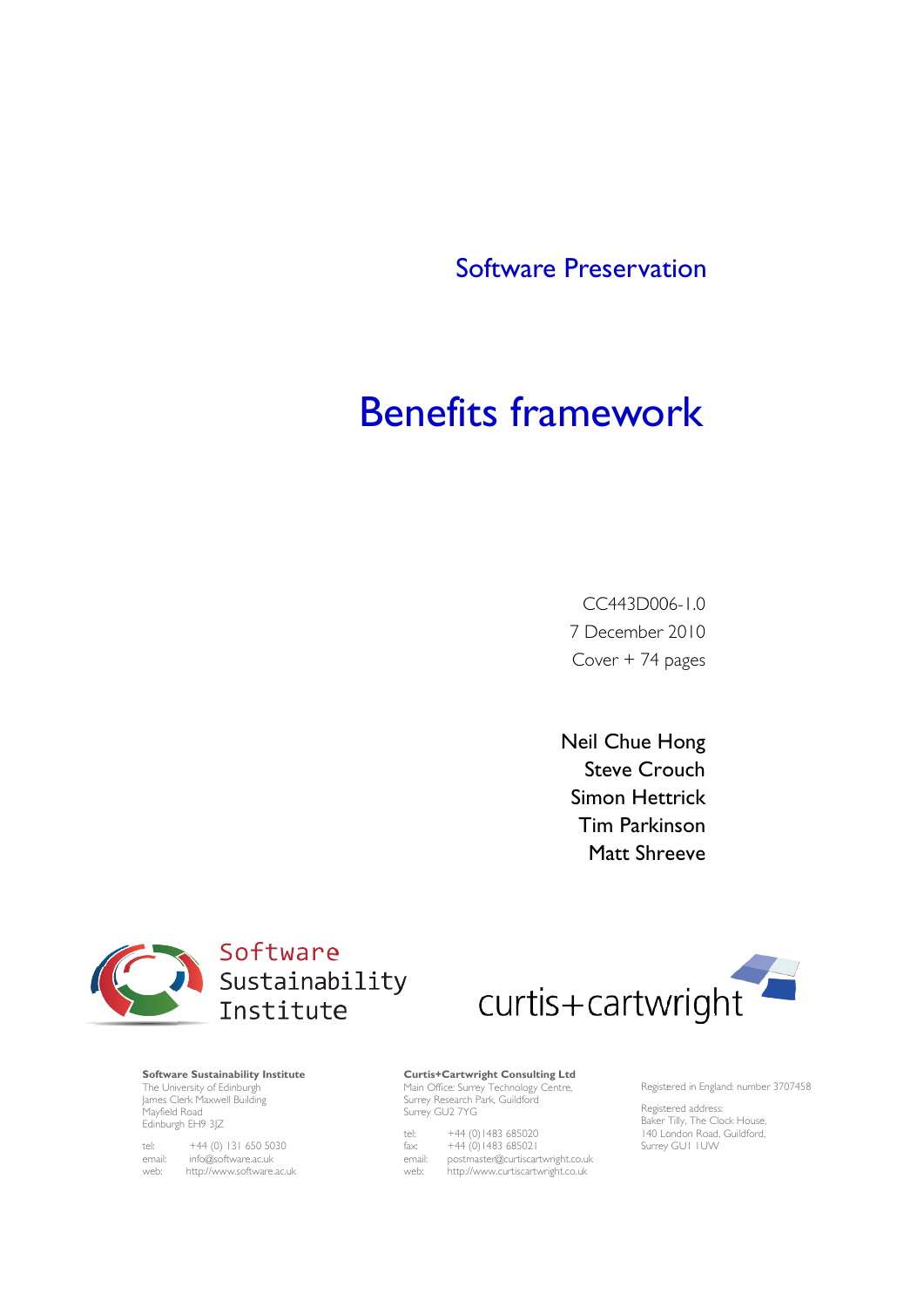Software Preservation

# Benefits framework

CC443D006-1.0
7 December 2010
Cover + 74 pages

Neil Chue Hong
Steve Crouch
Simon Hettrick
Tim Parkinson
Matt Shreeve

Software Sustainability Institute

curtis+cartwright

**Software Sustainability Institute**
The University of Edinburgh
James Clerk Maxwell Building
Mayfield Road
Edinburgh EH9 3JZ

tel: +44 (0) 131 650 5030
email: info@software.ac.uk
web: http://www.software.ac.uk

**Curtis+Cartwright Consulting Ltd**
Main Office: Surrey Technology Centre,
Surrey Research Park, Guildford
Surrey GU2 7YG

tel: +44 (0)1483 685020
fax: +44 (0)1483 685021
email: postmaster@curtiscartwright.co.uk
web: http://www.curtiscartwright.co.uk

Registered in England: number 3707458

Registered address:
Baker Tilly, The Clock House,
140 London Road, Guildford,
Surrey GU1 1UW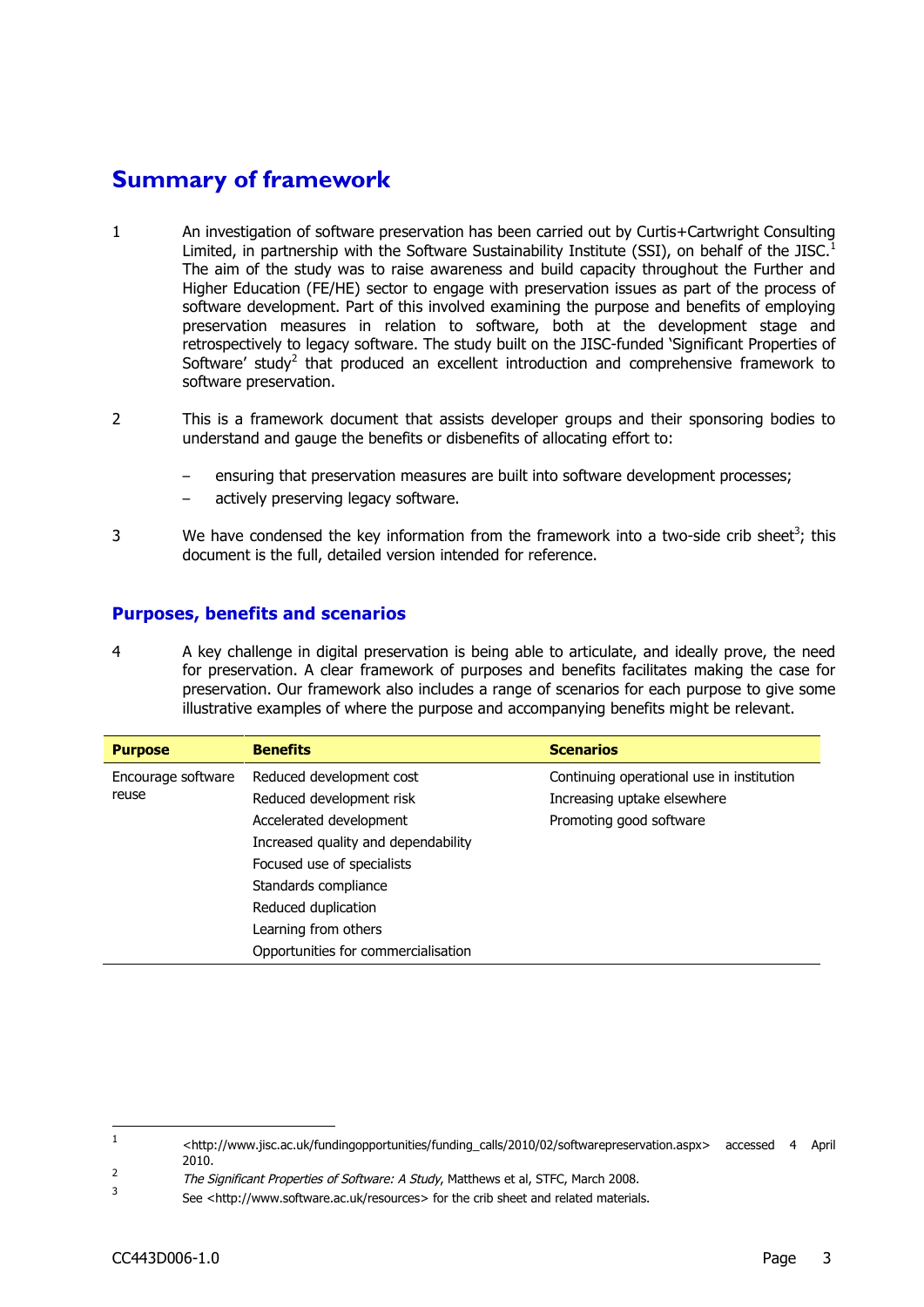## Summary of framework

1 An investigation of software preservation has been carried out by Curtis+Cartwright Consulting Limited, in partnership with the Software Sustainability Institute (SSI), on behalf of the JISC.[1] The aim of the study was to raise awareness and build capacity throughout the Further and Higher Education (FE/HE) sector to engage with preservation issues as part of the process of software development. Part of this involved examining the purpose and benefits of employing preservation measures in relation to software, both at the development stage and retrospectively to legacy software. The study built on the JISC-funded 'Significant Properties of Software' study[2] that produced an excellent introduction and comprehensive framework to software preservation.

2 This is a framework document that assists developer groups and their sponsoring bodies to understand and gauge the benefits or disbenefits of allocating effort to:

- ensuring that preservation measures are built into software development processes;
- actively preserving legacy software.

3 We have condensed the key information from the framework into a two-side crib sheet[3]; this document is the full, detailed version intended for reference.

### Purposes, benefits and scenarios

4 A key challenge in digital preservation is being able to articulate, and ideally prove, the need for preservation. A clear framework of purposes and benefits facilitates making the case for preservation. Our framework also includes a range of scenarios for each purpose to give some illustrative examples of where the purpose and accompanying benefits might be relevant.

| Purpose | Benefits | Scenarios |
|---|---|---|
| Encourage software reuse | Reduced development cost | Continuing operational use in institution |
| | Reduced development risk | Increasing uptake elsewhere |
| | Accelerated development | Promoting good software |
| | Increased quality and dependability | |
| | Focused use of specialists | |
| | Standards compliance | |
| | Reduced duplication | |
| | Learning from others | |
| | Opportunities for commercialisation | |

---

[1] <http://www.jisc.ac.uk/fundingopportunities/funding_calls/2010/02/softwarepreservation.aspx> accessed 4 April 2010.

[2] *The Significant Properties of Software: A Study*, Matthews et al, STFC, March 2008.

[3] See <http://www.software.ac.uk/resources> for the crib sheet and related materials.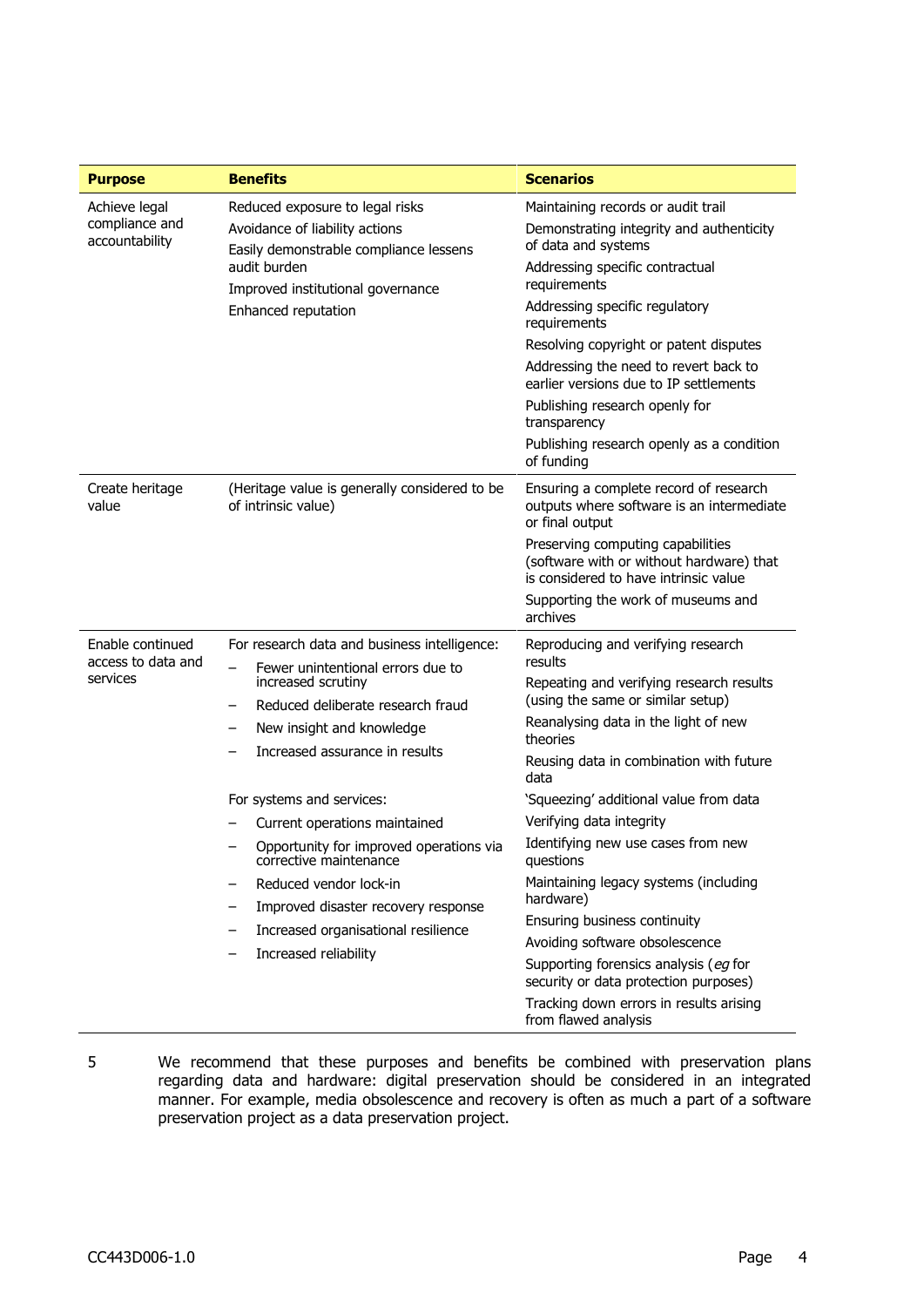| Purpose | Benefits | Scenarios |
|---|---|---|
| Achieve legal compliance and accountability | Reduced exposure to legal risks<br>Avoidance of liability actions<br>Easily demonstrable compliance lessens audit burden<br>Improved institutional governance<br>Enhanced reputation | Maintaining records or audit trail<br>Demonstrating integrity and authenticity of data and systems<br>Addressing specific contractual requirements<br>Addressing specific regulatory requirements<br>Resolving copyright or patent disputes<br>Addressing the need to revert back to earlier versions due to IP settlements<br>Publishing research openly for transparency<br>Publishing research openly as a condition of funding |
| Create heritage value | (Heritage value is generally considered to be of intrinsic value) | Ensuring a complete record of research outputs where software is an intermediate or final output<br>Preserving computing capabilities (software with or without hardware) that is considered to have intrinsic value<br>Supporting the work of museums and archives |
| Enable continued access to data and services | For research data and business intelligence:<br>– Fewer unintentional errors due to increased scrutiny<br>– Reduced deliberate research fraud<br>– New insight and knowledge<br>– Increased assurance in results<br><br>For systems and services:<br>– Current operations maintained<br>– Opportunity for improved operations via corrective maintenance<br>– Reduced vendor lock-in<br>– Improved disaster recovery response<br>– Increased organisational resilience<br>– Increased reliability | Reproducing and verifying research results<br>Repeating and verifying research results (using the same or similar setup)<br>Reanalysing data in the light of new theories<br>Reusing data in combination with future data<br>'Squeezing' additional value from data<br>Verifying data integrity<br>Identifying new use cases from new questions<br>Maintaining legacy systems (including hardware)<br>Ensuring business continuity<br>Avoiding software obsolescence<br>Supporting forensics analysis (*eg* for security or data protection purposes)<br>Tracking down errors in results arising from flawed analysis |

5 We recommend that these purposes and benefits be combined with preservation plans regarding data and hardware: digital preservation should be considered in an integrated manner. For example, media obsolescence and recovery is often as much a part of a software preservation project as a data preservation project.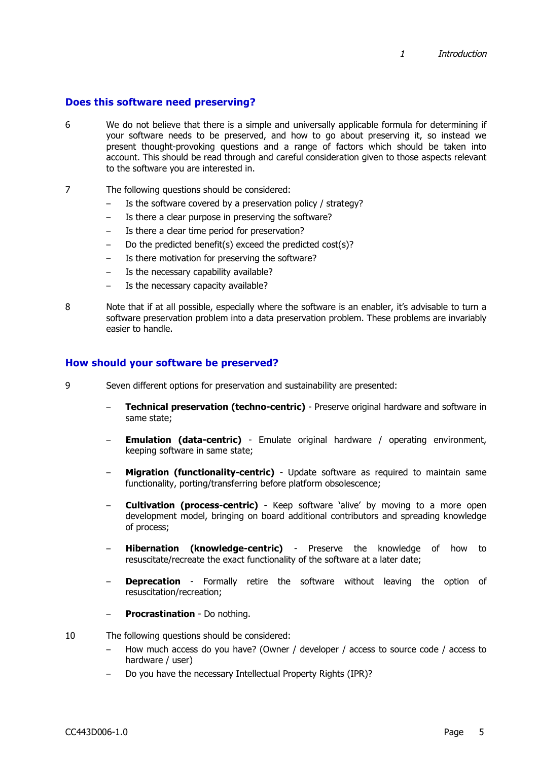## Does this software need preserving?

6 We do not believe that there is a simple and universally applicable formula for determining if your software needs to be preserved, and how to go about preserving it, so instead we present thought-provoking questions and a range of factors which should be taken into account. This should be read through and careful consideration given to those aspects relevant to the software you are interested in.

7 The following questions should be considered:

- Is the software covered by a preservation policy / strategy?
- Is there a clear purpose in preserving the software?
- Is there a clear time period for preservation?
- Do the predicted benefit(s) exceed the predicted cost(s)?
- Is there motivation for preserving the software?
- Is the necessary capability available?
- Is the necessary capacity available?

8 Note that if at all possible, especially where the software is an enabler, it's advisable to turn a software preservation problem into a data preservation problem. These problems are invariably easier to handle.

## How should your software be preserved?

9 Seven different options for preservation and sustainability are presented:

- **Technical preservation (techno-centric)** - Preserve original hardware and software in same state;
- **Emulation (data-centric)** - Emulate original hardware / operating environment, keeping software in same state;
- **Migration (functionality-centric)** - Update software as required to maintain same functionality, porting/transferring before platform obsolescence;
- **Cultivation (process-centric)** - Keep software 'alive' by moving to a more open development model, bringing on board additional contributors and spreading knowledge of process;
- **Hibernation (knowledge-centric)** - Preserve the knowledge of how to resuscitate/recreate the exact functionality of the software at a later date;
- **Deprecation** - Formally retire the software without leaving the option of resuscitation/recreation;
- **Procrastination** - Do nothing.

10 The following questions should be considered:

- How much access do you have? (Owner / developer / access to source code / access to hardware / user)
- Do you have the necessary Intellectual Property Rights (IPR)?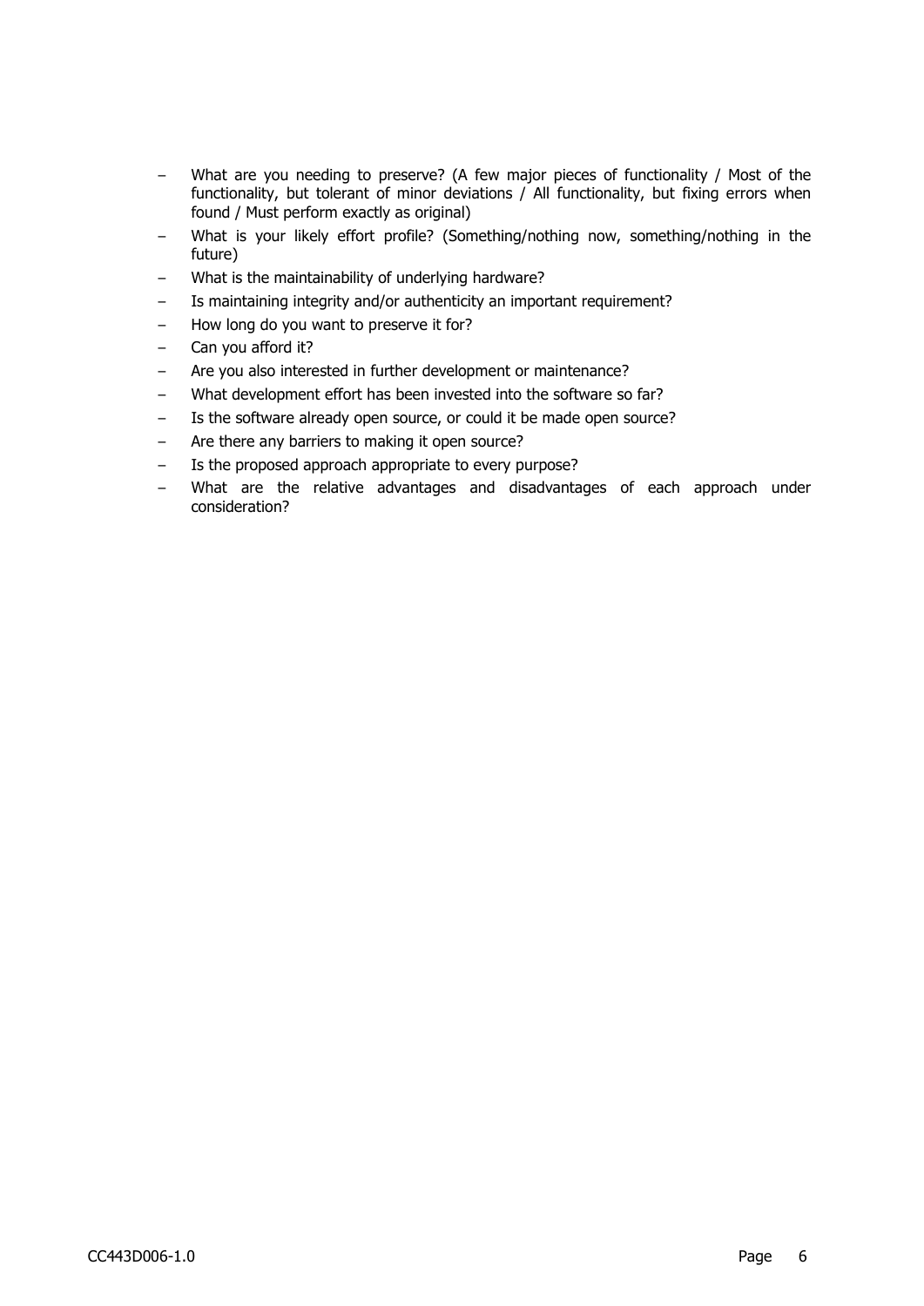- What are you needing to preserve? (A few major pieces of functionality / Most of the functionality, but tolerant of minor deviations / All functionality, but fixing errors when found / Must perform exactly as original)
- What is your likely effort profile? (Something/nothing now, something/nothing in the future)
- What is the maintainability of underlying hardware?
- Is maintaining integrity and/or authenticity an important requirement?
- How long do you want to preserve it for?
- Can you afford it?
- Are you also interested in further development or maintenance?
- What development effort has been invested into the software so far?
- Is the software already open source, or could it be made open source?
- Are there any barriers to making it open source?
- Is the proposed approach appropriate to every purpose?
- What are the relative advantages and disadvantages of each approach under consideration?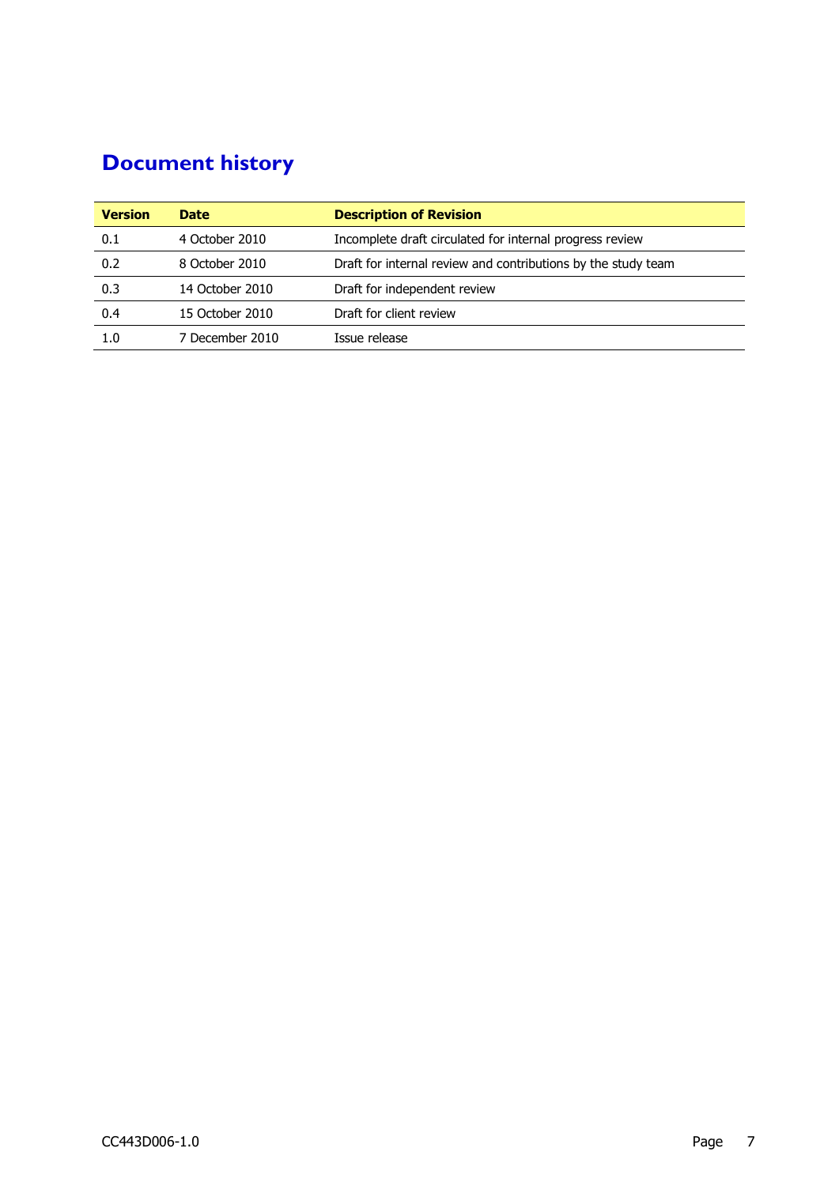# Document history

| Version | Date | Description of Revision |
|---|---|---|
| 0.1 | 4 October 2010 | Incomplete draft circulated for internal progress review |
| 0.2 | 8 October 2010 | Draft for internal review and contributions by the study team |
| 0.3 | 14 October 2010 | Draft for independent review |
| 0.4 | 15 October 2010 | Draft for client review |
| 1.0 | 7 December 2010 | Issue release |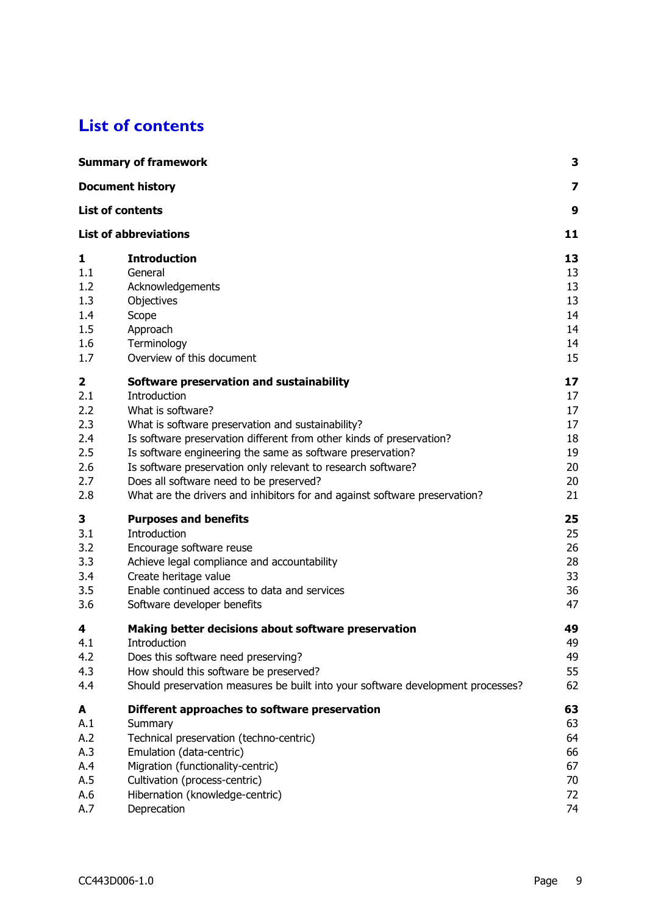# List of contents

| | | |
|---|---|---|
| **Summary of framework** | | **3** |
| **Document history** | | **7** |
| **List of contents** | | **9** |
| **List of abbreviations** | | **11** |
| **1** | **Introduction** | **13** |
| 1.1 | General | 13 |
| 1.2 | Acknowledgements | 13 |
| 1.3 | Objectives | 13 |
| 1.4 | Scope | 14 |
| 1.5 | Approach | 14 |
| 1.6 | Terminology | 14 |
| 1.7 | Overview of this document | 15 |
| **2** | **Software preservation and sustainability** | **17** |
| 2.1 | Introduction | 17 |
| 2.2 | What is software? | 17 |
| 2.3 | What is software preservation and sustainability? | 17 |
| 2.4 | Is software preservation different from other kinds of preservation? | 18 |
| 2.5 | Is software engineering the same as software preservation? | 19 |
| 2.6 | Is software preservation only relevant to research software? | 20 |
| 2.7 | Does all software need to be preserved? | 20 |
| 2.8 | What are the drivers and inhibitors for and against software preservation? | 21 |
| **3** | **Purposes and benefits** | **25** |
| 3.1 | Introduction | 25 |
| 3.2 | Encourage software reuse | 26 |
| 3.3 | Achieve legal compliance and accountability | 28 |
| 3.4 | Create heritage value | 33 |
| 3.5 | Enable continued access to data and services | 36 |
| 3.6 | Software developer benefits | 47 |
| **4** | **Making better decisions about software preservation** | **49** |
| 4.1 | Introduction | 49 |
| 4.2 | Does this software need preserving? | 49 |
| 4.3 | How should this software be preserved? | 55 |
| 4.4 | Should preservation measures be built into your software development processes? | 62 |
| **A** | **Different approaches to software preservation** | **63** |
| A.1 | Summary | 63 |
| A.2 | Technical preservation (techno-centric) | 64 |
| A.3 | Emulation (data-centric) | 66 |
| A.4 | Migration (functionality-centric) | 67 |
| A.5 | Cultivation (process-centric) | 70 |
| A.6 | Hibernation (knowledge-centric) | 72 |
| A.7 | Deprecation | 74 |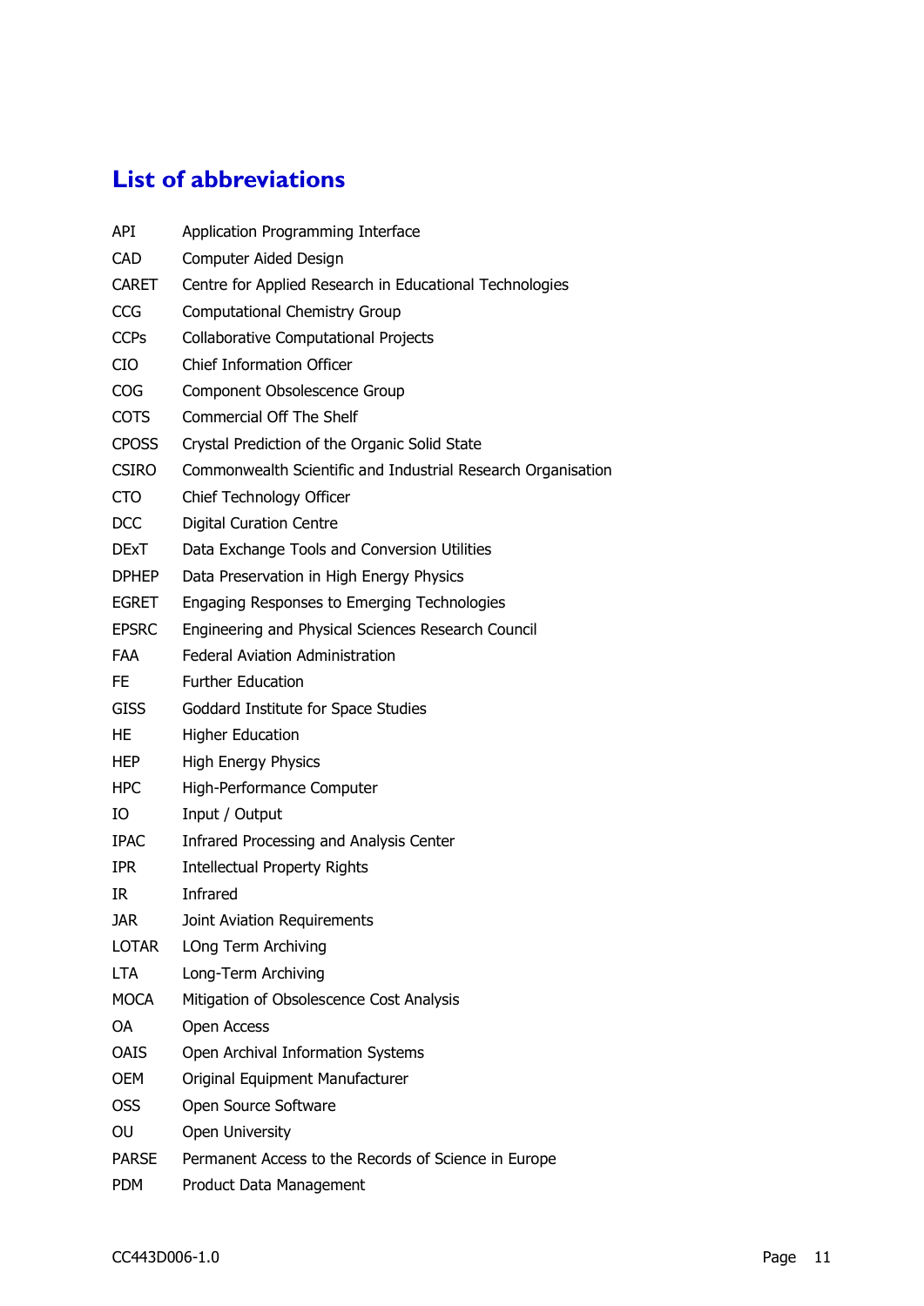# List of abbreviations

| | |
|---|---|
| API | Application Programming Interface |
| CAD | Computer Aided Design |
| CARET | Centre for Applied Research in Educational Technologies |
| CCG | Computational Chemistry Group |
| CCPs | Collaborative Computational Projects |
| CIO | Chief Information Officer |
| COG | Component Obsolescence Group |
| COTS | Commercial Off The Shelf |
| CPOSS | Crystal Prediction of the Organic Solid State |
| CSIRO | Commonwealth Scientific and Industrial Research Organisation |
| CTO | Chief Technology Officer |
| DCC | Digital Curation Centre |
| DExT | Data Exchange Tools and Conversion Utilities |
| DPHEP | Data Preservation in High Energy Physics |
| EGRET | Engaging Responses to Emerging Technologies |
| EPSRC | Engineering and Physical Sciences Research Council |
| FAA | Federal Aviation Administration |
| FE | Further Education |
| GISS | Goddard Institute for Space Studies |
| HE | Higher Education |
| HEP | High Energy Physics |
| HPC | High-Performance Computer |
| IO | Input / Output |
| IPAC | Infrared Processing and Analysis Center |
| IPR | Intellectual Property Rights |
| IR | Infrared |
| JAR | Joint Aviation Requirements |
| LOTAR | LOng Term Archiving |
| LTA | Long-Term Archiving |
| MOCA | Mitigation of Obsolescence Cost Analysis |
| OA | Open Access |
| OAIS | Open Archival Information Systems |
| OEM | Original Equipment Manufacturer |
| OSS | Open Source Software |
| OU | Open University |
| PARSE | Permanent Access to the Records of Science in Europe |
| PDM | Product Data Management |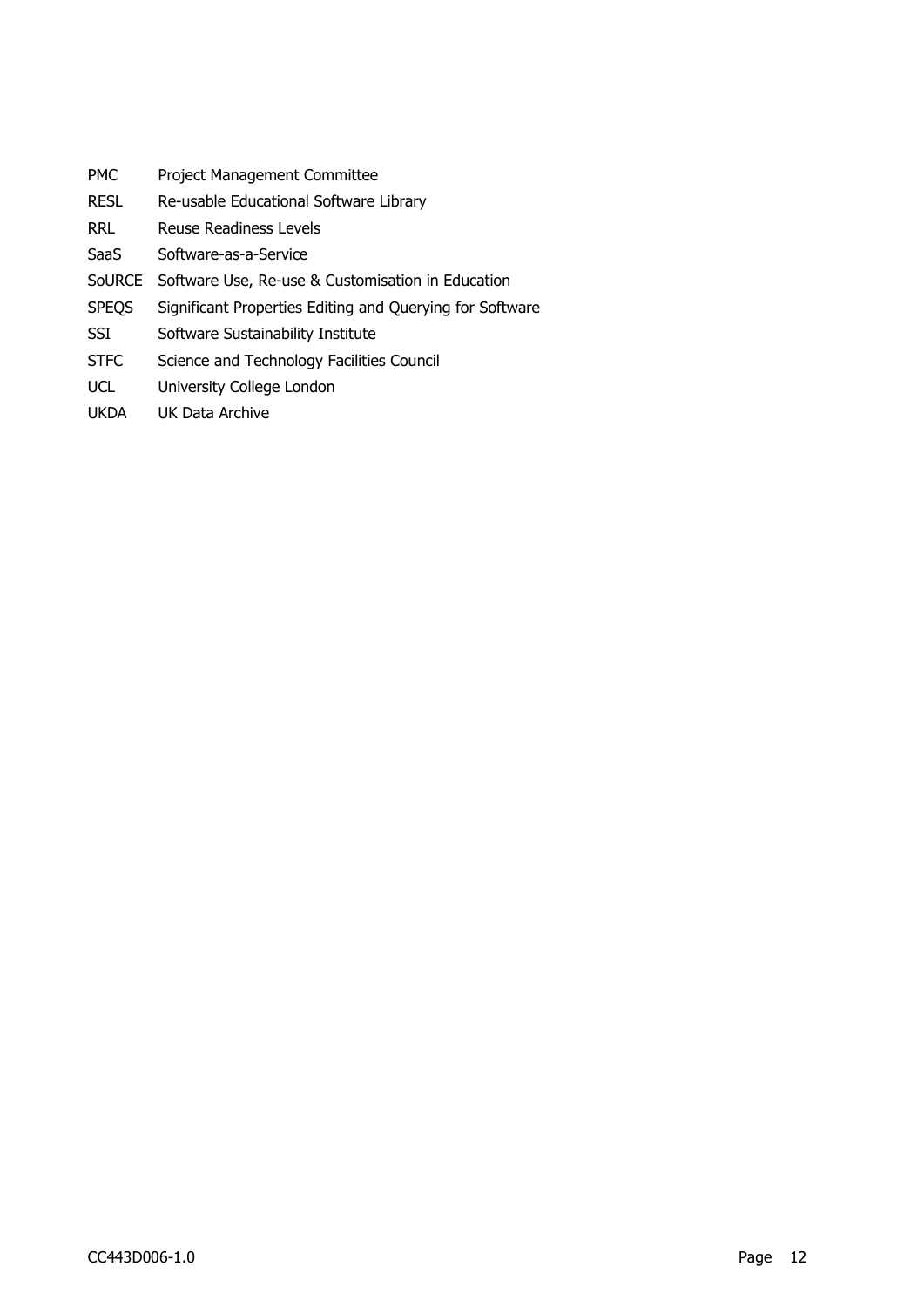| | |
|---|---|
| PMC | Project Management Committee |
| RESL | Re-usable Educational Software Library |
| RRL | Reuse Readiness Levels |
| SaaS | Software-as-a-Service |
| SoURCE | Software Use, Re-use & Customisation in Education |
| SPEQS | Significant Properties Editing and Querying for Software |
| SSI | Software Sustainability Institute |
| STFC | Science and Technology Facilities Council |
| UCL | University College London |
| UKDA | UK Data Archive |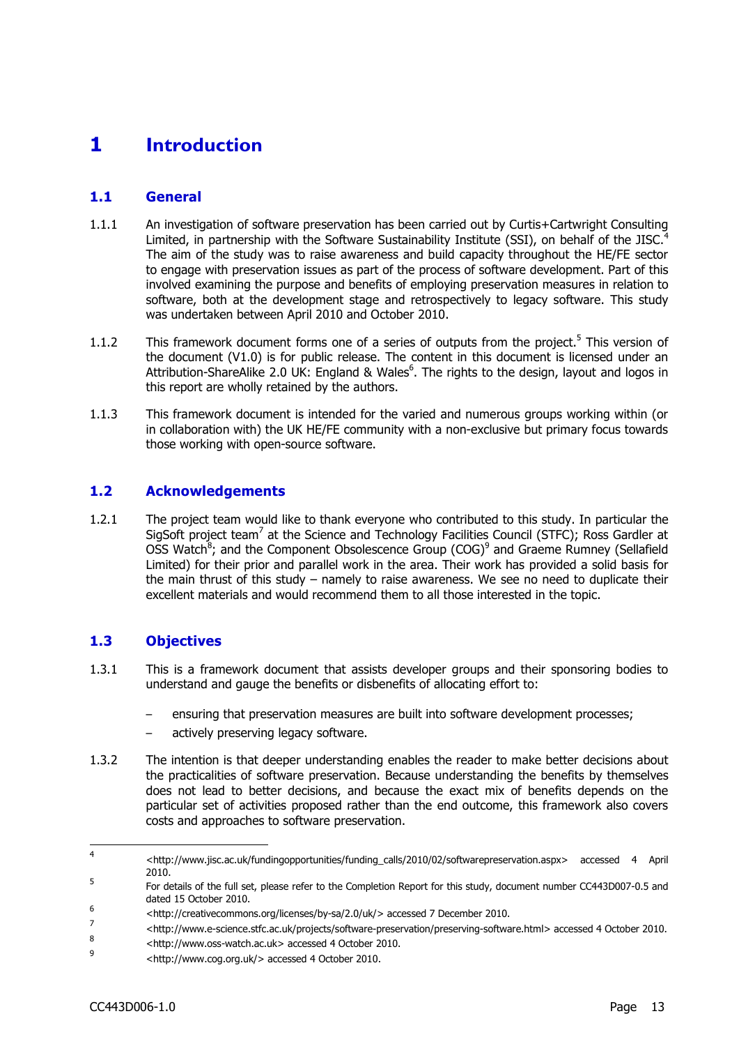# 1 Introduction

## 1.1 General

1.1.1 An investigation of software preservation has been carried out by Curtis+Cartwright Consulting Limited, in partnership with the Software Sustainability Institute (SSI), on behalf of the JISC.[4] The aim of the study was to raise awareness and build capacity throughout the HE/FE sector to engage with preservation issues as part of the process of software development. Part of this involved examining the purpose and benefits of employing preservation measures in relation to software, both at the development stage and retrospectively to legacy software. This study was undertaken between April 2010 and October 2010.

1.1.2 This framework document forms one of a series of outputs from the project.[5] This version of the document (V1.0) is for public release. The content in this document is licensed under an Attribution-ShareAlike 2.0 UK: England & Wales[6]. The rights to the design, layout and logos in this report are wholly retained by the authors.

1.1.3 This framework document is intended for the varied and numerous groups working within (or in collaboration with) the UK HE/FE community with a non-exclusive but primary focus towards those working with open-source software.

## 1.2 Acknowledgements

1.2.1 The project team would like to thank everyone who contributed to this study. In particular the SigSoft project team[7] at the Science and Technology Facilities Council (STFC); Ross Gardler at OSS Watch[8]; and the Component Obsolescence Group (COG)[9] and Graeme Rumney (Sellafield Limited) for their prior and parallel work in the area. Their work has provided a solid basis for the main thrust of this study – namely to raise awareness. We see no need to duplicate their excellent materials and would recommend them to all those interested in the topic.

## 1.3 Objectives

1.3.1 This is a framework document that assists developer groups and their sponsoring bodies to understand and gauge the benefits or disbenefits of allocating effort to:

- ensuring that preservation measures are built into software development processes;
- actively preserving legacy software.

1.3.2 The intention is that deeper understanding enables the reader to make better decisions about the practicalities of software preservation. Because understanding the benefits by themselves does not lead to better decisions, and because the exact mix of benefits depends on the particular set of activities proposed rather than the end outcome, this framework also covers costs and approaches to software preservation.

---

[4] <http://www.jisc.ac.uk/fundingopportunities/funding_calls/2010/02/softwarepreservation.aspx> accessed 4 April 2010.

[5] For details of the full set, please refer to the Completion Report for this study, document number CC443D007-0.5 and dated 15 October 2010.

[6] <http://creativecommons.org/licenses/by-sa/2.0/uk/> accessed 7 December 2010.

[7] <http://www.e-science.stfc.ac.uk/projects/software-preservation/preserving-software.html> accessed 4 October 2010.

[8] <http://www.oss-watch.ac.uk> accessed 4 October 2010.

[9] <http://www.cog.org.uk/> accessed 4 October 2010.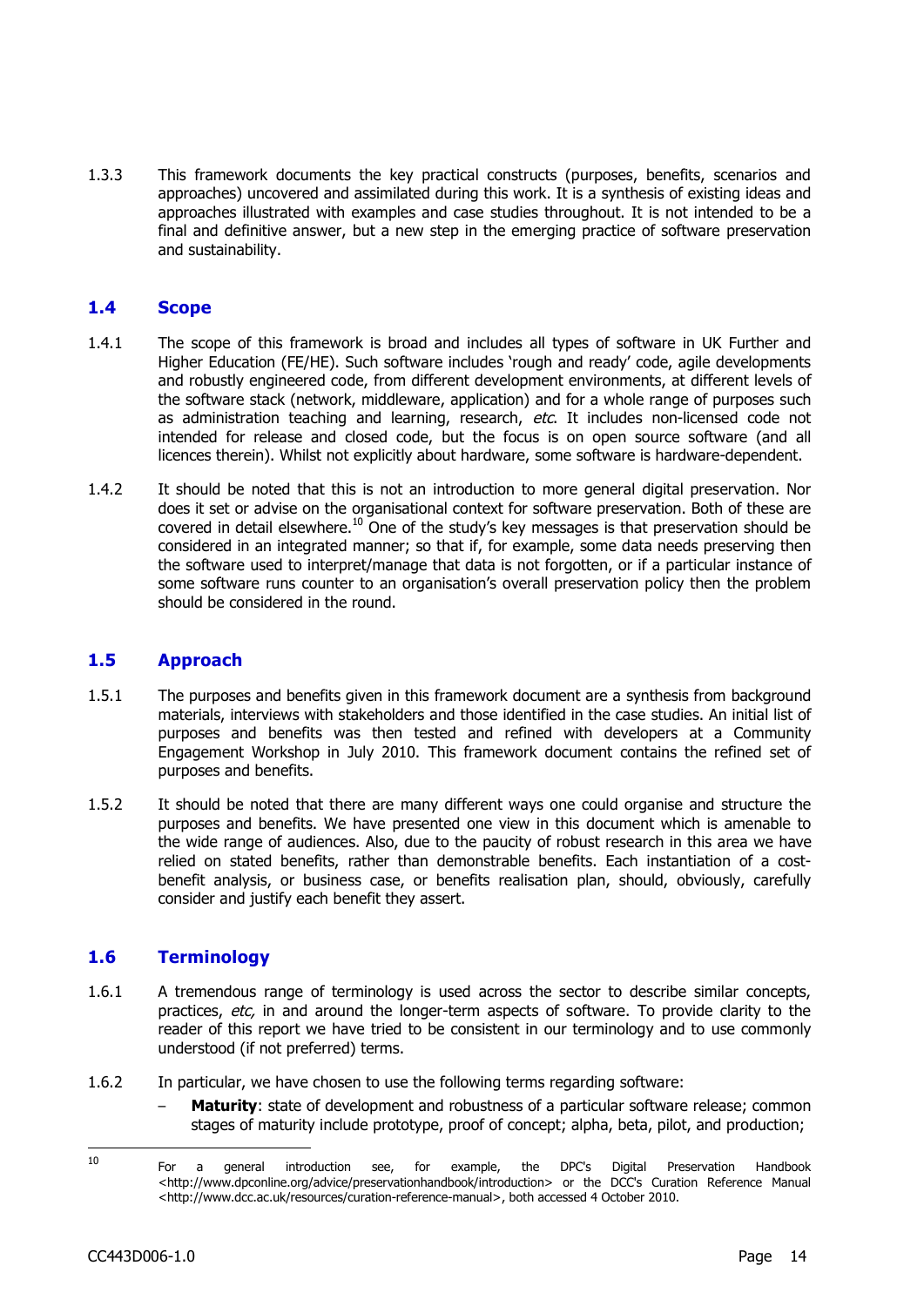1.3.3 This framework documents the key practical constructs (purposes, benefits, scenarios and approaches) uncovered and assimilated during this work. It is a synthesis of existing ideas and approaches illustrated with examples and case studies throughout. It is not intended to be a final and definitive answer, but a new step in the emerging practice of software preservation and sustainability.

## 1.4 Scope

1.4.1 The scope of this framework is broad and includes all types of software in UK Further and Higher Education (FE/HE). Such software includes 'rough and ready' code, agile developments and robustly engineered code, from different development environments, at different levels of the software stack (network, middleware, application) and for a whole range of purposes such as administration teaching and learning, research, *etc*. It includes non-licensed code not intended for release and closed code, but the focus is on open source software (and all licences therein). Whilst not explicitly about hardware, some software is hardware-dependent.

1.4.2 It should be noted that this is not an introduction to more general digital preservation. Nor does it set or advise on the organisational context for software preservation. Both of these are covered in detail elsewhere.[10] One of the study's key messages is that preservation should be considered in an integrated manner; so that if, for example, some data needs preserving then the software used to interpret/manage that data is not forgotten, or if a particular instance of some software runs counter to an organisation's overall preservation policy then the problem should be considered in the round.

## 1.5 Approach

1.5.1 The purposes and benefits given in this framework document are a synthesis from background materials, interviews with stakeholders and those identified in the case studies. An initial list of purposes and benefits was then tested and refined with developers at a Community Engagement Workshop in July 2010. This framework document contains the refined set of purposes and benefits.

1.5.2 It should be noted that there are many different ways one could organise and structure the purposes and benefits. We have presented one view in this document which is amenable to the wide range of audiences. Also, due to the paucity of robust research in this area we have relied on stated benefits, rather than demonstrable benefits. Each instantiation of a cost-benefit analysis, or business case, or benefits realisation plan, should, obviously, carefully consider and justify each benefit they assert.

## 1.6 Terminology

1.6.1 A tremendous range of terminology is used across the sector to describe similar concepts, practices, *etc,* in and around the longer-term aspects of software. To provide clarity to the reader of this report we have tried to be consistent in our terminology and to use commonly understood (if not preferred) terms.

1.6.2 In particular, we have chosen to use the following terms regarding software:

- **Maturity**: state of development and robustness of a particular software release; common stages of maturity include prototype, proof of concept; alpha, beta, pilot, and production;

---

[10] For a general introduction see, for example, the DPC's Digital Preservation Handbook <http://www.dpconline.org/advice/preservationhandbook/introduction> or the DCC's Curation Reference Manual <http://www.dcc.ac.uk/resources/curation-reference-manual>, both accessed 4 October 2010.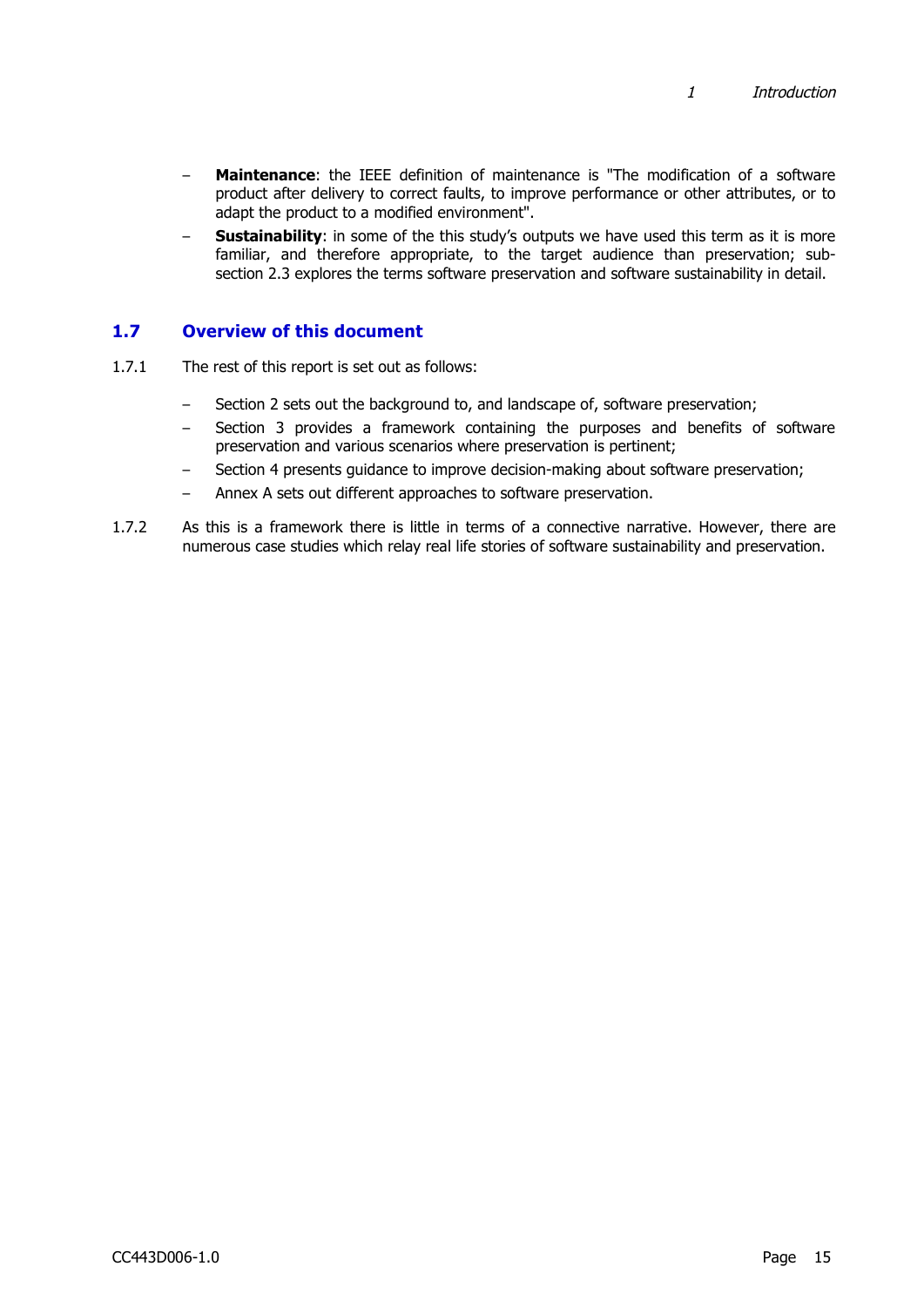- **Maintenance**: the IEEE definition of maintenance is "The modification of a software product after delivery to correct faults, to improve performance or other attributes, or to adapt the product to a modified environment".
- **Sustainability**: in some of the this study's outputs we have used this term as it is more familiar, and therefore appropriate, to the target audience than preservation; sub-section 2.3 explores the terms software preservation and software sustainability in detail.

## 1.7 Overview of this document

1.7.1 The rest of this report is set out as follows:

- Section 2 sets out the background to, and landscape of, software preservation;
- Section 3 provides a framework containing the purposes and benefits of software preservation and various scenarios where preservation is pertinent;
- Section 4 presents guidance to improve decision-making about software preservation;
- Annex A sets out different approaches to software preservation.

1.7.2 As this is a framework there is little in terms of a connective narrative. However, there are numerous case studies which relay real life stories of software sustainability and preservation.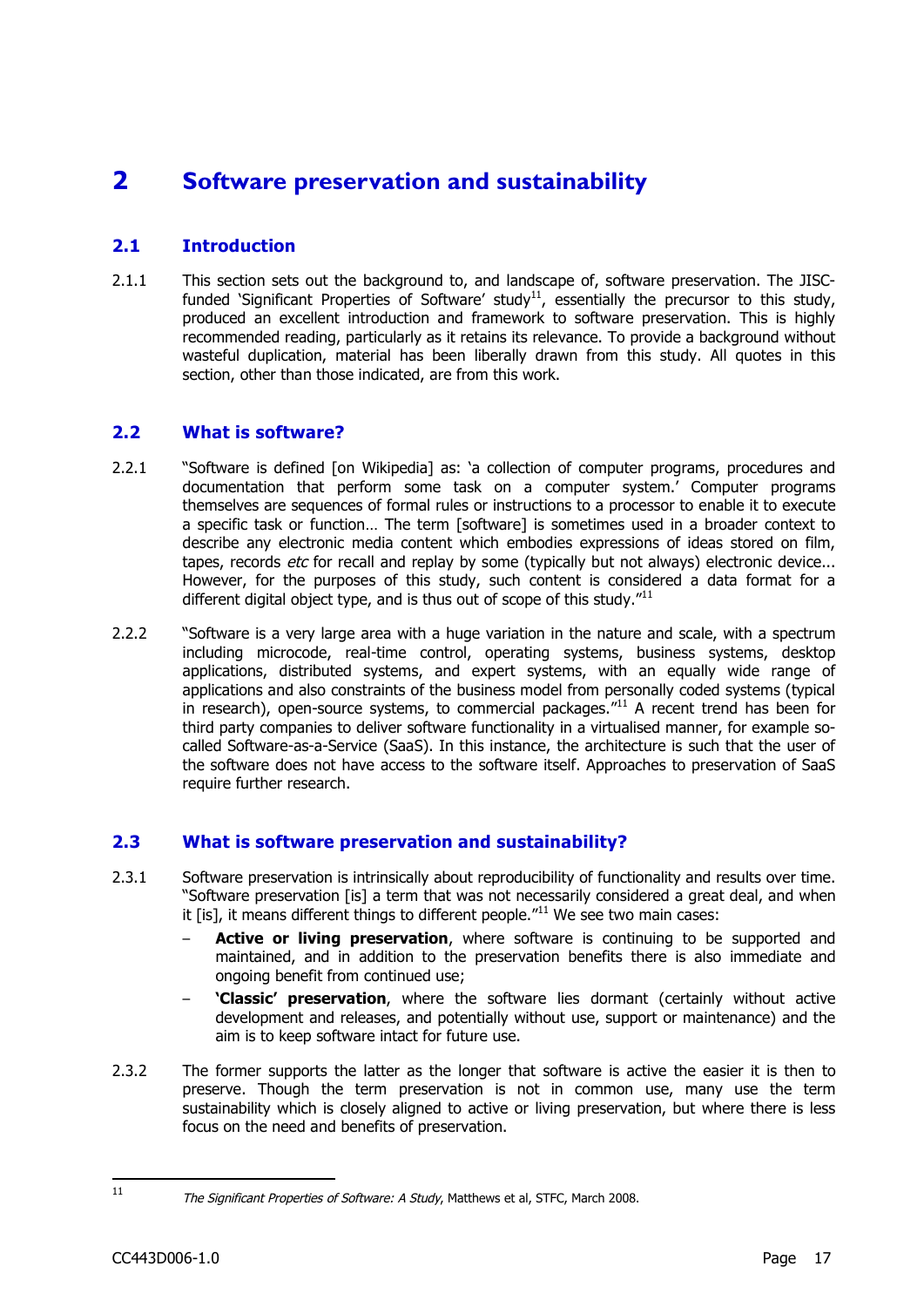# 2 Software preservation and sustainability

## 2.1 Introduction

2.1.1 This section sets out the background to, and landscape of, software preservation. The JISC-funded 'Significant Properties of Software' study[11], essentially the precursor to this study, produced an excellent introduction and framework to software preservation. This is highly recommended reading, particularly as it retains its relevance. To provide a background without wasteful duplication, material has been liberally drawn from this study. All quotes in this section, other than those indicated, are from this work.

## 2.2 What is software?

2.2.1 "Software is defined [on Wikipedia] as: 'a collection of computer programs, procedures and documentation that perform some task on a computer system.' Computer programs themselves are sequences of formal rules or instructions to a processor to enable it to execute a specific task or function… The term [software] is sometimes used in a broader context to describe any electronic media content which embodies expressions of ideas stored on film, tapes, records *etc* for recall and replay by some (typically but not always) electronic device... However, for the purposes of this study, such content is considered a data format for a different digital object type, and is thus out of scope of this study."[11]

2.2.2 "Software is a very large area with a huge variation in the nature and scale, with a spectrum including microcode, real-time control, operating systems, business systems, desktop applications, distributed systems, and expert systems, with an equally wide range of applications and also constraints of the business model from personally coded systems (typical in research), open-source systems, to commercial packages."[11] A recent trend has been for third party companies to deliver software functionality in a virtualised manner, for example so-called Software-as-a-Service (SaaS). In this instance, the architecture is such that the user of the software does not have access to the software itself. Approaches to preservation of SaaS require further research.

## 2.3 What is software preservation and sustainability?

2.3.1 Software preservation is intrinsically about reproducibility of functionality and results over time. "Software preservation [is] a term that was not necessarily considered a great deal, and when it [is], it means different things to different people."[11] We see two main cases:

- **Active or living preservation**, where software is continuing to be supported and maintained, and in addition to the preservation benefits there is also immediate and ongoing benefit from continued use;
- **'Classic' preservation**, where the software lies dormant (certainly without active development and releases, and potentially without use, support or maintenance) and the aim is to keep software intact for future use.

2.3.2 The former supports the latter as the longer that software is active the easier it is then to preserve. Though the term preservation is not in common use, many use the term sustainability which is closely aligned to active or living preservation, but where there is less focus on the need and benefits of preservation.

---

[11] *The Significant Properties of Software: A Study*, Matthews et al, STFC, March 2008.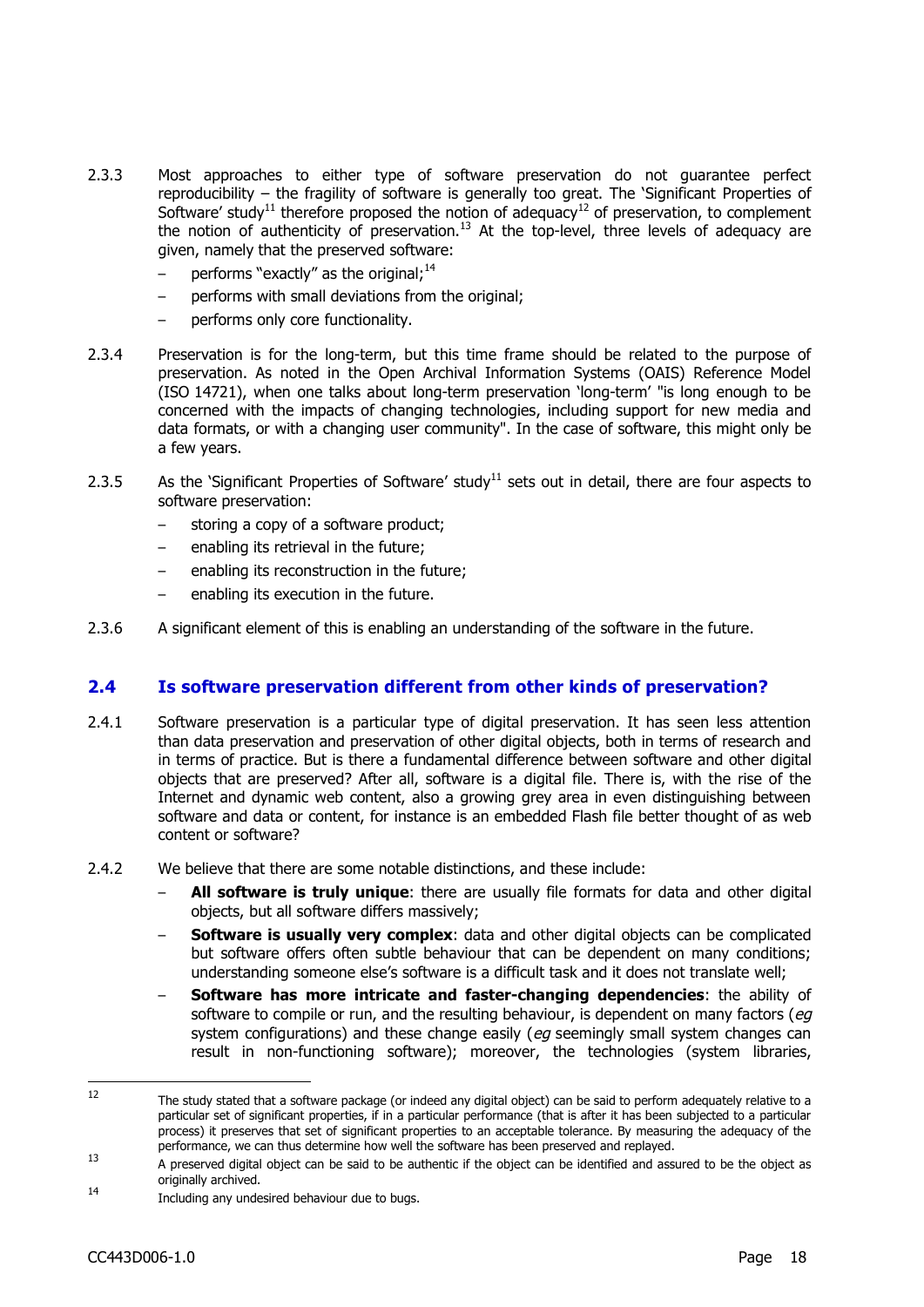2.3.3 Most approaches to either type of software preservation do not guarantee perfect reproducibility – the fragility of software is generally too great. The 'Significant Properties of Software' study[11] therefore proposed the notion of adequacy[12] of preservation, to complement the notion of authenticity of preservation.[13] At the top-level, three levels of adequacy are given, namely that the preserved software:

- performs "exactly" as the original;[14]
- performs with small deviations from the original;
- performs only core functionality.

2.3.4 Preservation is for the long-term, but this time frame should be related to the purpose of preservation. As noted in the Open Archival Information Systems (OAIS) Reference Model (ISO 14721), when one talks about long-term preservation 'long-term' "is long enough to be concerned with the impacts of changing technologies, including support for new media and data formats, or with a changing user community". In the case of software, this might only be a few years.

2.3.5 As the 'Significant Properties of Software' study[11] sets out in detail, there are four aspects to software preservation:

- storing a copy of a software product;
- enabling its retrieval in the future;
- enabling its reconstruction in the future;
- enabling its execution in the future.

2.3.6 A significant element of this is enabling an understanding of the software in the future.

## 2.4 Is software preservation different from other kinds of preservation?

2.4.1 Software preservation is a particular type of digital preservation. It has seen less attention than data preservation and preservation of other digital objects, both in terms of research and in terms of practice. But is there a fundamental difference between software and other digital objects that are preserved? After all, software is a digital file. There is, with the rise of the Internet and dynamic web content, also a growing grey area in even distinguishing between software and data or content, for instance is an embedded Flash file better thought of as web content or software?

2.4.2 We believe that there are some notable distinctions, and these include:

- **All software is truly unique**: there are usually file formats for data and other digital objects, but all software differs massively;
- **Software is usually very complex**: data and other digital objects can be complicated but software offers often subtle behaviour that can be dependent on many conditions; understanding someone else's software is a difficult task and it does not translate well;
- **Software has more intricate and faster-changing dependencies**: the ability of software to compile or run, and the resulting behaviour, is dependent on many factors (*eg* system configurations) and these change easily (*eg* seemingly small system changes can result in non-functioning software); moreover, the technologies (system libraries,

---

[12] The study stated that a software package (or indeed any digital object) can be said to perform adequately relative to a particular set of significant properties, if in a particular performance (that is after it has been subjected to a particular process) it preserves that set of significant properties to an acceptable tolerance. By measuring the adequacy of the performance, we can thus determine how well the software has been preserved and replayed.

[13] A preserved digital object can be said to be authentic if the object can be identified and assured to be the object as originally archived.

[14] Including any undesired behaviour due to bugs.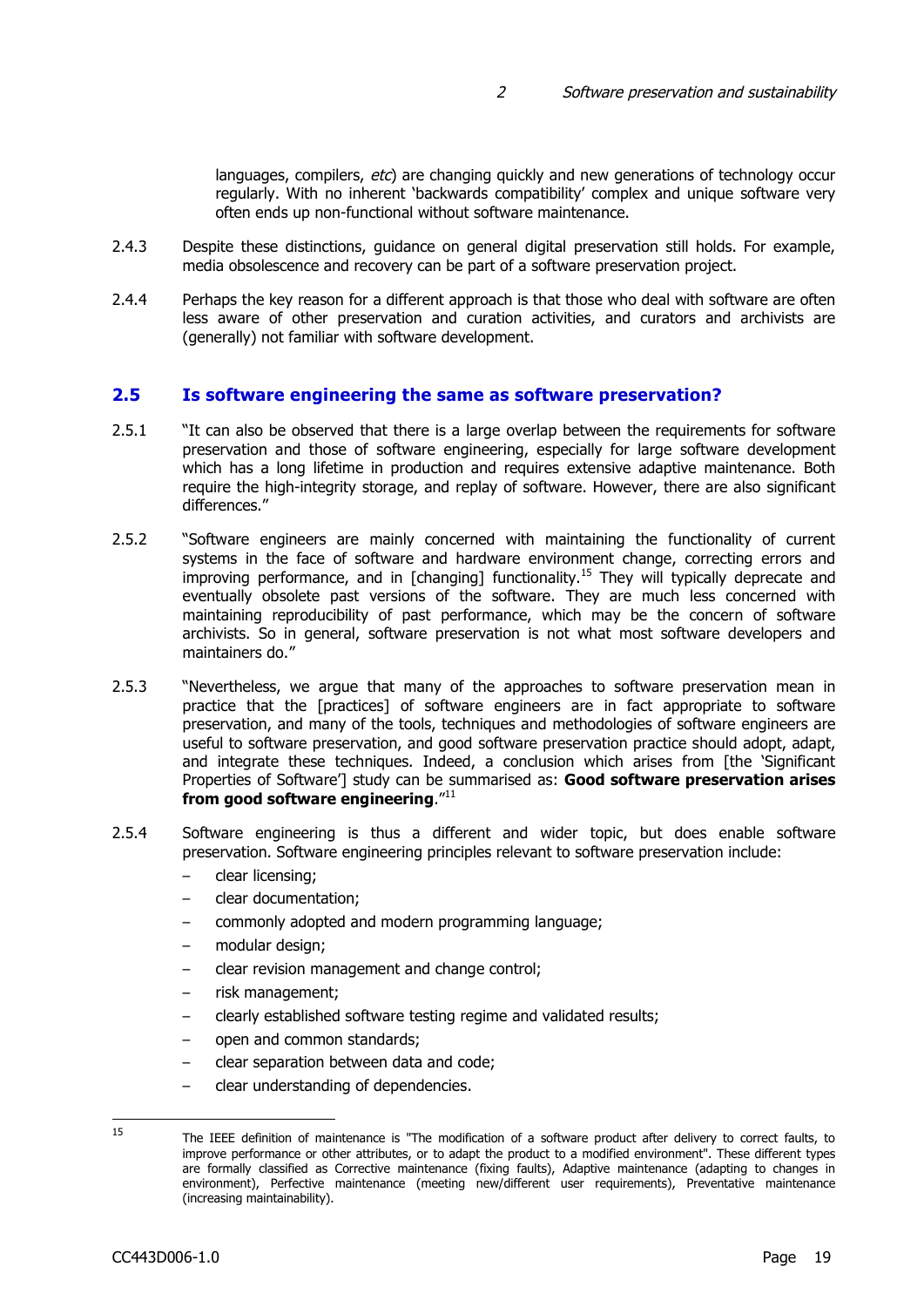languages, compilers, *etc*) are changing quickly and new generations of technology occur regularly. With no inherent 'backwards compatibility' complex and unique software very often ends up non-functional without software maintenance.

2.4.3 Despite these distinctions, guidance on general digital preservation still holds. For example, media obsolescence and recovery can be part of a software preservation project.

2.4.4 Perhaps the key reason for a different approach is that those who deal with software are often less aware of other preservation and curation activities, and curators and archivists are (generally) not familiar with software development.

## 2.5 Is software engineering the same as software preservation?

2.5.1 "It can also be observed that there is a large overlap between the requirements for software preservation and those of software engineering, especially for large software development which has a long lifetime in production and requires extensive adaptive maintenance. Both require the high-integrity storage, and replay of software. However, there are also significant differences."

2.5.2 "Software engineers are mainly concerned with maintaining the functionality of current systems in the face of software and hardware environment change, correcting errors and improving performance, and in [changing] functionality.[15] They will typically deprecate and eventually obsolete past versions of the software. They are much less concerned with maintaining reproducibility of past performance, which may be the concern of software archivists. So in general, software preservation is not what most software developers and maintainers do."

2.5.3 "Nevertheless, we argue that many of the approaches to software preservation mean in practice that the [practices] of software engineers are in fact appropriate to software preservation, and many of the tools, techniques and methodologies of software engineers are useful to software preservation, and good software preservation practice should adopt, adapt, and integrate these techniques. Indeed, a conclusion which arises from [the 'Significant Properties of Software'] study can be summarised as: **Good software preservation arises from good software engineering**."[11]

2.5.4 Software engineering is thus a different and wider topic, but does enable software preservation. Software engineering principles relevant to software preservation include:

- clear licensing;
- clear documentation;
- commonly adopted and modern programming language;
- modular design;
- clear revision management and change control;
- risk management;
- clearly established software testing regime and validated results;
- open and common standards;
- clear separation between data and code;
- clear understanding of dependencies.

---

[15] The IEEE definition of maintenance is "The modification of a software product after delivery to correct faults, to improve performance or other attributes, or to adapt the product to a modified environment". These different types are formally classified as Corrective maintenance (fixing faults), Adaptive maintenance (adapting to changes in environment), Perfective maintenance (meeting new/different user requirements), Preventative maintenance (increasing maintainability).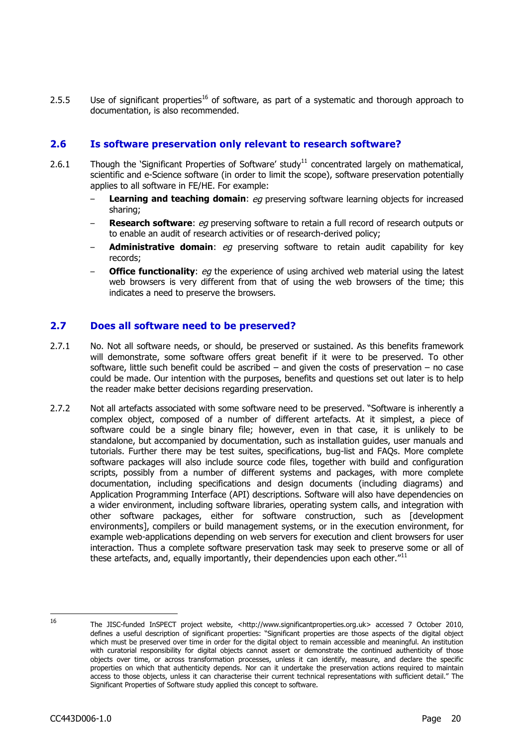2.5.5 Use of significant properties[16] of software, as part of a systematic and thorough approach to documentation, is also recommended.

## 2.6 Is software preservation only relevant to research software?

2.6.1 Though the 'Significant Properties of Software' study[11] concentrated largely on mathematical, scientific and e-Science software (in order to limit the scope), software preservation potentially applies to all software in FE/HE. For example:

- **Learning and teaching domain**: *eg* preserving software learning objects for increased sharing;
- **Research software**: *eg* preserving software to retain a full record of research outputs or to enable an audit of research activities or of research-derived policy;
- **Administrative domain**: *eg* preserving software to retain audit capability for key records;
- **Office functionality**: *eg* the experience of using archived web material using the latest web browsers is very different from that of using the web browsers of the time; this indicates a need to preserve the browsers.

## 2.7 Does all software need to be preserved?

2.7.1 No. Not all software needs, or should, be preserved or sustained. As this benefits framework will demonstrate, some software offers great benefit if it were to be preserved. To other software, little such benefit could be ascribed – and given the costs of preservation – no case could be made. Our intention with the purposes, benefits and questions set out later is to help the reader make better decisions regarding preservation.

2.7.2 Not all artefacts associated with some software need to be preserved. "Software is inherently a complex object, composed of a number of different artefacts. At it simplest, a piece of software could be a single binary file; however, even in that case, it is unlikely to be standalone, but accompanied by documentation, such as installation guides, user manuals and tutorials. Further there may be test suites, specifications, bug-list and FAQs. More complete software packages will also include source code files, together with build and configuration scripts, possibly from a number of different systems and packages, with more complete documentation, including specifications and design documents (including diagrams) and Application Programming Interface (API) descriptions. Software will also have dependencies on a wider environment, including software libraries, operating system calls, and integration with other software packages, either for software construction, such as [development environments], compilers or build management systems, or in the execution environment, for example web-applications depending on web servers for execution and client browsers for user interaction. Thus a complete software preservation task may seek to preserve some or all of these artefacts, and, equally importantly, their dependencies upon each other."[11]

---

[16] The JISC-funded InSPECT project website, <http://www.significantproperties.org.uk> accessed 7 October 2010, defines a useful description of significant properties: "Significant properties are those aspects of the digital object which must be preserved over time in order for the digital object to remain accessible and meaningful. An institution with curatorial responsibility for digital objects cannot assert or demonstrate the continued authenticity of those objects over time, or across transformation processes, unless it can identify, measure, and declare the specific properties on which that authenticity depends. Nor can it undertake the preservation actions required to maintain access to those objects, unless it can characterise their current technical representations with sufficient detail." The Significant Properties of Software study applied this concept to software.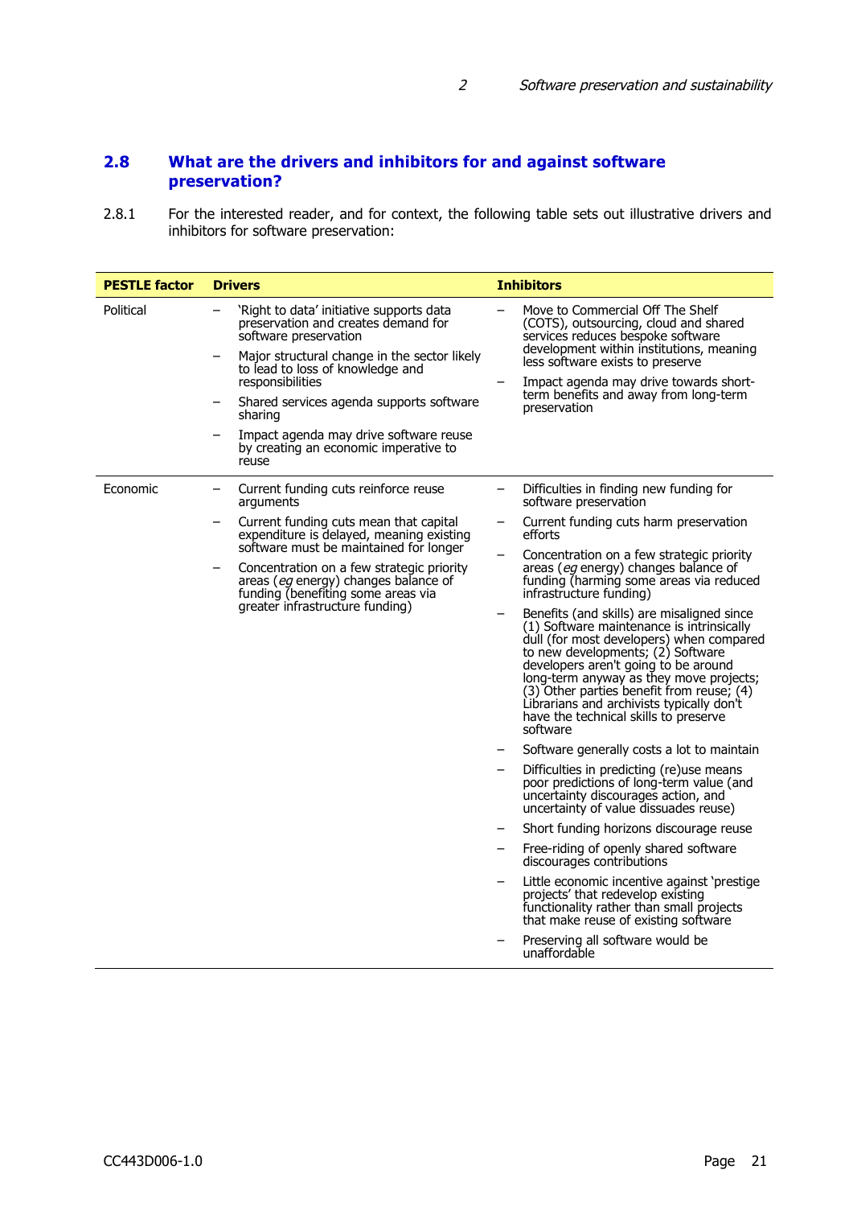## 2.8 What are the drivers and inhibitors for and against software preservation?

2.8.1 For the interested reader, and for context, the following table sets out illustrative drivers and inhibitors for software preservation:

| PESTLE factor | Drivers | Inhibitors |
|---|---|---|
| Political | – 'Right to data' initiative supports data preservation and creates demand for software preservation<br>– Major structural change in the sector likely to lead to loss of knowledge and responsibilities<br>– Shared services agenda supports software sharing<br>– Impact agenda may drive software reuse by creating an economic imperative to reuse | – Move to Commercial Off The Shelf (COTS), outsourcing, cloud and shared services reduces bespoke software development within institutions, meaning less software exists to preserve<br>– Impact agenda may drive towards short-term benefits and away from long-term preservation |
| Economic | – Current funding cuts reinforce reuse arguments<br>– Current funding cuts mean that capital expenditure is delayed, meaning existing software must be maintained for longer<br>– Concentration on a few strategic priority areas (*eg* energy) changes balance of funding (benefiting some areas via greater infrastructure funding) | – Difficulties in finding new funding for software preservation<br>– Current funding cuts harm preservation efforts<br>– Concentration on a few strategic priority areas (*eg* energy) changes balance of funding (harming some areas via reduced infrastructure funding)<br>– Benefits (and skills) are misaligned since (1) Software maintenance is intrinsically dull (for most developers) when compared to new developments; (2) Software developers aren't going to be around long-term anyway as they move projects; (3) Other parties benefit from reuse; (4) Librarians and archivists typically don't have the technical skills to preserve software<br>– Software generally costs a lot to maintain<br>– Difficulties in predicting (re)use means poor predictions of long-term value (and uncertainty discourages action, and uncertainty of value dissuades reuse)<br>– Short funding horizons discourage reuse<br>– Free-riding of openly shared software discourages contributions<br>– Little economic incentive against 'prestige projects' that redevelop existing functionality rather than small projects that make reuse of existing software<br>– Preserving all software would be unaffordable |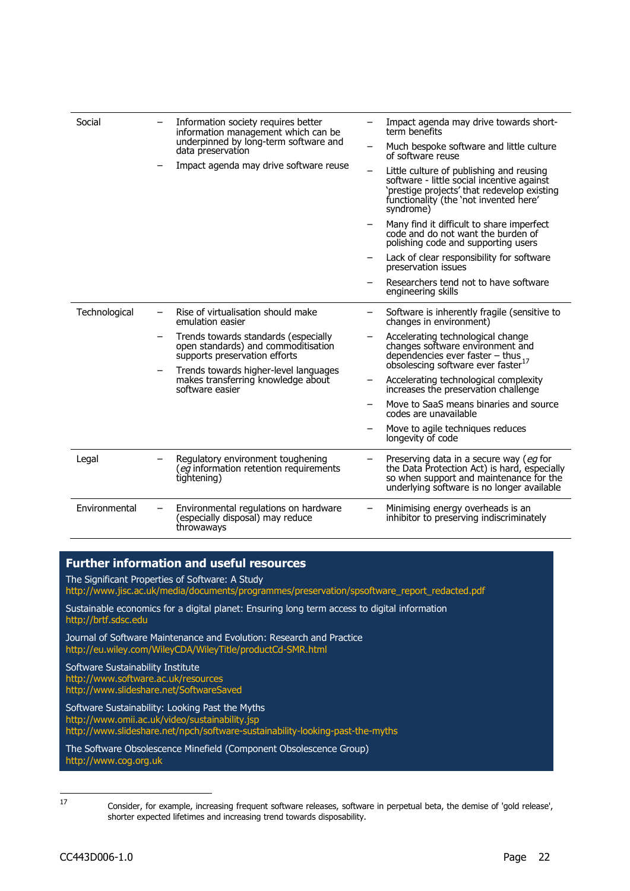| | | |
|---|---|---|
| Social | – Information society requires better information management which can be underpinned by long-term software and data preservation<br>– Impact agenda may drive software reuse | – Impact agenda may drive towards short-term benefits<br>– Much bespoke software and little culture of software reuse<br>– Little culture of publishing and reusing software - little social incentive against 'prestige projects' that redevelop existing functionality (the 'not invented here' syndrome)<br>– Many find it difficult to share imperfect code and do not want the burden of polishing code and supporting users<br>– Lack of clear responsibility for software preservation issues<br>– Researchers tend not to have software engineering skills |
| Technological | – Rise of virtualisation should make emulation easier<br>– Trends towards standards (especially open standards) and commoditisation supports preservation efforts<br>– Trends towards higher-level languages makes transferring knowledge about software easier | – Software is inherently fragile (sensitive to changes in environment)<br>– Accelerating technological change changes software environment and dependencies ever faster – thus obsolescing software ever faster[17]<br>– Accelerating technological complexity increases the preservation challenge<br>– Move to SaaS means binaries and source codes are unavailable<br>– Move to agile techniques reduces longevity of code |
| Legal | – Regulatory environment toughening (*eg* information retention requirements tightening) | – Preserving data in a secure way (*eg* for the Data Protection Act) is hard, especially so when support and maintenance for the underlying software is no longer available |
| Environmental | – Environmental regulations on hardware (especially disposal) may reduce throwaways | – Minimising energy overheads is an inhibitor to preserving indiscriminately |

## Further information and useful resources

The Significant Properties of Software: A Study
http://www.jisc.ac.uk/media/documents/programmes/preservation/spsoftware_report_redacted.pdf

Sustainable economics for a digital planet: Ensuring long term access to digital information
http://brtf.sdsc.edu

Journal of Software Maintenance and Evolution: Research and Practice
http://eu.wiley.com/WileyCDA/WileyTitle/productCd-SMR.html

Software Sustainability Institute
http://www.software.ac.uk/resources
http://www.slideshare.net/SoftwareSaved

Software Sustainability: Looking Past the Myths
http://www.omii.ac.uk/video/sustainability.jsp
http://www.slideshare.net/npch/software-sustainability-looking-past-the-myths

The Software Obsolescence Minefield (Component Obsolescence Group)
http://www.cog.org.uk

---

[17] Consider, for example, increasing frequent software releases, software in perpetual beta, the demise of 'gold release', shorter expected lifetimes and increasing trend towards disposability.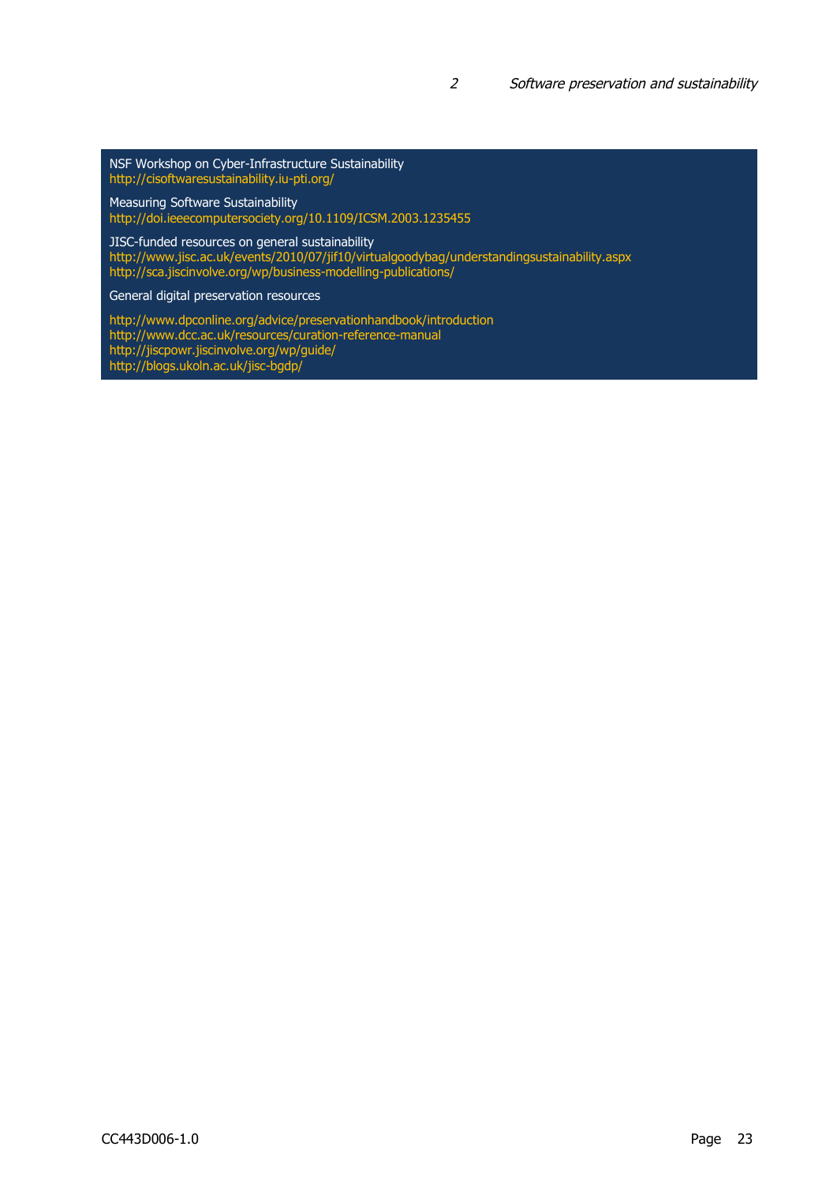NSF Workshop on Cyber-Infrastructure Sustainability
http://cisoftwaresustainability.iu-pti.org/

Measuring Software Sustainability
http://doi.ieeecomputersociety.org/10.1109/ICSM.2003.1235455

JISC-funded resources on general sustainability
http://www.jisc.ac.uk/events/2010/07/jif10/virtualgoodybag/understandingsustainability.aspx
http://sca.jiscinvolve.org/wp/business-modelling-publications/

General digital preservation resources

http://www.dpconline.org/advice/preservationhandbook/introduction
http://www.dcc.ac.uk/resources/curation-reference-manual
http://jiscpowr.jiscinvolve.org/wp/guide/
http://blogs.ukoln.ac.uk/jisc-bgdp/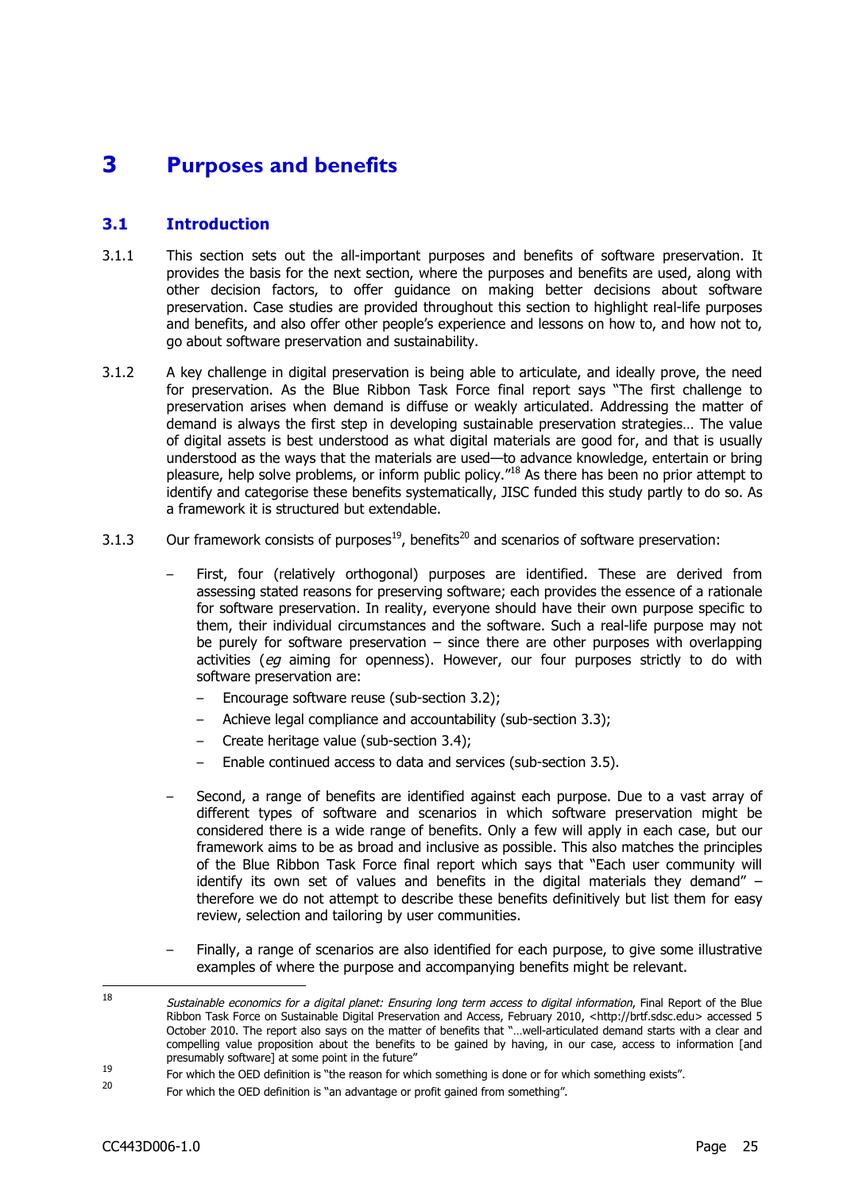# 3 Purposes and benefits

## 3.1 Introduction

3.1.1 This section sets out the all-important purposes and benefits of software preservation. It provides the basis for the next section, where the purposes and benefits are used, along with other decision factors, to offer guidance on making better decisions about software preservation. Case studies are provided throughout this section to highlight real-life purposes and benefits, and also offer other people's experience and lessons on how to, and how not to, go about software preservation and sustainability.

3.1.2 A key challenge in digital preservation is being able to articulate, and ideally prove, the need for preservation. As the Blue Ribbon Task Force final report says "The first challenge to preservation arises when demand is diffuse or weakly articulated. Addressing the matter of demand is always the first step in developing sustainable preservation strategies… The value of digital assets is best understood as what digital materials are good for, and that is usually understood as the ways that the materials are used—to advance knowledge, entertain or bring pleasure, help solve problems, or inform public policy."[18] As there has been no prior attempt to identify and categorise these benefits systematically, JISC funded this study partly to do so. As a framework it is structured but extendable.

3.1.3 Our framework consists of purposes[19], benefits[20] and scenarios of software preservation:

- First, four (relatively orthogonal) purposes are identified. These are derived from assessing stated reasons for preserving software; each provides the essence of a rationale for software preservation. In reality, everyone should have their own purpose specific to them, their individual circumstances and the software. Such a real-life purpose may not be purely for software preservation – since there are other purposes with overlapping activities (*eg* aiming for openness). However, our four purposes strictly to do with software preservation are:
  - Encourage software reuse (sub-section 3.2);
  - Achieve legal compliance and accountability (sub-section 3.3);
  - Create heritage value (sub-section 3.4);
  - Enable continued access to data and services (sub-section 3.5).
- Second, a range of benefits are identified against each purpose. Due to a vast array of different types of software and scenarios in which software preservation might be considered there is a wide range of benefits. Only a few will apply in each case, but our framework aims to be as broad and inclusive as possible. This also matches the principles of the Blue Ribbon Task Force final report which says that "Each user community will identify its own set of values and benefits in the digital materials they demand" – therefore we do not attempt to describe these benefits definitively but list them for easy review, selection and tailoring by user communities.
- Finally, a range of scenarios are also identified for each purpose, to give some illustrative examples of where the purpose and accompanying benefits might be relevant.

---

[18] *Sustainable economics for a digital planet: Ensuring long term access to digital information*, Final Report of the Blue Ribbon Task Force on Sustainable Digital Preservation and Access, February 2010, <http://brtf.sdsc.edu> accessed 5 October 2010. The report also says on the matter of benefits that "…well-articulated demand starts with a clear and compelling value proposition about the benefits to be gained by having, in our case, access to information [and presumably software] at some point in the future"

[19] For which the OED definition is "the reason for which something is done or for which something exists".

[20] For which the OED definition is "an advantage or profit gained from something".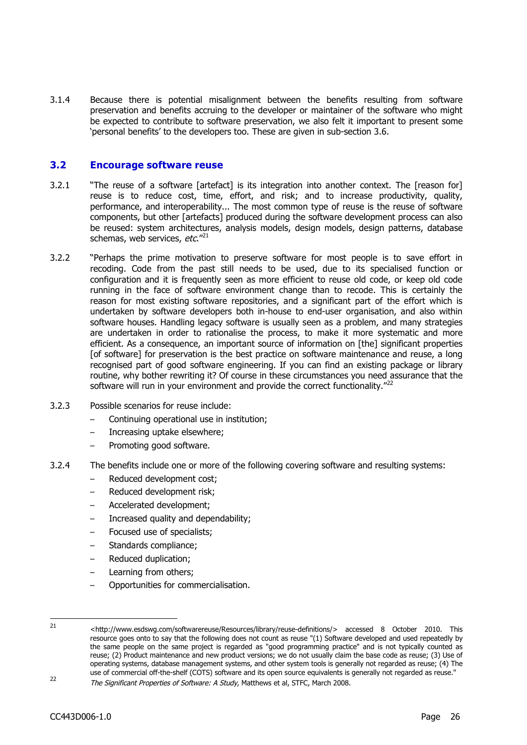3.1.4 Because there is potential misalignment between the benefits resulting from software preservation and benefits accruing to the developer or maintainer of the software who might be expected to contribute to software preservation, we also felt it important to present some 'personal benefits' to the developers too. These are given in sub-section 3.6.

## 3.2 Encourage software reuse

3.2.1 "The reuse of a software [artefact] is its integration into another context. The [reason for] reuse is to reduce cost, time, effort, and risk; and to increase productivity, quality, performance, and interoperability... The most common type of reuse is the reuse of software components, but other [artefacts] produced during the software development process can also be reused: system architectures, analysis models, design models, design patterns, database schemas, web services, *etc.*"[21]

3.2.2 "Perhaps the prime motivation to preserve software for most people is to save effort in recoding. Code from the past still needs to be used, due to its specialised function or configuration and it is frequently seen as more efficient to reuse old code, or keep old code running in the face of software environment change than to recode. This is certainly the reason for most existing software repositories, and a significant part of the effort which is undertaken by software developers both in-house to end-user organisation, and also within software houses. Handling legacy software is usually seen as a problem, and many strategies are undertaken in order to rationalise the process, to make it more systematic and more efficient. As a consequence, an important source of information on [the] significant properties [of software] for preservation is the best practice on software maintenance and reuse, a long recognised part of good software engineering. If you can find an existing package or library routine, why bother rewriting it? Of course in these circumstances you need assurance that the software will run in your environment and provide the correct functionality."[22]

3.2.3 Possible scenarios for reuse include:

- Continuing operational use in institution;
- Increasing uptake elsewhere;
- Promoting good software.

3.2.4 The benefits include one or more of the following covering software and resulting systems:

- Reduced development cost;
- Reduced development risk;
- Accelerated development;
- Increased quality and dependability;
- Focused use of specialists;
- Standards compliance;
- Reduced duplication;
- Learning from others;
- Opportunities for commercialisation.

---

[21] <http://www.esdswg.com/softwarereuse/Resources/library/reuse-definitions/> accessed 8 October 2010. This resource goes onto to say that the following does not count as reuse "(1) Software developed and used repeatedly by the same people on the same project is regarded as "good programming practice" and is not typically counted as reuse; (2) Product maintenance and new product versions; we do not usually claim the base code as reuse; (3) Use of operating systems, database management systems, and other system tools is generally not regarded as reuse; (4) The use of commercial off-the-shelf (COTS) software and its open source equivalents is generally not regarded as reuse."

[22] *The Significant Properties of Software: A Study*, Matthews et al, STFC, March 2008.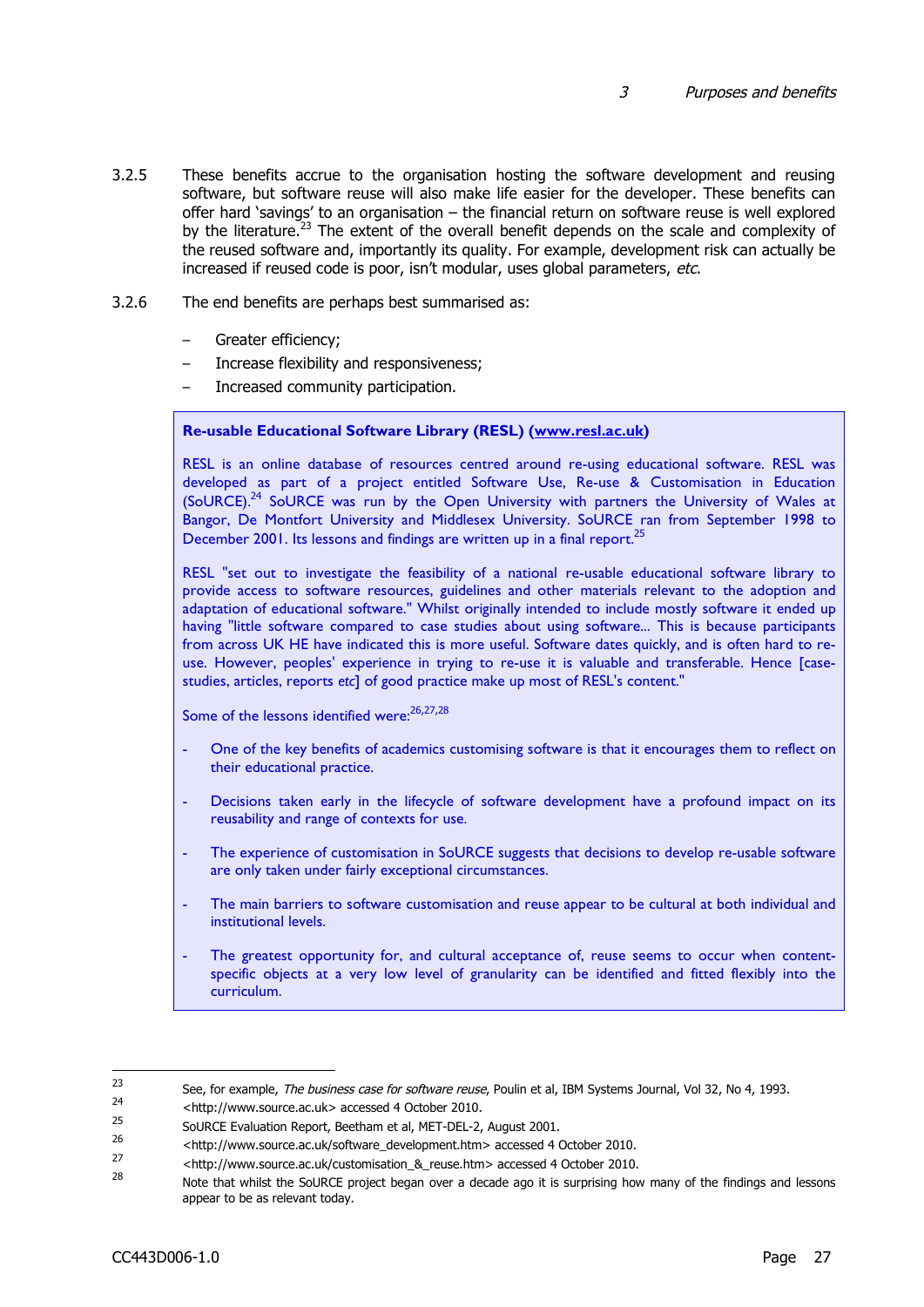3.2.5 These benefits accrue to the organisation hosting the software development and reusing software, but software reuse will also make life easier for the developer. These benefits can offer hard 'savings' to an organisation – the financial return on software reuse is well explored by the literature.[23] The extent of the overall benefit depends on the scale and complexity of the reused software and, importantly its quality. For example, development risk can actually be increased if reused code is poor, isn't modular, uses global parameters, *etc*.

3.2.6 The end benefits are perhaps best summarised as:

- Greater efficiency;
- Increase flexibility and responsiveness;
- Increased community participation.

> **Re-usable Educational Software Library (RESL) (www.resl.ac.uk)**
>
> RESL is an online database of resources centred around re-using educational software. RESL was developed as part of a project entitled Software Use, Re-use & Customisation in Education (SoURCE).[24] SoURCE was run by the Open University with partners the University of Wales at Bangor, De Montfort University and Middlesex University. SoURCE ran from September 1998 to December 2001. Its lessons and findings are written up in a final report.[25]
>
> RESL "set out to investigate the feasibility of a national re-usable educational software library to provide access to software resources, guidelines and other materials relevant to the adoption and adaptation of educational software." Whilst originally intended to include mostly software it ended up having "little software compared to case studies about using software... This is because participants from across UK HE have indicated this is more useful. Software dates quickly, and is often hard to re-use. However, peoples' experience in trying to re-use it is valuable and transferable. Hence [case-studies, articles, reports *etc*] of good practice make up most of RESL's content."
>
> Some of the lessons identified were:[26,27,28]
>
> - One of the key benefits of academics customising software is that it encourages them to reflect on their educational practice.
> - Decisions taken early in the lifecycle of software development have a profound impact on its reusability and range of contexts for use.
> - The experience of customisation in SoURCE suggests that decisions to develop re-usable software are only taken under fairly exceptional circumstances.
> - The main barriers to software customisation and reuse appear to be cultural at both individual and institutional levels.
> - The greatest opportunity for, and cultural acceptance of, reuse seems to occur when content-specific objects at a very low level of granularity can be identified and fitted flexibly into the curriculum.

---

23 See, for example, *The business case for software reuse*, Poulin et al, IBM Systems Journal, Vol 32, No 4, 1993.

24 <http://www.source.ac.uk> accessed 4 October 2010.

25 SoURCE Evaluation Report, Beetham et al, MET-DEL-2, August 2001.

26 <http://www.source.ac.uk/software_development.htm> accessed 4 October 2010.

27 <http://www.source.ac.uk/customisation_&_reuse.htm> accessed 4 October 2010.

28 Note that whilst the SoURCE project began over a decade ago it is surprising how many of the findings and lessons appear to be as relevant today.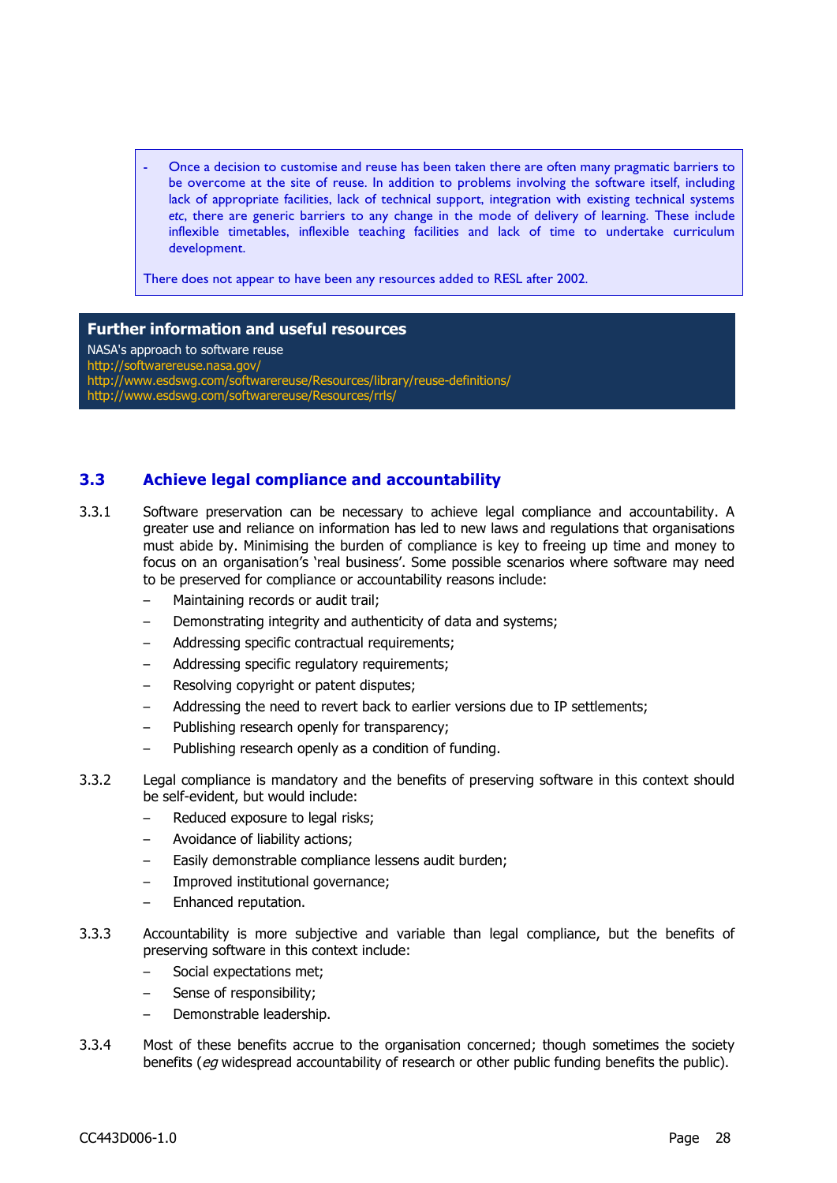- Once a decision to customise and reuse has been taken there are often many pragmatic barriers to be overcome at the site of reuse. In addition to problems involving the software itself, including lack of appropriate facilities, lack of technical support, integration with existing technical systems *etc*, there are generic barriers to any change in the mode of delivery of learning. These include inflexible timetables, inflexible teaching facilities and lack of time to undertake curriculum development.

There does not appear to have been any resources added to RESL after 2002.

**Further information and useful resources**

NASA's approach to software reuse
http://softwarereuse.nasa.gov/
http://www.esdswg.com/softwarereuse/Resources/library/reuse-definitions/
http://www.esdswg.com/softwarereuse/Resources/rrls/

## 3.3 Achieve legal compliance and accountability

3.3.1 Software preservation can be necessary to achieve legal compliance and accountability. A greater use and reliance on information has led to new laws and regulations that organisations must abide by. Minimising the burden of compliance is key to freeing up time and money to focus on an organisation's 'real business'. Some possible scenarios where software may need to be preserved for compliance or accountability reasons include:

- Maintaining records or audit trail;
- Demonstrating integrity and authenticity of data and systems;
- Addressing specific contractual requirements;
- Addressing specific regulatory requirements;
- Resolving copyright or patent disputes;
- Addressing the need to revert back to earlier versions due to IP settlements;
- Publishing research openly for transparency;
- Publishing research openly as a condition of funding.

3.3.2 Legal compliance is mandatory and the benefits of preserving software in this context should be self-evident, but would include:

- Reduced exposure to legal risks;
- Avoidance of liability actions;
- Easily demonstrable compliance lessens audit burden;
- Improved institutional governance;
- Enhanced reputation.

3.3.3 Accountability is more subjective and variable than legal compliance, but the benefits of preserving software in this context include:

- Social expectations met;
- Sense of responsibility;
- Demonstrable leadership.

3.3.4 Most of these benefits accrue to the organisation concerned; though sometimes the society benefits (*eg* widespread accountability of research or other public funding benefits the public).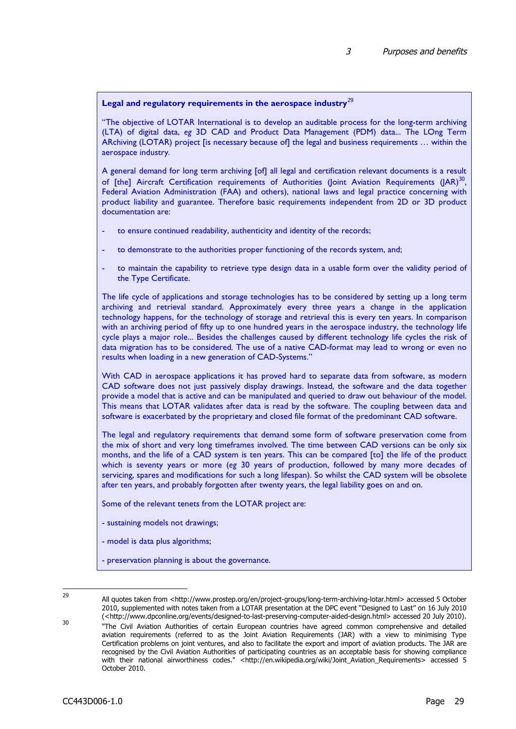**Legal and regulatory requirements in the aerospace industry**[29]

"The objective of LOTAR International is to develop an auditable process for the long-term archiving (LTA) of digital data, *eg* 3D CAD and Product Data Management (PDM) data... The LOng Term ARchiving (LOTAR) project [is necessary because of] the legal and business requirements … within the aerospace industry.

A general demand for long term archiving [of] all legal and certification relevant documents is a result of [the] Aircraft Certification requirements of Authorities (Joint Aviation Requirements (JAR)[30], Federal Aviation Administration (FAA) and others), national laws and legal practice concerning with product liability and guarantee. Therefore basic requirements independent from 2D or 3D product documentation are:

- to ensure continued readability, authenticity and identity of the records;
- to demonstrate to the authorities proper functioning of the records system, and;
- to maintain the capability to retrieve type design data in a usable form over the validity period of the Type Certificate.

The life cycle of applications and storage technologies has to be considered by setting up a long term archiving and retrieval standard. Approximately every three years a change in the application technology happens, for the technology of storage and retrieval this is every ten years. In comparison with an archiving period of fifty up to one hundred years in the aerospace industry, the technology life cycle plays a major role... Besides the challenges caused by different technology life cycles the risk of data migration has to be considered. The use of a native CAD-format may lead to wrong or even no results when loading in a new generation of CAD-Systems."

With CAD in aerospace applications it has proved hard to separate data from software, as modern CAD software does not just passively display drawings. Instead, the software and the data together provide a model that is active and can be manipulated and queried to draw out behaviour of the model. This means that LOTAR validates after data is read by the software. The coupling between data and software is exacerbated by the proprietary and closed file format of the predominant CAD software.

The legal and regulatory requirements that demand some form of software preservation come from the mix of short and very long timeframes involved. The time between CAD versions can be only six months, and the life of a CAD system is ten years. This can be compared [to] the life of the product which is seventy years or more (*eg* 30 years of production, followed by many more decades of servicing, spares and modifications for such a long lifespan). So whilst the CAD system will be obsolete after ten years, and probably forgotten after twenty years, the legal liability goes on and on.

Some of the relevant tenets from the LOTAR project are:

- sustaining models not drawings;
- model is data plus algorithms;
- preservation planning is about the governance.

---

[29] All quotes taken from <http://www.prostep.org/en/project-groups/long-term-archiving-lotar.html> accessed 5 October 2010, supplemented with notes taken from a LOTAR presentation at the DPC event "Designed to Last" on 16 July 2010 (<http://www.dpconline.org/events/designed-to-last-preserving-computer-aided-design.html> accessed 20 July 2010).

[30] "The Civil Aviation Authorities of certain European countries have agreed common comprehensive and detailed aviation requirements (referred to as the Joint Aviation Requirements (JAR) with a view to minimising Type Certification problems on joint ventures, and also to facilitate the export and import of aviation products. The JAR are recognised by the Civil Aviation Authorities of participating countries as an acceptable basis for showing compliance with their national airworthiness codes." <http://en.wikipedia.org/wiki/Joint_Aviation_Requirements> accessed 5 October 2010.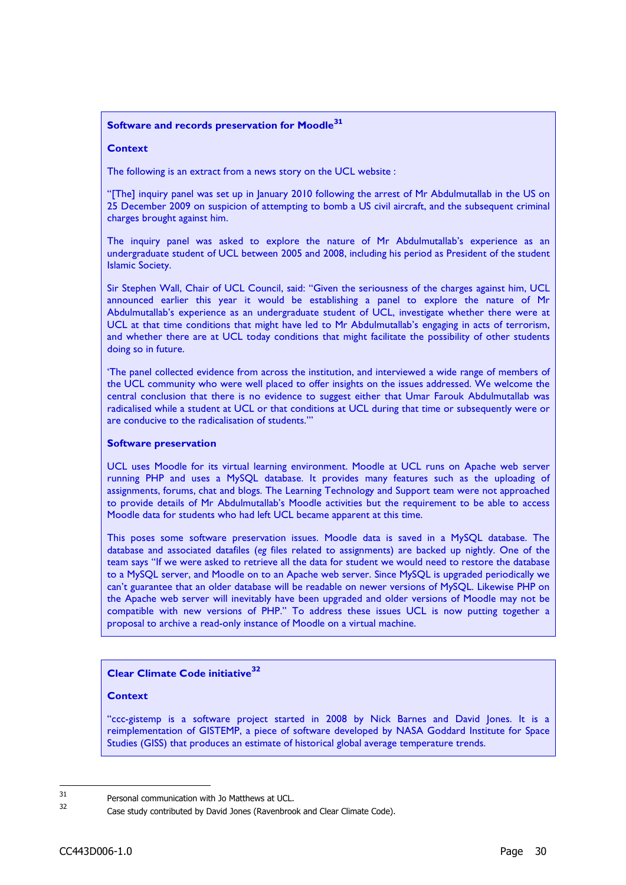**Software and records preservation for Moodle**[31]

**Context**

The following is an extract from a news story on the UCL website :

"[The] inquiry panel was set up in January 2010 following the arrest of Mr Abdulmutallab in the US on 25 December 2009 on suspicion of attempting to bomb a US civil aircraft, and the subsequent criminal charges brought against him.

The inquiry panel was asked to explore the nature of Mr Abdulmutallab's experience as an undergraduate student of UCL between 2005 and 2008, including his period as President of the student Islamic Society.

Sir Stephen Wall, Chair of UCL Council, said: "Given the seriousness of the charges against him, UCL announced earlier this year it would be establishing a panel to explore the nature of Mr Abdulmutallab's experience as an undergraduate student of UCL, investigate whether there were at UCL at that time conditions that might have led to Mr Abdulmutallab's engaging in acts of terrorism, and whether there are at UCL today conditions that might facilitate the possibility of other students doing so in future.

'The panel collected evidence from across the institution, and interviewed a wide range of members of the UCL community who were well placed to offer insights on the issues addressed. We welcome the central conclusion that there is no evidence to suggest either that Umar Farouk Abdulmutallab was radicalised while a student at UCL or that conditions at UCL during that time or subsequently were or are conducive to the radicalisation of students.'"

**Software preservation**

UCL uses Moodle for its virtual learning environment. Moodle at UCL runs on Apache web server running PHP and uses a MySQL database. It provides many features such as the uploading of assignments, forums, chat and blogs. The Learning Technology and Support team were not approached to provide details of Mr Abdulmutallab's Moodle activities but the requirement to be able to access Moodle data for students who had left UCL became apparent at this time.

This poses some software preservation issues. Moodle data is saved in a MySQL database. The database and associated datafiles (*eg* files related to assignments) are backed up nightly. One of the team says "If we were asked to retrieve all the data for student we would need to restore the database to a MySQL server, and Moodle on to an Apache web server. Since MySQL is upgraded periodically we can't guarantee that an older database will be readable on newer versions of MySQL. Likewise PHP on the Apache web server will inevitably have been upgraded and older versions of Moodle may not be compatible with new versions of PHP." To address these issues UCL is now putting together a proposal to archive a read-only instance of Moodle on a virtual machine.

**Clear Climate Code initiative**[32]

**Context**

"ccc-gistemp is a software project started in 2008 by Nick Barnes and David Jones. It is a reimplementation of GISTEMP, a piece of software developed by NASA Goddard Institute for Space Studies (GISS) that produces an estimate of historical global average temperature trends.

---

[31] Personal communication with Jo Matthews at UCL.

[32] Case study contributed by David Jones (Ravenbrook and Clear Climate Code).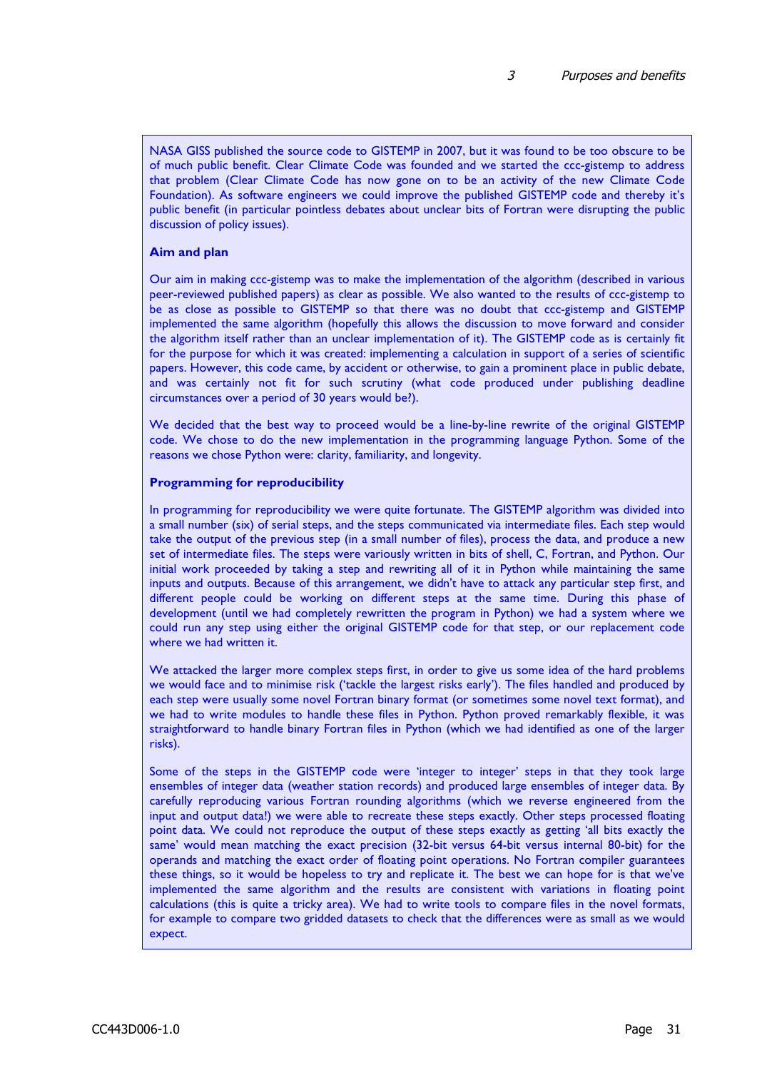NASA GISS published the source code to GISTEMP in 2007, but it was found to be too obscure to be of much public benefit. Clear Climate Code was founded and we started the ccc-gistemp to address that problem (Clear Climate Code has now gone on to be an activity of the new Climate Code Foundation). As software engineers we could improve the published GISTEMP code and thereby it's public benefit (in particular pointless debates about unclear bits of Fortran were disrupting the public discussion of policy issues).

**Aim and plan**

Our aim in making ccc-gistemp was to make the implementation of the algorithm (described in various peer-reviewed published papers) as clear as possible. We also wanted to the results of ccc-gistemp to be as close as possible to GISTEMP so that there was no doubt that ccc-gistemp and GISTEMP implemented the same algorithm (hopefully this allows the discussion to move forward and consider the algorithm itself rather than an unclear implementation of it). The GISTEMP code as is certainly fit for the purpose for which it was created: implementing a calculation in support of a series of scientific papers. However, this code came, by accident or otherwise, to gain a prominent place in public debate, and was certainly not fit for such scrutiny (what code produced under publishing deadline circumstances over a period of 30 years would be?).

We decided that the best way to proceed would be a line-by-line rewrite of the original GISTEMP code. We chose to do the new implementation in the programming language Python. Some of the reasons we chose Python were: clarity, familiarity, and longevity.

**Programming for reproducibility**

In programming for reproducibility we were quite fortunate. The GISTEMP algorithm was divided into a small number (six) of serial steps, and the steps communicated via intermediate files. Each step would take the output of the previous step (in a small number of files), process the data, and produce a new set of intermediate files. The steps were variously written in bits of shell, C, Fortran, and Python. Our initial work proceeded by taking a step and rewriting all of it in Python while maintaining the same inputs and outputs. Because of this arrangement, we didn't have to attack any particular step first, and different people could be working on different steps at the same time. During this phase of development (until we had completely rewritten the program in Python) we had a system where we could run any step using either the original GISTEMP code for that step, or our replacement code where we had written it.

We attacked the larger more complex steps first, in order to give us some idea of the hard problems we would face and to minimise risk ('tackle the largest risks early'). The files handled and produced by each step were usually some novel Fortran binary format (or sometimes some novel text format), and we had to write modules to handle these files in Python. Python proved remarkably flexible, it was straightforward to handle binary Fortran files in Python (which we had identified as one of the larger risks).

Some of the steps in the GISTEMP code were 'integer to integer' steps in that they took large ensembles of integer data (weather station records) and produced large ensembles of integer data. By carefully reproducing various Fortran rounding algorithms (which we reverse engineered from the input and output data!) we were able to recreate these steps exactly. Other steps processed floating point data. We could not reproduce the output of these steps exactly as getting 'all bits exactly the same' would mean matching the exact precision (32-bit versus 64-bit versus internal 80-bit) for the operands and matching the exact order of floating point operations. No Fortran compiler guarantees these things, so it would be hopeless to try and replicate it. The best we can hope for is that we've implemented the same algorithm and the results are consistent with variations in floating point calculations (this is quite a tricky area). We had to write tools to compare files in the novel formats, for example to compare two gridded datasets to check that the differences were as small as we would expect.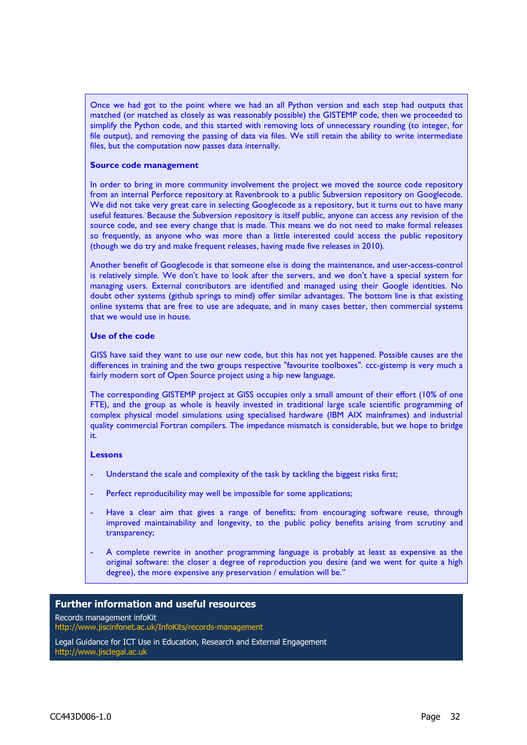Once we had got to the point where we had an all Python version and each step had outputs that matched (or matched as closely as was reasonably possible) the GISTEMP code, then we proceeded to simplify the Python code, and this started with removing lots of unnecessary rounding (to integer, for file output), and removing the passing of data via files. We still retain the ability to write intermediate files, but the computation now passes data internally.

**Source code management**

In order to bring in more community involvement the project we moved the source code repository from an internal Perforce repository at Ravenbrook to a public Subversion repository on Googlecode. We did not take very great care in selecting Googlecode as a repository, but it turns out to have many useful features. Because the Subversion repository is itself public, anyone can access any revision of the source code, and see every change that is made. This means we do not need to make formal releases so frequently, as anyone who was more than a little interested could access the public repository (though we do try and make frequent releases, having made five releases in 2010).

Another benefit of Googlecode is that someone else is doing the maintenance, and user-access-control is relatively simple. We don't have to look after the servers, and we don't have a special system for managing users. External contributors are identified and managed using their Google identities. No doubt other systems (github springs to mind) offer similar advantages. The bottom line is that existing online systems that are free to use are adequate, and in many cases better, then commercial systems that we would use in house.

**Use of the code**

GISS have said they want to use our new code, but this has not yet happened. Possible causes are the differences in training and the two groups respective "favourite toolboxes". ccc-gistemp is very much a fairly modern sort of Open Source project using a hip new language.

The corresponding GISTEMP project at GISS occupies only a small amount of their effort (10% of one FTE), and the group as whole is heavily invested in traditional large scale scientific programming of complex physical model simulations using specialised hardware (IBM AIX mainframes) and industrial quality commercial Fortran compilers. The impedance mismatch is considerable, but we hope to bridge it.

**Lessons**

- Understand the scale and complexity of the task by tackling the biggest risks first;
- Perfect reproducibility may well be impossible for some applications;
- Have a clear aim that gives a range of benefits; from encouraging software reuse, through improved maintainability and longevity, to the public policy benefits arising from scrutiny and transparency;
- A complete rewrite in another programming language is probably at least as expensive as the original software: the closer a degree of reproduction you desire (and we went for quite a high degree), the more expensive any preservation / emulation will be."

## Further information and useful resources

Records management infoKit
http://www.jiscinfonet.ac.uk/InfoKits/records-management

Legal Guidance for ICT Use in Education, Research and External Engagement
http://www.jisclegal.ac.uk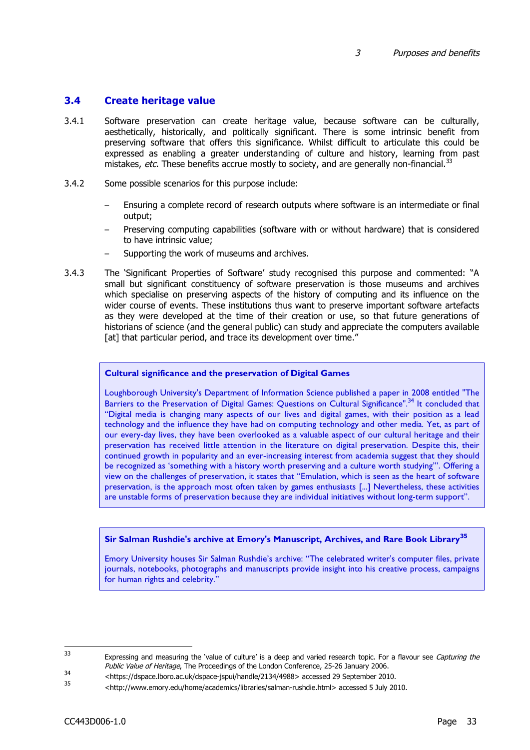## 3.4 Create heritage value

3.4.1 Software preservation can create heritage value, because software can be culturally, aesthetically, historically, and politically significant. There is some intrinsic benefit from preserving software that offers this significance. Whilst difficult to articulate this could be expressed as enabling a greater understanding of culture and history, learning from past mistakes, *etc*. These benefits accrue mostly to society, and are generally non-financial.[33]

3.4.2 Some possible scenarios for this purpose include:

- Ensuring a complete record of research outputs where software is an intermediate or final output;
- Preserving computing capabilities (software with or without hardware) that is considered to have intrinsic value;
- Supporting the work of museums and archives.

3.4.3 The 'Significant Properties of Software' study recognised this purpose and commented: "A small but significant constituency of software preservation is those museums and archives which specialise on preserving aspects of the history of computing and its influence on the wider course of events. These institutions thus want to preserve important software artefacts as they were developed at the time of their creation or use, so that future generations of historians of science (and the general public) can study and appreciate the computers available [at] that particular period, and trace its development over time."

**Cultural significance and the preservation of Digital Games**

Loughborough University's Department of Information Science published a paper in 2008 entitled "The Barriers to the Preservation of Digital Games: Questions on Cultural Significance".[34] It concluded that "Digital media is changing many aspects of our lives and digital games, with their position as a lead technology and the influence they have had on computing technology and other media. Yet, as part of our every-day lives, they have been overlooked as a valuable aspect of our cultural heritage and their preservation has received little attention in the literature on digital preservation. Despite this, their continued growth in popularity and an ever-increasing interest from academia suggest that they should be recognized as 'something with a history worth preserving and a culture worth studying'". Offering a view on the challenges of preservation, it states that "Emulation, which is seen as the heart of software preservation, is the approach most often taken by games enthusiasts [...] Nevertheless, these activities are unstable forms of preservation because they are individual initiatives without long-term support".

**Sir Salman Rushdie's archive at Emory's Manuscript, Archives, and Rare Book Library[35]**

Emory University houses Sir Salman Rushdie's archive: "The celebrated writer's computer files, private journals, notebooks, photographs and manuscripts provide insight into his creative process, campaigns for human rights and celebrity."

---

33 Expressing and measuring the 'value of culture' is a deep and varied research topic. For a flavour see *Capturing the Public Value of Heritage*, The Proceedings of the London Conference, 25-26 January 2006.

34 <https://dspace.lboro.ac.uk/dspace-jspui/handle/2134/4988> accessed 29 September 2010.

35 <http://www.emory.edu/home/academics/libraries/salman-rushdie.html> accessed 5 July 2010.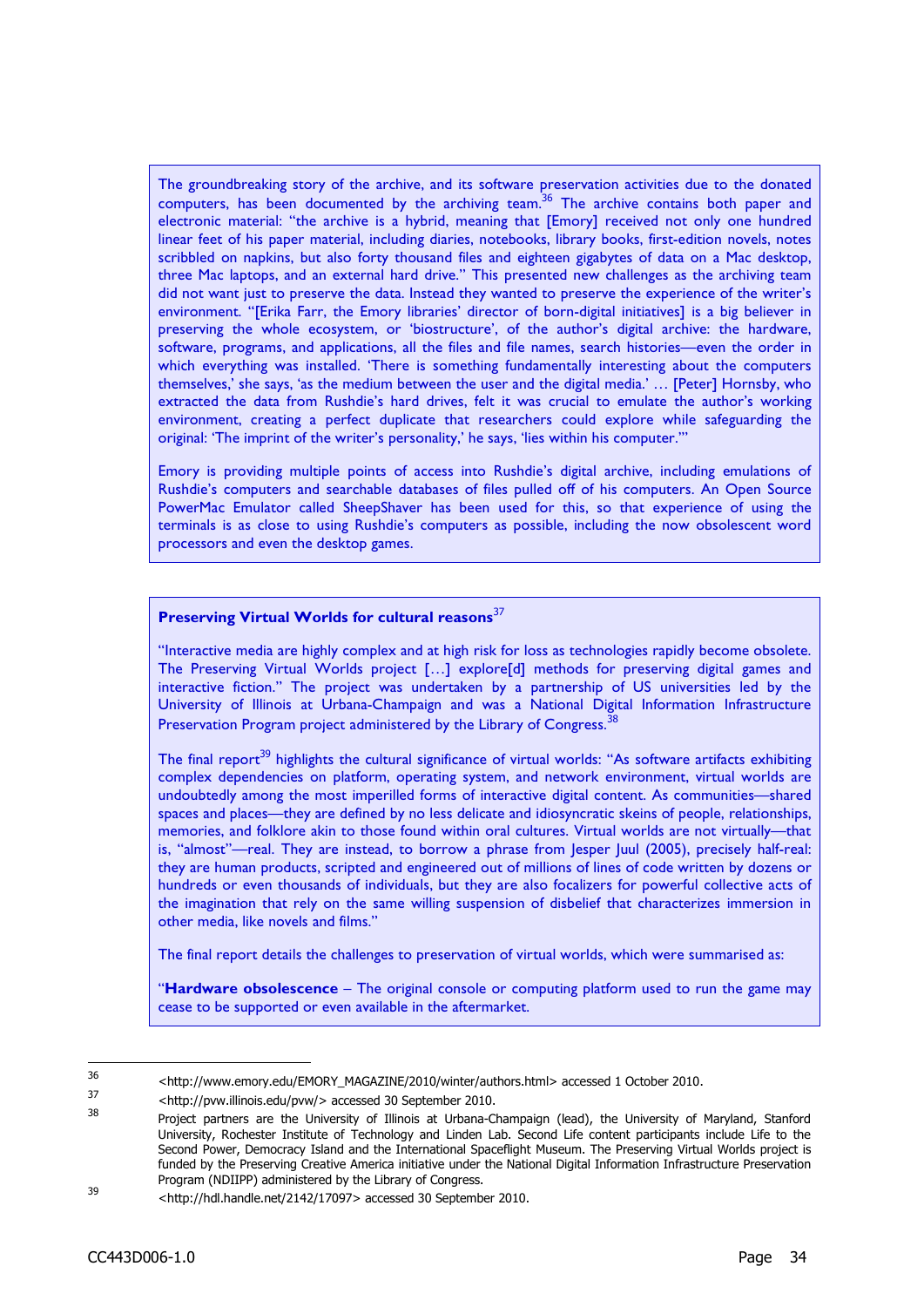The groundbreaking story of the archive, and its software preservation activities due to the donated computers, has been documented by the archiving team.[36] The archive contains both paper and electronic material: "the archive is a hybrid, meaning that [Emory] received not only one hundred linear feet of his paper material, including diaries, notebooks, library books, first-edition novels, notes scribbled on napkins, but also forty thousand files and eighteen gigabytes of data on a Mac desktop, three Mac laptops, and an external hard drive." This presented new challenges as the archiving team did not want just to preserve the data. Instead they wanted to preserve the experience of the writer's environment. "[Erika Farr, the Emory libraries' director of born-digital initiatives] is a big believer in preserving the whole ecosystem, or 'biostructure', of the author's digital archive: the hardware, software, programs, and applications, all the files and file names, search histories—even the order in which everything was installed. 'There is something fundamentally interesting about the computers themselves,' she says, 'as the medium between the user and the digital media.' … [Peter] Hornsby, who extracted the data from Rushdie's hard drives, felt it was crucial to emulate the author's working environment, creating a perfect duplicate that researchers could explore while safeguarding the original: 'The imprint of the writer's personality,' he says, 'lies within his computer.'"

Emory is providing multiple points of access into Rushdie's digital archive, including emulations of Rushdie's computers and searchable databases of files pulled off of his computers. An Open Source PowerMac Emulator called SheepShaver has been used for this, so that experience of using the terminals is as close to using Rushdie's computers as possible, including the now obsolescent word processors and even the desktop games.

**Preserving Virtual Worlds for cultural reasons**[37]

"Interactive media are highly complex and at high risk for loss as technologies rapidly become obsolete. The Preserving Virtual Worlds project […] explore[d] methods for preserving digital games and interactive fiction." The project was undertaken by a partnership of US universities led by the University of Illinois at Urbana-Champaign and was a National Digital Information Infrastructure Preservation Program project administered by the Library of Congress.[38]

The final report[39] highlights the cultural significance of virtual worlds: "As software artifacts exhibiting complex dependencies on platform, operating system, and network environment, virtual worlds are undoubtedly among the most imperilled forms of interactive digital content. As communities—shared spaces and places—they are defined by no less delicate and idiosyncratic skeins of people, relationships, memories, and folklore akin to those found within oral cultures. Virtual worlds are not virtually—that is, "almost"—real. They are instead, to borrow a phrase from Jesper Juul (2005), precisely half-real: they are human products, scripted and engineered out of millions of lines of code written by dozens or hundreds or even thousands of individuals, but they are also focalizers for powerful collective acts of the imagination that rely on the same willing suspension of disbelief that characterizes immersion in other media, like novels and films."

The final report details the challenges to preservation of virtual worlds, which were summarised as:

"**Hardware obsolescence** – The original console or computing platform used to run the game may cease to be supported or even available in the aftermarket.

---

36 <http://www.emory.edu/EMORY_MAGAZINE/2010/winter/authors.html> accessed 1 October 2010.

37 <http://pvw.illinois.edu/pvw/> accessed 30 September 2010.

38 Project partners are the University of Illinois at Urbana-Champaign (lead), the University of Maryland, Stanford University, Rochester Institute of Technology and Linden Lab. Second Life content participants include Life to the Second Power, Democracy Island and the International Spaceflight Museum. The Preserving Virtual Worlds project is funded by the Preserving Creative America initiative under the National Digital Information Infrastructure Preservation Program (NDIIPP) administered by the Library of Congress.

39 <http://hdl.handle.net/2142/17097> accessed 30 September 2010.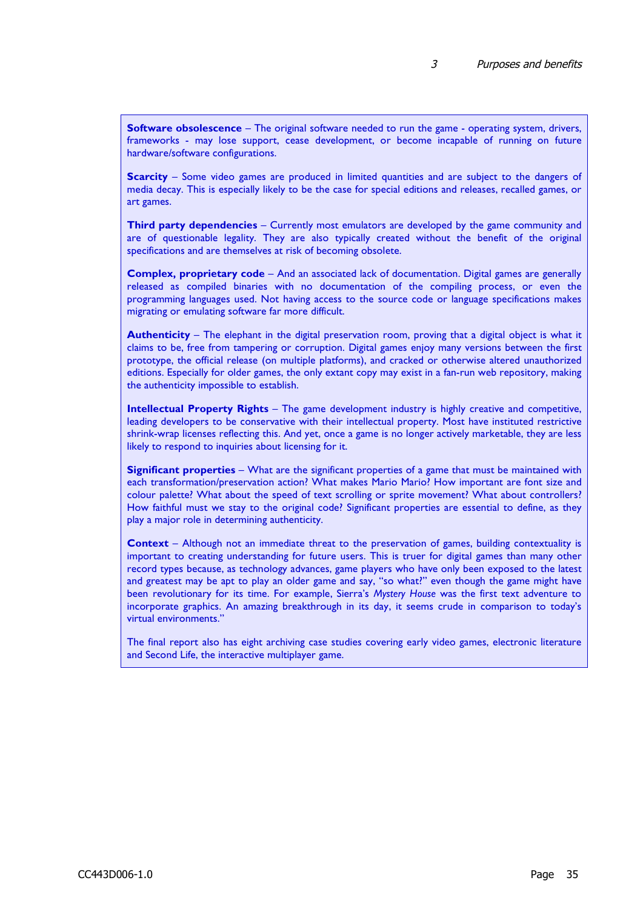**Software obsolescence** – The original software needed to run the game - operating system, drivers, frameworks - may lose support, cease development, or become incapable of running on future hardware/software configurations.

**Scarcity** – Some video games are produced in limited quantities and are subject to the dangers of media decay. This is especially likely to be the case for special editions and releases, recalled games, or art games.

**Third party dependencies** – Currently most emulators are developed by the game community and are of questionable legality. They are also typically created without the benefit of the original specifications and are themselves at risk of becoming obsolete.

**Complex, proprietary code** – And an associated lack of documentation. Digital games are generally released as compiled binaries with no documentation of the compiling process, or even the programming languages used. Not having access to the source code or language specifications makes migrating or emulating software far more difficult.

**Authenticity** – The elephant in the digital preservation room, proving that a digital object is what it claims to be, free from tampering or corruption. Digital games enjoy many versions between the first prototype, the official release (on multiple platforms), and cracked or otherwise altered unauthorized editions. Especially for older games, the only extant copy may exist in a fan-run web repository, making the authenticity impossible to establish.

**Intellectual Property Rights** – The game development industry is highly creative and competitive, leading developers to be conservative with their intellectual property. Most have instituted restrictive shrink-wrap licenses reflecting this. And yet, once a game is no longer actively marketable, they are less likely to respond to inquiries about licensing for it.

**Significant properties** – What are the significant properties of a game that must be maintained with each transformation/preservation action? What makes Mario Mario? How important are font size and colour palette? What about the speed of text scrolling or sprite movement? What about controllers? How faithful must we stay to the original code? Significant properties are essential to define, as they play a major role in determining authenticity.

**Context** – Although not an immediate threat to the preservation of games, building contextuality is important to creating understanding for future users. This is truer for digital games than many other record types because, as technology advances, game players who have only been exposed to the latest and greatest may be apt to play an older game and say, "so what?" even though the game might have been revolutionary for its time. For example, Sierra's *Mystery House* was the first text adventure to incorporate graphics. An amazing breakthrough in its day, it seems crude in comparison to today's virtual environments."

The final report also has eight archiving case studies covering early video games, electronic literature and Second Life, the interactive multiplayer game.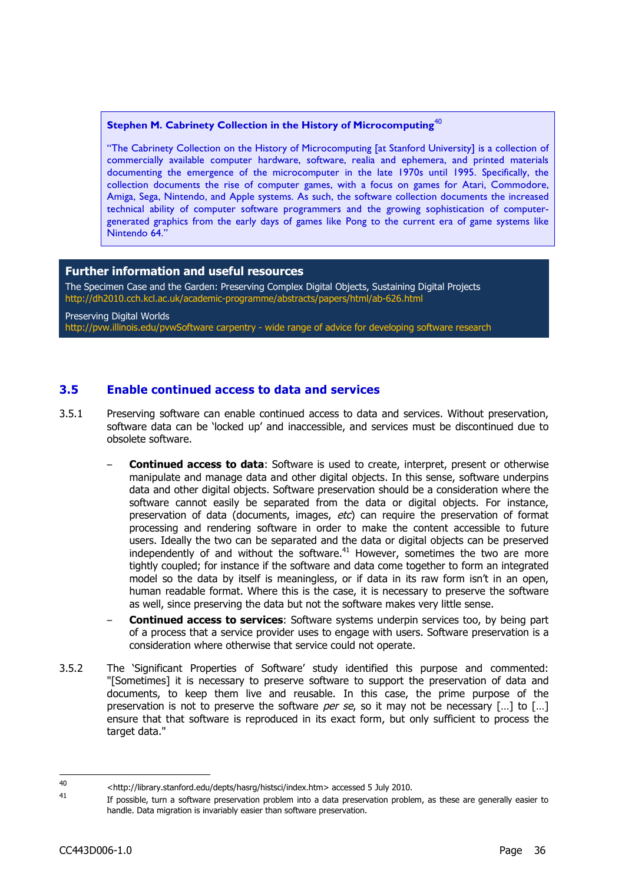**Stephen M. Cabrinety Collection in the History of Microcomputing**[40]

"The Cabrinety Collection on the History of Microcomputing [at Stanford University] is a collection of commercially available computer hardware, software, realia and ephemera, and printed materials documenting the emergence of the microcomputer in the late 1970s until 1995. Specifically, the collection documents the rise of computer games, with a focus on games for Atari, Commodore, Amiga, Sega, Nintendo, and Apple systems. As such, the software collection documents the increased technical ability of computer software programmers and the growing sophistication of computer-generated graphics from the early days of games like Pong to the current era of game systems like Nintendo 64."

**Further information and useful resources**

The Specimen Case and the Garden: Preserving Complex Digital Objects, Sustaining Digital Projects
http://dh2010.cch.kcl.ac.uk/academic-programme/abstracts/papers/html/ab-626.html

Preserving Digital Worlds
http://pvw.illinois.edu/pvwSoftware carpentry - wide range of advice for developing software research

## 3.5 Enable continued access to data and services

3.5.1 Preserving software can enable continued access to data and services. Without preservation, software data can be 'locked up' and inaccessible, and services must be discontinued due to obsolete software.

- **Continued access to data**: Software is used to create, interpret, present or otherwise manipulate and manage data and other digital objects. In this sense, software underpins data and other digital objects. Software preservation should be a consideration where the software cannot easily be separated from the data or digital objects. For instance, preservation of data (documents, images, *etc*) can require the preservation of format processing and rendering software in order to make the content accessible to future users. Ideally the two can be separated and the data or digital objects can be preserved independently of and without the software.[41] However, sometimes the two are more tightly coupled; for instance if the software and data come together to form an integrated model so the data by itself is meaningless, or if data in its raw form isn't in an open, human readable format. Where this is the case, it is necessary to preserve the software as well, since preserving the data but not the software makes very little sense.
- **Continued access to services**: Software systems underpin services too, by being part of a process that a service provider uses to engage with users. Software preservation is a consideration where otherwise that service could not operate.

3.5.2 The 'Significant Properties of Software' study identified this purpose and commented: "[Sometimes] it is necessary to preserve software to support the preservation of data and documents, to keep them live and reusable. In this case, the prime purpose of the preservation is not to preserve the software *per se*, so it may not be necessary […] to […] ensure that that software is reproduced in its exact form, but only sufficient to process the target data."

---

[40] <http://library.stanford.edu/depts/hasrg/histsci/index.htm> accessed 5 July 2010.

[41] If possible, turn a software preservation problem into a data preservation problem, as these are generally easier to handle. Data migration is invariably easier than software preservation.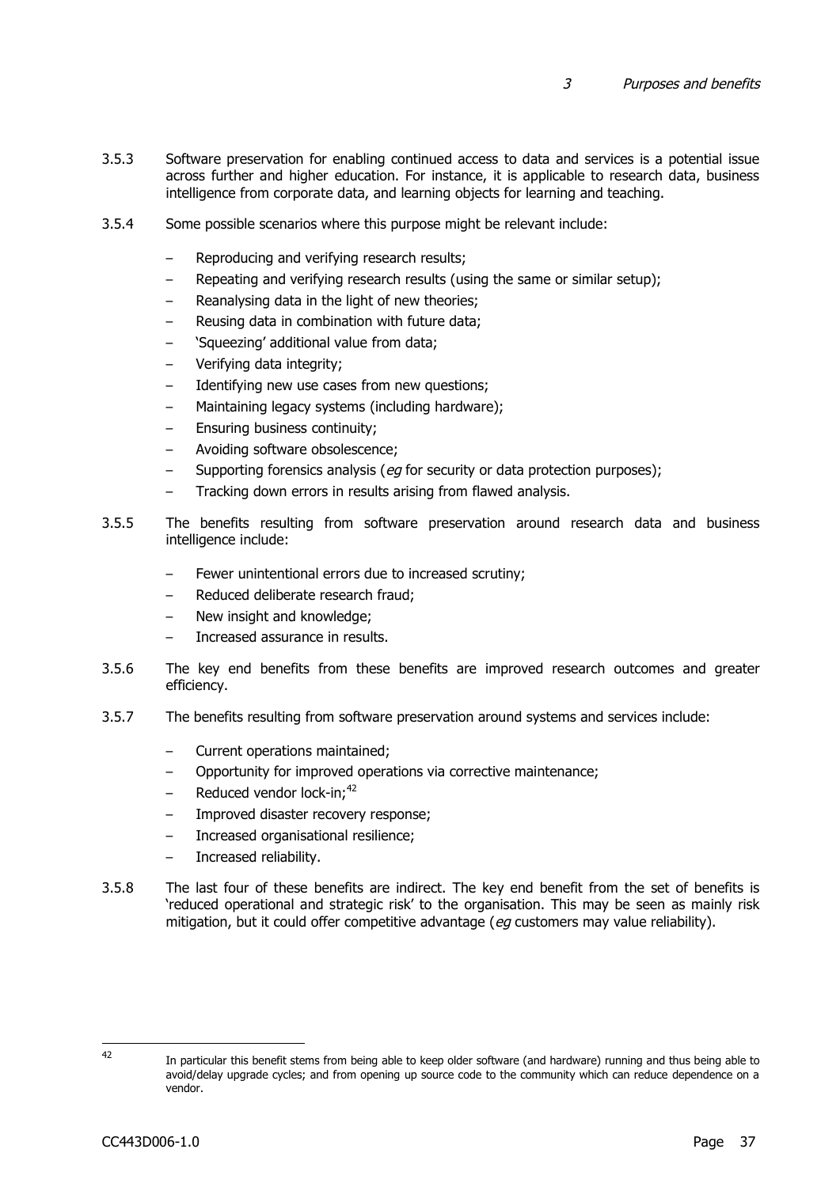3.5.3 Software preservation for enabling continued access to data and services is a potential issue across further and higher education. For instance, it is applicable to research data, business intelligence from corporate data, and learning objects for learning and teaching.

3.5.4 Some possible scenarios where this purpose might be relevant include:

- Reproducing and verifying research results;
- Repeating and verifying research results (using the same or similar setup);
- Reanalysing data in the light of new theories;
- Reusing data in combination with future data;
- 'Squeezing' additional value from data;
- Verifying data integrity;
- Identifying new use cases from new questions;
- Maintaining legacy systems (including hardware);
- Ensuring business continuity;
- Avoiding software obsolescence;
- Supporting forensics analysis (*eg* for security or data protection purposes);
- Tracking down errors in results arising from flawed analysis.

3.5.5 The benefits resulting from software preservation around research data and business intelligence include:

- Fewer unintentional errors due to increased scrutiny;
- Reduced deliberate research fraud;
- New insight and knowledge;
- Increased assurance in results.

3.5.6 The key end benefits from these benefits are improved research outcomes and greater efficiency.

3.5.7 The benefits resulting from software preservation around systems and services include:

- Current operations maintained;
- Opportunity for improved operations via corrective maintenance;
- Reduced vendor lock-in;[42]
- Improved disaster recovery response;
- Increased organisational resilience;
- Increased reliability.

3.5.8 The last four of these benefits are indirect. The key end benefit from the set of benefits is 'reduced operational and strategic risk' to the organisation. This may be seen as mainly risk mitigation, but it could offer competitive advantage (*eg* customers may value reliability).

---

[42] In particular this benefit stems from being able to keep older software (and hardware) running and thus being able to avoid/delay upgrade cycles; and from opening up source code to the community which can reduce dependence on a vendor.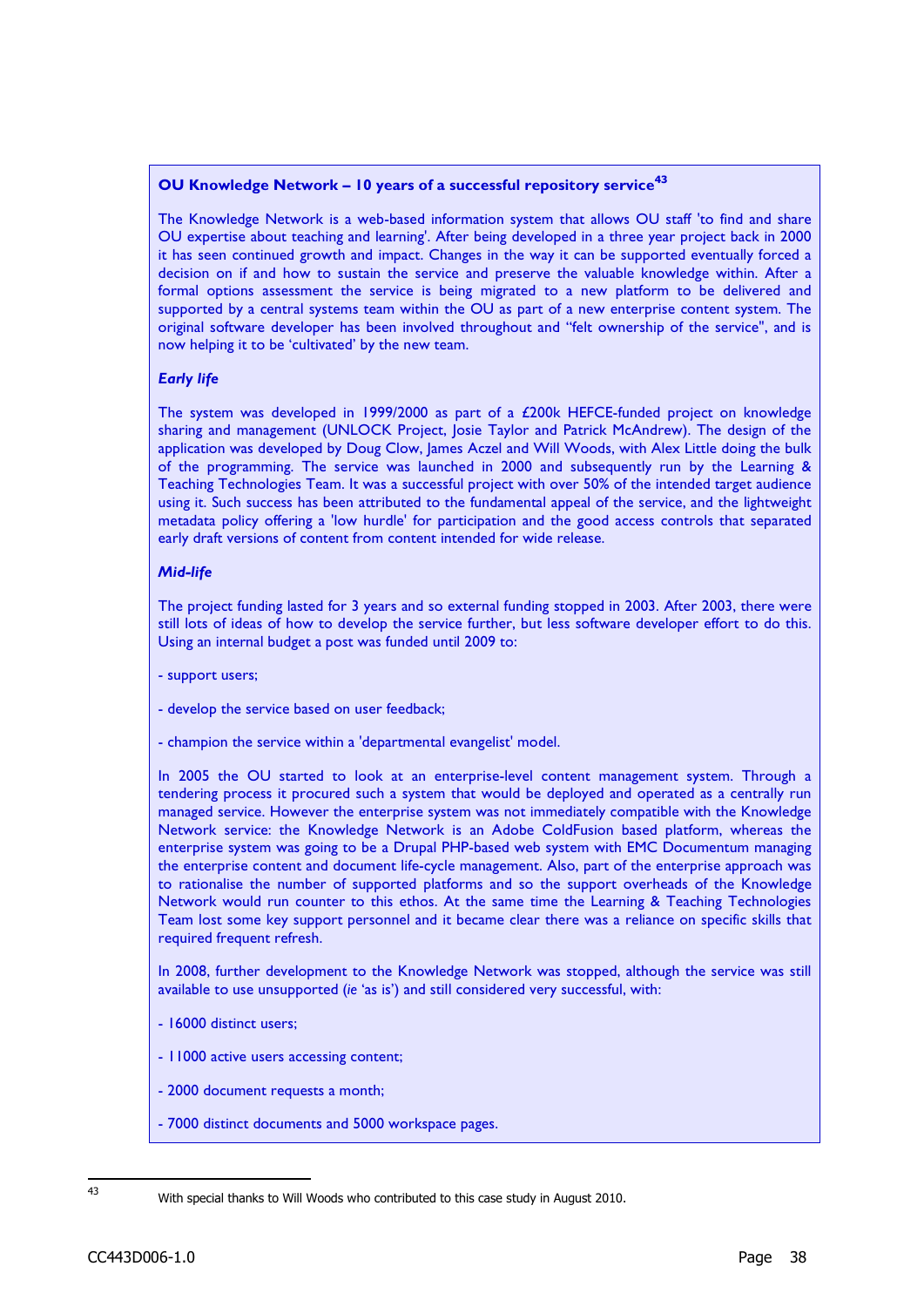**OU Knowledge Network – 10 years of a successful repository service**[43]

The Knowledge Network is a web-based information system that allows OU staff 'to find and share OU expertise about teaching and learning'. After being developed in a three year project back in 2000 it has seen continued growth and impact. Changes in the way it can be supported eventually forced a decision on if and how to sustain the service and preserve the valuable knowledge within. After a formal options assessment the service is being migrated to a new platform to be delivered and supported by a central systems team within the OU as part of a new enterprise content system. The original software developer has been involved throughout and "felt ownership of the service", and is now helping it to be 'cultivated' by the new team.

***Early life***

The system was developed in 1999/2000 as part of a £200k HEFCE-funded project on knowledge sharing and management (UNLOCK Project, Josie Taylor and Patrick McAndrew). The design of the application was developed by Doug Clow, James Aczel and Will Woods, with Alex Little doing the bulk of the programming. The service was launched in 2000 and subsequently run by the Learning & Teaching Technologies Team. It was a successful project with over 50% of the intended target audience using it. Such success has been attributed to the fundamental appeal of the service, and the lightweight metadata policy offering a 'low hurdle' for participation and the good access controls that separated early draft versions of content from content intended for wide release.

***Mid-life***

The project funding lasted for 3 years and so external funding stopped in 2003. After 2003, there were still lots of ideas of how to develop the service further, but less software developer effort to do this. Using an internal budget a post was funded until 2009 to:

- support users;
- develop the service based on user feedback;
- champion the service within a 'departmental evangelist' model.

In 2005 the OU started to look at an enterprise-level content management system. Through a tendering process it procured such a system that would be deployed and operated as a centrally run managed service. However the enterprise system was not immediately compatible with the Knowledge Network service: the Knowledge Network is an Adobe ColdFusion based platform, whereas the enterprise system was going to be a Drupal PHP-based web system with EMC Documentum managing the enterprise content and document life-cycle management. Also, part of the enterprise approach was to rationalise the number of supported platforms and so the support overheads of the Knowledge Network would run counter to this ethos. At the same time the Learning & Teaching Technologies Team lost some key support personnel and it became clear there was a reliance on specific skills that required frequent refresh.

In 2008, further development to the Knowledge Network was stopped, although the service was still available to use unsupported (*ie* 'as is') and still considered very successful, with:

- 16000 distinct users;
- 11000 active users accessing content;
- 2000 document requests a month;
- 7000 distinct documents and 5000 workspace pages.

---

[43] With special thanks to Will Woods who contributed to this case study in August 2010.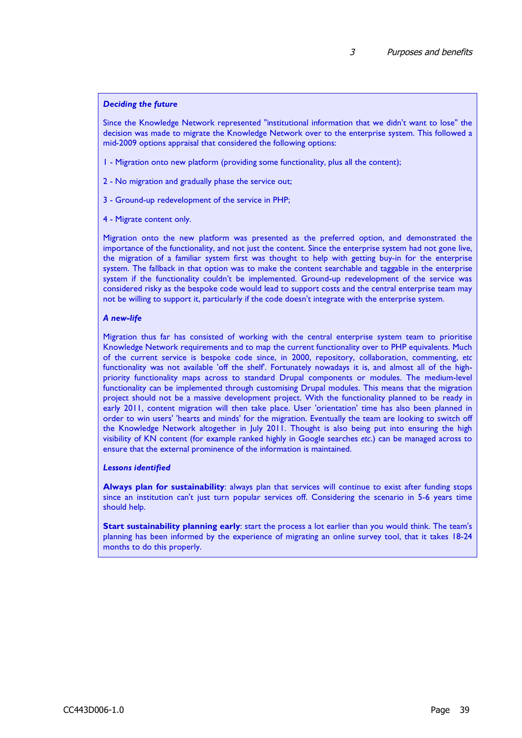**_Deciding the future_**

Since the Knowledge Network represented "institutional information that we didn't want to lose" the decision was made to migrate the Knowledge Network over to the enterprise system. This followed a mid-2009 options appraisal that considered the following options:

1 - Migration onto new platform (providing some functionality, plus all the content);

2 - No migration and gradually phase the service out;

3 - Ground-up redevelopment of the service in PHP;

4 - Migrate content only.

Migration onto the new platform was presented as the preferred option, and demonstrated the importance of the functionality, and not just the content. Since the enterprise system had not gone live, the migration of a familiar system first was thought to help with getting buy-in for the enterprise system. The fallback in that option was to make the content searchable and taggable in the enterprise system if the functionality couldn't be implemented. Ground-up redevelopment of the service was considered risky as the bespoke code would lead to support costs and the central enterprise team may not be willing to support it, particularly if the code doesn't integrate with the enterprise system.

**_A new-life_**

Migration thus far has consisted of working with the central enterprise system team to prioritise Knowledge Network requirements and to map the current functionality over to PHP equivalents. Much of the current service is bespoke code since, in 2000, repository, collaboration, commenting, *etc* functionality was not available 'off the shelf'. Fortunately nowadays it is, and almost all of the high-priority functionality maps across to standard Drupal components or modules. The medium-level functionality can be implemented through customising Drupal modules. This means that the migration project should not be a massive development project. With the functionality planned to be ready in early 2011, content migration will then take place. User 'orientation' time has also been planned in order to win users' 'hearts and minds' for the migration. Eventually the team are looking to switch off the Knowledge Network altogether in July 2011. Thought is also being put into ensuring the high visibility of KN content (for example ranked highly in Google searches *etc.*) can be managed across to ensure that the external prominence of the information is maintained.

**_Lessons identified_**

**Always plan for sustainability**: always plan that services will continue to exist after funding stops since an institution can't just turn popular services off. Considering the scenario in 5-6 years time should help.

**Start sustainability planning early**: start the process a lot earlier than you would think. The team's planning has been informed by the experience of migrating an online survey tool, that it takes 18-24 months to do this properly.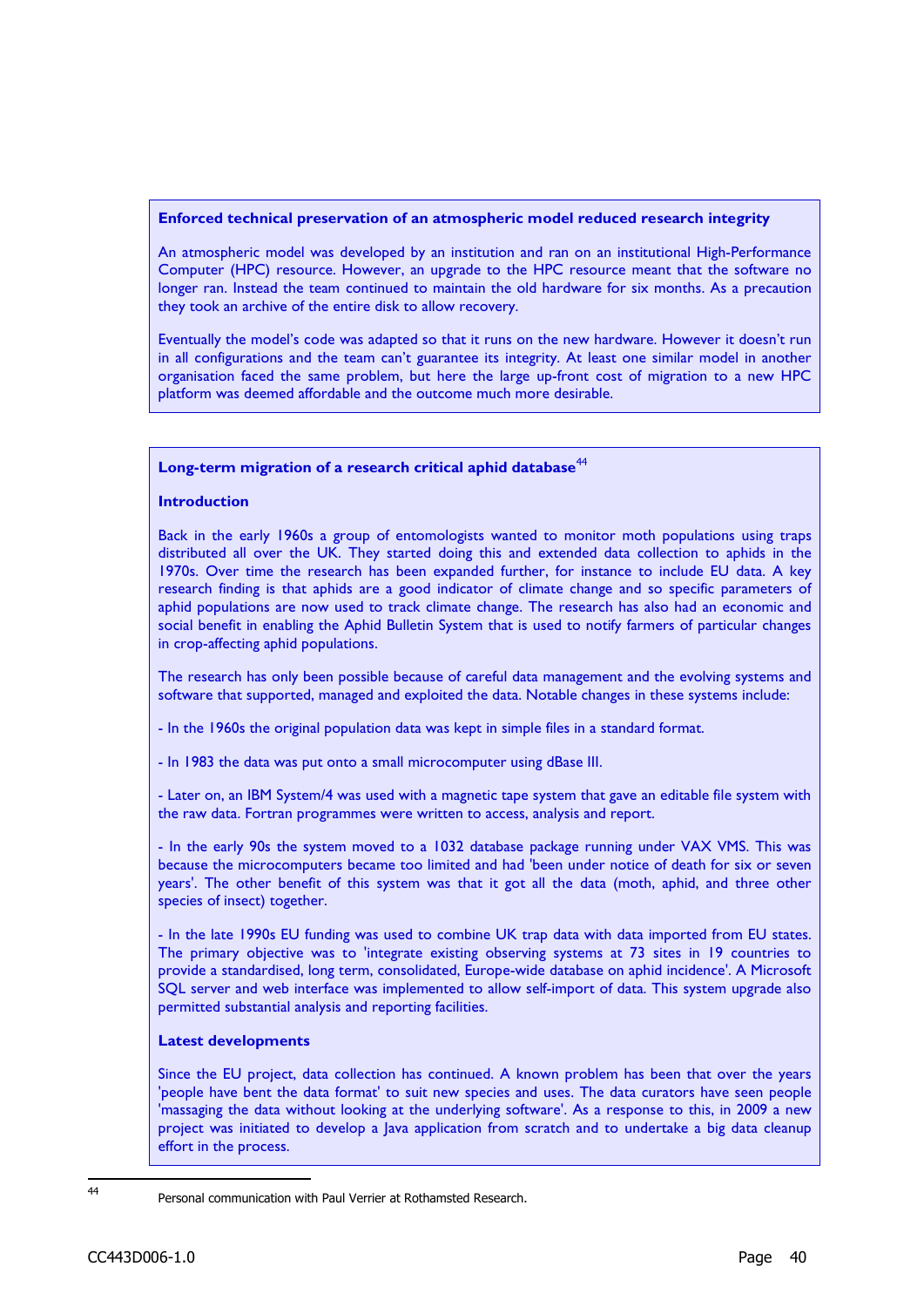**Enforced technical preservation of an atmospheric model reduced research integrity**

An atmospheric model was developed by an institution and ran on an institutional High-Performance Computer (HPC) resource. However, an upgrade to the HPC resource meant that the software no longer ran. Instead the team continued to maintain the old hardware for six months. As a precaution they took an archive of the entire disk to allow recovery.

Eventually the model's code was adapted so that it runs on the new hardware. However it doesn't run in all configurations and the team can't guarantee its integrity. At least one similar model in another organisation faced the same problem, but here the large up-front cost of migration to a new HPC platform was deemed affordable and the outcome much more desirable.

**Long-term migration of a research critical aphid database**[44]

**Introduction**

Back in the early 1960s a group of entomologists wanted to monitor moth populations using traps distributed all over the UK. They started doing this and extended data collection to aphids in the 1970s. Over time the research has been expanded further, for instance to include EU data. A key research finding is that aphids are a good indicator of climate change and so specific parameters of aphid populations are now used to track climate change. The research has also had an economic and social benefit in enabling the Aphid Bulletin System that is used to notify farmers of particular changes in crop-affecting aphid populations.

The research has only been possible because of careful data management and the evolving systems and software that supported, managed and exploited the data. Notable changes in these systems include:

- In the 1960s the original population data was kept in simple files in a standard format.

- In 1983 the data was put onto a small microcomputer using dBase III.

- Later on, an IBM System/4 was used with a magnetic tape system that gave an editable file system with the raw data. Fortran programmes were written to access, analysis and report.

- In the early 90s the system moved to a 1032 database package running under VAX VMS. This was because the microcomputers became too limited and had 'been under notice of death for six or seven years'. The other benefit of this system was that it got all the data (moth, aphid, and three other species of insect) together.

- In the late 1990s EU funding was used to combine UK trap data with data imported from EU states. The primary objective was to 'integrate existing observing systems at 73 sites in 19 countries to provide a standardised, long term, consolidated, Europe-wide database on aphid incidence'. A Microsoft SQL server and web interface was implemented to allow self-import of data. This system upgrade also permitted substantial analysis and reporting facilities.

**Latest developments**

Since the EU project, data collection has continued. A known problem has been that over the years 'people have bent the data format' to suit new species and uses. The data curators have seen people 'massaging the data without looking at the underlying software'. As a response to this, in 2009 a new project was initiated to develop a Java application from scratch and to undertake a big data cleanup effort in the process.

---

[44] Personal communication with Paul Verrier at Rothamsted Research.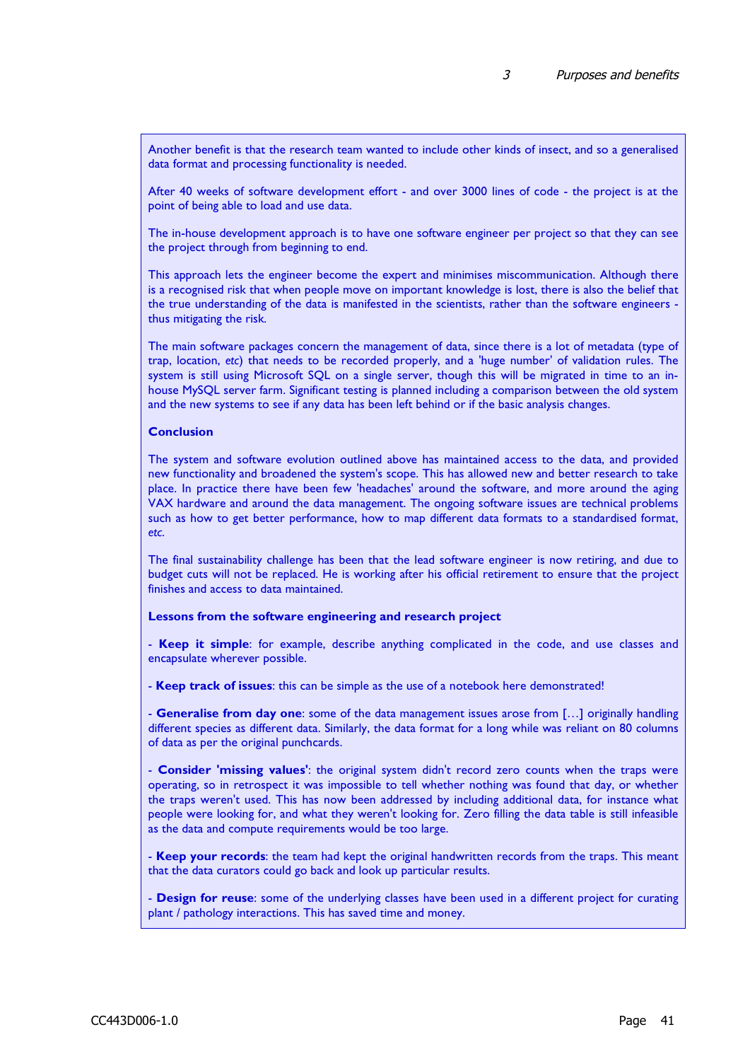Another benefit is that the research team wanted to include other kinds of insect, and so a generalised data format and processing functionality is needed.

After 40 weeks of software development effort - and over 3000 lines of code - the project is at the point of being able to load and use data.

The in-house development approach is to have one software engineer per project so that they can see the project through from beginning to end.

This approach lets the engineer become the expert and minimises miscommunication. Although there is a recognised risk that when people move on important knowledge is lost, there is also the belief that the true understanding of the data is manifested in the scientists, rather than the software engineers - thus mitigating the risk.

The main software packages concern the management of data, since there is a lot of metadata (type of trap, location, *etc*) that needs to be recorded properly, and a 'huge number' of validation rules. The system is still using Microsoft SQL on a single server, though this will be migrated in time to an in-house MySQL server farm. Significant testing is planned including a comparison between the old system and the new systems to see if any data has been left behind or if the basic analysis changes.

**Conclusion**

The system and software evolution outlined above has maintained access to the data, and provided new functionality and broadened the system's scope. This has allowed new and better research to take place. In practice there have been few 'headaches' around the software, and more around the aging VAX hardware and around the data management. The ongoing software issues are technical problems such as how to get better performance, how to map different data formats to a standardised format, *etc*.

The final sustainability challenge has been that the lead software engineer is now retiring, and due to budget cuts will not be replaced. He is working after his official retirement to ensure that the project finishes and access to data maintained.

**Lessons from the software engineering and research project**

- **Keep it simple**: for example, describe anything complicated in the code, and use classes and encapsulate wherever possible.

- **Keep track of issues**: this can be simple as the use of a notebook here demonstrated!

- **Generalise from day one**: some of the data management issues arose from […] originally handling different species as different data. Similarly, the data format for a long while was reliant on 80 columns of data as per the original punchcards.

- **Consider 'missing values'**: the original system didn't record zero counts when the traps were operating, so in retrospect it was impossible to tell whether nothing was found that day, or whether the traps weren't used. This has now been addressed by including additional data, for instance what people were looking for, and what they weren't looking for. Zero filling the data table is still infeasible as the data and compute requirements would be too large.

- **Keep your records**: the team had kept the original handwritten records from the traps. This meant that the data curators could go back and look up particular results.

- **Design for reuse**: some of the underlying classes have been used in a different project for curating plant / pathology interactions. This has saved time and money.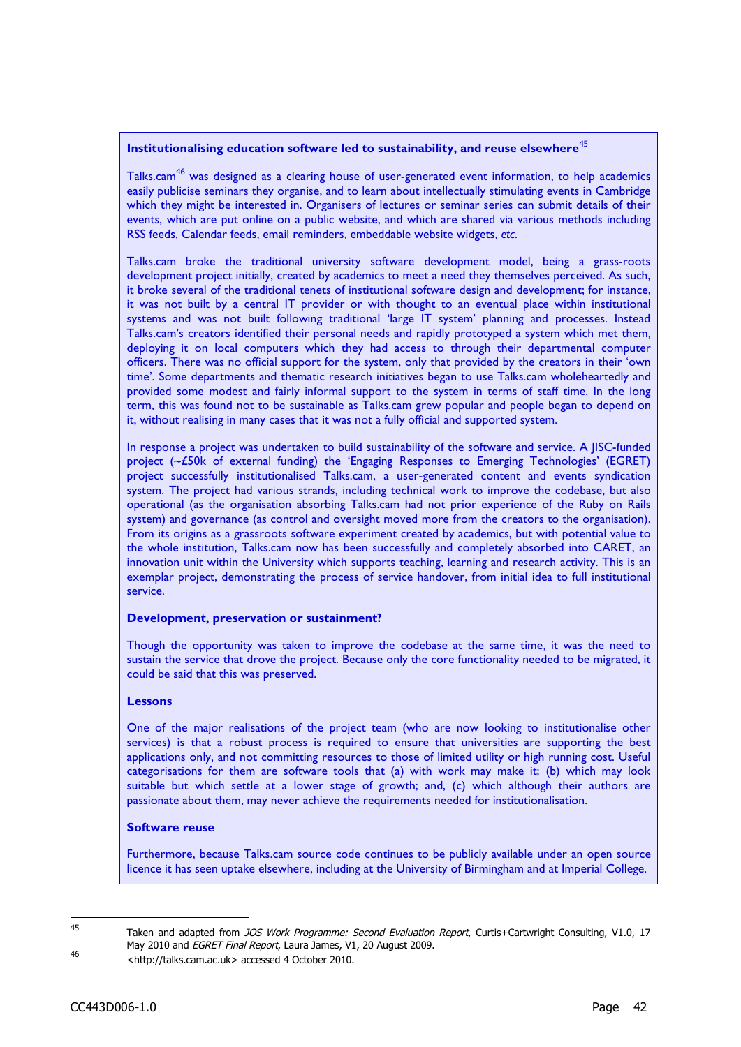**Institutionalising education software led to sustainability, and reuse elsewhere**[45]

Talks.cam[46] was designed as a clearing house of user-generated event information, to help academics easily publicise seminars they organise, and to learn about intellectually stimulating events in Cambridge which they might be interested in. Organisers of lectures or seminar series can submit details of their events, which are put online on a public website, and which are shared via various methods including RSS feeds, Calendar feeds, email reminders, embeddable website widgets, *etc*.

Talks.cam broke the traditional university software development model, being a grass-roots development project initially, created by academics to meet a need they themselves perceived. As such, it broke several of the traditional tenets of institutional software design and development; for instance, it was not built by a central IT provider or with thought to an eventual place within institutional systems and was not built following traditional 'large IT system' planning and processes. Instead Talks.cam's creators identified their personal needs and rapidly prototyped a system which met them, deploying it on local computers which they had access to through their departmental computer officers. There was no official support for the system, only that provided by the creators in their 'own time'. Some departments and thematic research initiatives began to use Talks.cam wholeheartedly and provided some modest and fairly informal support to the system in terms of staff time. In the long term, this was found not to be sustainable as Talks.cam grew popular and people began to depend on it, without realising in many cases that it was not a fully official and supported system.

In response a project was undertaken to build sustainability of the software and service. A JISC-funded project (~£50k of external funding) the 'Engaging Responses to Emerging Technologies' (EGRET) project successfully institutionalised Talks.cam, a user-generated content and events syndication system. The project had various strands, including technical work to improve the codebase, but also operational (as the organisation absorbing Talks.cam had not prior experience of the Ruby on Rails system) and governance (as control and oversight moved more from the creators to the organisation). From its origins as a grassroots software experiment created by academics, but with potential value to the whole institution, Talks.cam now has been successfully and completely absorbed into CARET, an innovation unit within the University which supports teaching, learning and research activity. This is an exemplar project, demonstrating the process of service handover, from initial idea to full institutional service.

**Development, preservation or sustainment?**

Though the opportunity was taken to improve the codebase at the same time, it was the need to sustain the service that drove the project. Because only the core functionality needed to be migrated, it could be said that this was preserved.

**Lessons**

One of the major realisations of the project team (who are now looking to institutionalise other services) is that a robust process is required to ensure that universities are supporting the best applications only, and not committing resources to those of limited utility or high running cost. Useful categorisations for them are software tools that (a) with work may make it; (b) which may look suitable but which settle at a lower stage of growth; and, (c) which although their authors are passionate about them, may never achieve the requirements needed for institutionalisation.

**Software reuse**

Furthermore, because Talks.cam source code continues to be publicly available under an open source licence it has seen uptake elsewhere, including at the University of Birmingham and at Imperial College.

---

[45] Taken and adapted from *JOS Work Programme: Second Evaluation Report*, Curtis+Cartwright Consulting, V1.0, 17 May 2010 and *EGRET Final Report*, Laura James, V1, 20 August 2009.

[46] <http://talks.cam.ac.uk> accessed 4 October 2010.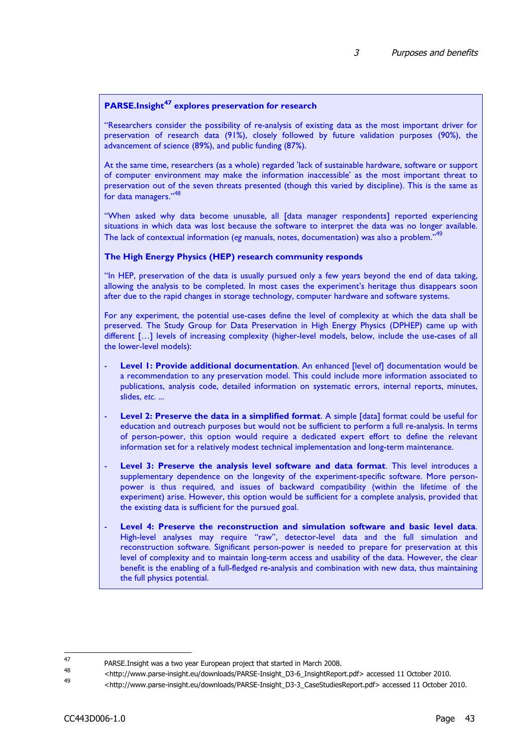**PARSE.Insight[47] explores preservation for research**

"Researchers consider the possibility of re-analysis of existing data as the most important driver for preservation of research data (91%), closely followed by future validation purposes (90%), the advancement of science (89%), and public funding (87%).

At the same time, researchers (as a whole) regarded 'lack of sustainable hardware, software or support of computer environment may make the information inaccessible' as the most important threat to preservation out of the seven threats presented (though this varied by discipline). This is the same as for data managers."[48]

"When asked why data become unusable, all [data manager respondents] reported experiencing situations in which data was lost because the software to interpret the data was no longer available. The lack of contextual information (*eg* manuals, notes, documentation) was also a problem."[49]

**The High Energy Physics (HEP) research community responds**

"In HEP, preservation of the data is usually pursued only a few years beyond the end of data taking, allowing the analysis to be completed. In most cases the experiment's heritage thus disappears soon after due to the rapid changes in storage technology, computer hardware and software systems.

For any experiment, the potential use-cases define the level of complexity at which the data shall be preserved. The Study Group for Data Preservation in High Energy Physics (DPHEP) came up with different […] levels of increasing complexity (higher-level models, below, include the use-cases of all the lower-level models):

- **Level 1: Provide additional documentation**. An enhanced [level of] documentation would be a recommendation to any preservation model. This could include more information associated to publications, analysis code, detailed information on systematic errors, internal reports, minutes, slides, *etc.* ...

- **Level 2: Preserve the data in a simplified format**. A simple [data] format could be useful for education and outreach purposes but would not be sufficient to perform a full re-analysis. In terms of person-power, this option would require a dedicated expert effort to define the relevant information set for a relatively modest technical implementation and long-term maintenance.

- **Level 3: Preserve the analysis level software and data format**. This level introduces a supplementary dependence on the longevity of the experiment-specific software. More person-power is thus required, and issues of backward compatibility (within the lifetime of the experiment) arise. However, this option would be sufficient for a complete analysis, provided that the existing data is sufficient for the pursued goal.

- **Level 4: Preserve the reconstruction and simulation software and basic level data**. High-level analyses may require "raw", detector-level data and the full simulation and reconstruction software. Significant person-power is needed to prepare for preservation at this level of complexity and to maintain long-term access and usability of the data. However, the clear benefit is the enabling of a full-fledged re-analysis and combination with new data, thus maintaining the full physics potential.

---

[47] PARSE.Insight was a two year European project that started in March 2008.

[48] <http://www.parse-insight.eu/downloads/PARSE-Insight_D3-6_InsightReport.pdf> accessed 11 October 2010.

[49] <http://www.parse-insight.eu/downloads/PARSE-Insight_D3-3_CaseStudiesReport.pdf> accessed 11 October 2010.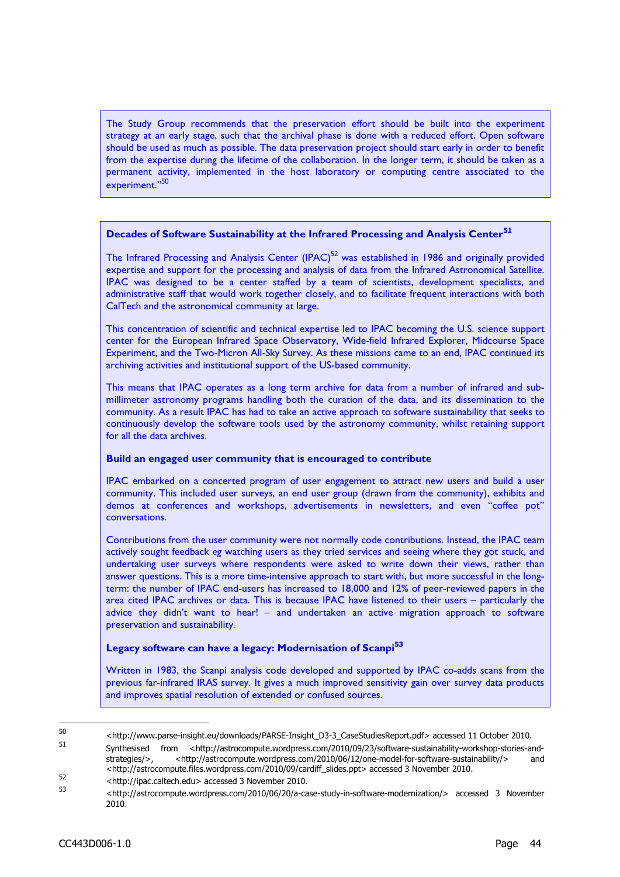The Study Group recommends that the preservation effort should be built into the experiment strategy at an early stage, such that the archival phase is done with a reduced effort. Open software should be used as much as possible. The data preservation project should start early in order to benefit from the expertise during the lifetime of the collaboration. In the longer term, it should be taken as a permanent activity, implemented in the host laboratory or computing centre associated to the experiment."[50]

**Decades of Software Sustainability at the Infrared Processing and Analysis Center[51]**

The Infrared Processing and Analysis Center (IPAC)[52] was established in 1986 and originally provided expertise and support for the processing and analysis of data from the Infrared Astronomical Satellite. IPAC was designed to be a center staffed by a team of scientists, development specialists, and administrative staff that would work together closely, and to facilitate frequent interactions with both CalTech and the astronomical community at large.

This concentration of scientific and technical expertise led to IPAC becoming the U.S. science support center for the European Infrared Space Observatory, Wide-field Infrared Explorer, Midcourse Space Experiment, and the Two-Micron All-Sky Survey. As these missions came to an end, IPAC continued its archiving activities and institutional support of the US-based community.

This means that IPAC operates as a long term archive for data from a number of infrared and sub-millimeter astronomy programs handling both the curation of the data, and its dissemination to the community. As a result IPAC has had to take an active approach to software sustainability that seeks to continuously develop the software tools used by the astronomy community, whilst retaining support for all the data archives.

**Build an engaged user community that is encouraged to contribute**

IPAC embarked on a concerted program of user engagement to attract new users and build a user community. This included user surveys, an end user group (drawn from the community), exhibits and demos at conferences and workshops, advertisements in newsletters, and even "coffee pot" conversations.

Contributions from the user community were not normally code contributions. Instead, the IPAC team actively sought feedback *eg* watching users as they tried services and seeing where they got stuck, and undertaking user surveys where respondents were asked to write down their views, rather than answer questions. This is a more time-intensive approach to start with, but more successful in the long-term: the number of IPAC end-users has increased to 18,000 and 12% of peer-reviewed papers in the area cited IPAC archives or data. This is because IPAC have listened to their users – particularly the advice they didn't want to hear! – and undertaken an active migration approach to software preservation and sustainability.

**Legacy software can have a legacy: Modernisation of Scanpi[53]**

Written in 1983, the Scanpi analysis code developed and supported by IPAC co-adds scans from the previous far-infrared IRAS survey. It gives a much improved sensitivity gain over survey data products and improves spatial resolution of extended or confused sources.

---

[50] <http://www.parse-insight.eu/downloads/PARSE-Insight_D3-3_CaseStudiesReport.pdf> accessed 11 October 2010.

[51] Synthesised from <http://astrocompute.wordpress.com/2010/09/23/software-sustainability-workshop-stories-and-strategies/>, <http://astrocompute.wordpress.com/2010/06/12/one-model-for-software-sustainability/> and <http://astrocompute.files.wordpress.com/2010/09/cardiff_slides.ppt> accessed 3 November 2010.

[52] <http://ipac.caltech.edu> accessed 3 November 2010.

[53] <http://astrocompute.wordpress.com/2010/06/20/a-case-study-in-software-modernization/> accessed 3 November 2010.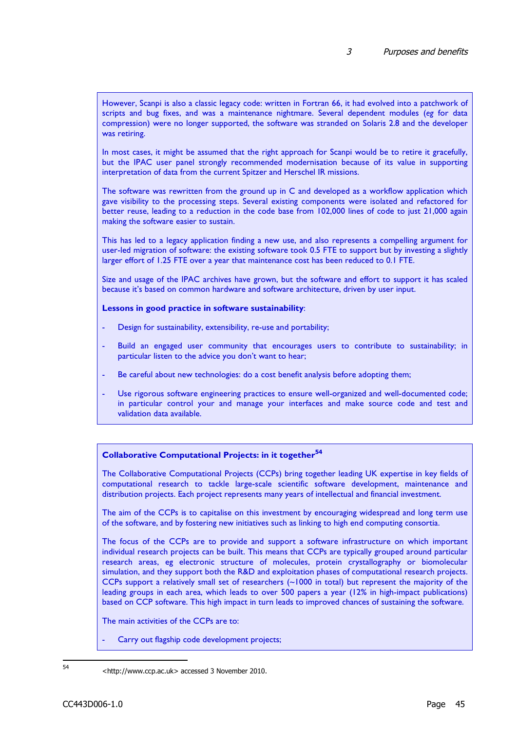However, Scanpi is also a classic legacy code: written in Fortran 66, it had evolved into a patchwork of scripts and bug fixes, and was a maintenance nightmare. Several dependent modules (*eg* for data compression) were no longer supported, the software was stranded on Solaris 2.8 and the developer was retiring.

In most cases, it might be assumed that the right approach for Scanpi would be to retire it gracefully, but the IPAC user panel strongly recommended modernisation because of its value in supporting interpretation of data from the current Spitzer and Herschel IR missions.

The software was rewritten from the ground up in C and developed as a workflow application which gave visibility to the processing steps. Several existing components were isolated and refactored for better reuse, leading to a reduction in the code base from 102,000 lines of code to just 21,000 again making the software easier to sustain.

This has led to a legacy application finding a new use, and also represents a compelling argument for user-led migration of software: the existing software took 0.5 FTE to support but by investing a slightly larger effort of 1.25 FTE over a year that maintenance cost has been reduced to 0.1 FTE.

Size and usage of the IPAC archives have grown, but the software and effort to support it has scaled because it's based on common hardware and software architecture, driven by user input.

**Lessons in good practice in software sustainability**:

- Design for sustainability, extensibility, re-use and portability;
- Build an engaged user community that encourages users to contribute to sustainability; in particular listen to the advice you don't want to hear;
- Be careful about new technologies: do a cost benefit analysis before adopting them;
- Use rigorous software engineering practices to ensure well-organized and well-documented code; in particular control your and manage your interfaces and make source code and test and validation data available.

**Collaborative Computational Projects: in it together**[54]

The Collaborative Computational Projects (CCPs) bring together leading UK expertise in key fields of computational research to tackle large-scale scientific software development, maintenance and distribution projects. Each project represents many years of intellectual and financial investment.

The aim of the CCPs is to capitalise on this investment by encouraging widespread and long term use of the software, and by fostering new initiatives such as linking to high end computing consortia.

The focus of the CCPs are to provide and support a software infrastructure on which important individual research projects can be built. This means that CCPs are typically grouped around particular research areas, eg electronic structure of molecules, protein crystallography or biomolecular simulation, and they support both the R&D and exploitation phases of computational research projects. CCPs support a relatively small set of researchers (~1000 in total) but represent the majority of the leading groups in each area, which leads to over 500 papers a year (12% in high-impact publications) based on CCP software. This high impact in turn leads to improved chances of sustaining the software.

The main activities of the CCPs are to:

- Carry out flagship code development projects;

[54] <http://www.ccp.ac.uk> accessed 3 November 2010.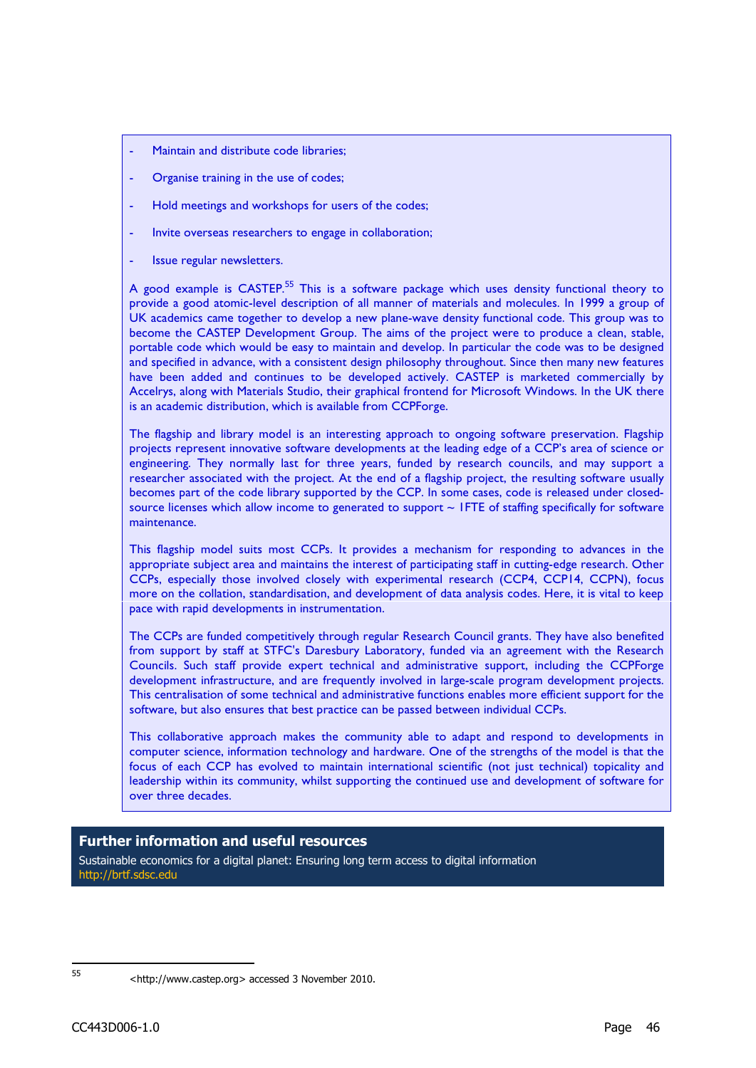- Maintain and distribute code libraries;
- Organise training in the use of codes;
- Hold meetings and workshops for users of the codes;
- Invite overseas researchers to engage in collaboration;
- Issue regular newsletters.

A good example is CASTEP.[55] This is a software package which uses density functional theory to provide a good atomic-level description of all manner of materials and molecules. In 1999 a group of UK academics came together to develop a new plane-wave density functional code. This group was to become the CASTEP Development Group. The aims of the project were to produce a clean, stable, portable code which would be easy to maintain and develop. In particular the code was to be designed and specified in advance, with a consistent design philosophy throughout. Since then many new features have been added and continues to be developed actively. CASTEP is marketed commercially by Accelrys, along with Materials Studio, their graphical frontend for Microsoft Windows. In the UK there is an academic distribution, which is available from CCPForge.

The flagship and library model is an interesting approach to ongoing software preservation. Flagship projects represent innovative software developments at the leading edge of a CCP's area of science or engineering. They normally last for three years, funded by research councils, and may support a researcher associated with the project. At the end of a flagship project, the resulting software usually becomes part of the code library supported by the CCP. In some cases, code is released under closed-source licenses which allow income to generated to support ~ 1FTE of staffing specifically for software maintenance.

This flagship model suits most CCPs. It provides a mechanism for responding to advances in the appropriate subject area and maintains the interest of participating staff in cutting-edge research. Other CCPs, especially those involved closely with experimental research (CCP4, CCP14, CCPN), focus more on the collation, standardisation, and development of data analysis codes. Here, it is vital to keep pace with rapid developments in instrumentation.

The CCPs are funded competitively through regular Research Council grants. They have also benefited from support by staff at STFC's Daresbury Laboratory, funded via an agreement with the Research Councils. Such staff provide expert technical and administrative support, including the CCPForge development infrastructure, and are frequently involved in large-scale program development projects. This centralisation of some technical and administrative functions enables more efficient support for the software, but also ensures that best practice can be passed between individual CCPs.

This collaborative approach makes the community able to adapt and respond to developments in computer science, information technology and hardware. One of the strengths of the model is that the focus of each CCP has evolved to maintain international scientific (not just technical) topicality and leadership within its community, whilst supporting the continued use and development of software for over three decades.

## Further information and useful resources

Sustainable economics for a digital planet: Ensuring long term access to digital information
http://brtf.sdsc.edu

[55] <http://www.castep.org> accessed 3 November 2010.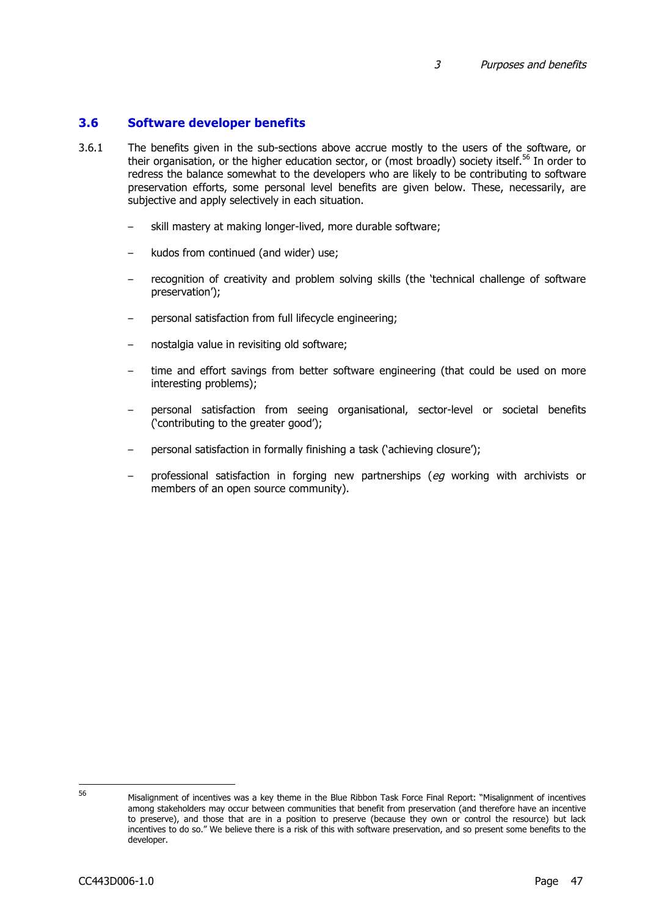## 3.6 Software developer benefits

3.6.1 The benefits given in the sub-sections above accrue mostly to the users of the software, or their organisation, or the higher education sector, or (most broadly) society itself.[56] In order to redress the balance somewhat to the developers who are likely to be contributing to software preservation efforts, some personal level benefits are given below. These, necessarily, are subjective and apply selectively in each situation.

- skill mastery at making longer-lived, more durable software;
- kudos from continued (and wider) use;
- recognition of creativity and problem solving skills (the 'technical challenge of software preservation');
- personal satisfaction from full lifecycle engineering;
- nostalgia value in revisiting old software;
- time and effort savings from better software engineering (that could be used on more interesting problems);
- personal satisfaction from seeing organisational, sector-level or societal benefits ('contributing to the greater good');
- personal satisfaction in formally finishing a task ('achieving closure');
- professional satisfaction in forging new partnerships (*eg* working with archivists or members of an open source community).

---

[56] Misalignment of incentives was a key theme in the Blue Ribbon Task Force Final Report: "Misalignment of incentives among stakeholders may occur between communities that benefit from preservation (and therefore have an incentive to preserve), and those that are in a position to preserve (because they own or control the resource) but lack incentives to do so." We believe there is a risk of this with software preservation, and so present some benefits to the developer.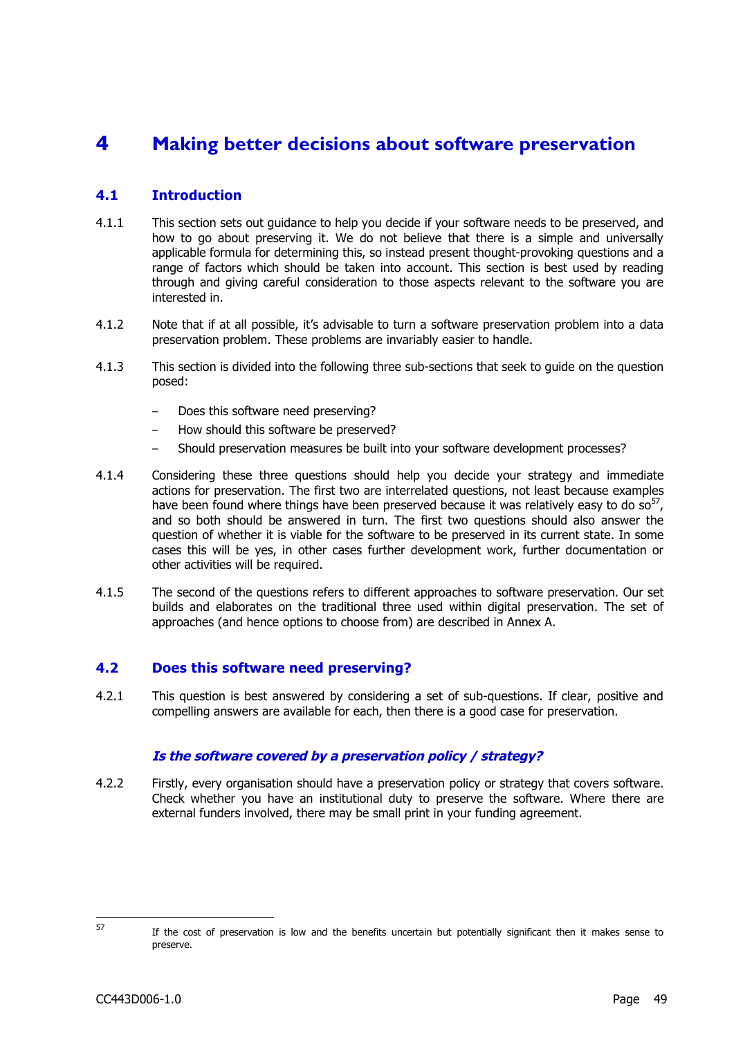# 4 Making better decisions about software preservation

## 4.1 Introduction

4.1.1 This section sets out guidance to help you decide if your software needs to be preserved, and how to go about preserving it. We do not believe that there is a simple and universally applicable formula for determining this, so instead present thought-provoking questions and a range of factors which should be taken into account. This section is best used by reading through and giving careful consideration to those aspects relevant to the software you are interested in.

4.1.2 Note that if at all possible, it's advisable to turn a software preservation problem into a data preservation problem. These problems are invariably easier to handle.

4.1.3 This section is divided into the following three sub-sections that seek to guide on the question posed:

- Does this software need preserving?
- How should this software be preserved?
- Should preservation measures be built into your software development processes?

4.1.4 Considering these three questions should help you decide your strategy and immediate actions for preservation. The first two are interrelated questions, not least because examples have been found where things have been preserved because it was relatively easy to do so[57], and so both should be answered in turn. The first two questions should also answer the question of whether it is viable for the software to be preserved in its current state. In some cases this will be yes, in other cases further development work, further documentation or other activities will be required.

4.1.5 The second of the questions refers to different approaches to software preservation. Our set builds and elaborates on the traditional three used within digital preservation. The set of approaches (and hence options to choose from) are described in Annex A.

## 4.2 Does this software need preserving?

4.2.1 This question is best answered by considering a set of sub-questions. If clear, positive and compelling answers are available for each, then there is a good case for preservation.

### *Is the software covered by a preservation policy / strategy?*

4.2.2 Firstly, every organisation should have a preservation policy or strategy that covers software. Check whether you have an institutional duty to preserve the software. Where there are external funders involved, there may be small print in your funding agreement.

---

[57] If the cost of preservation is low and the benefits uncertain but potentially significant then it makes sense to preserve.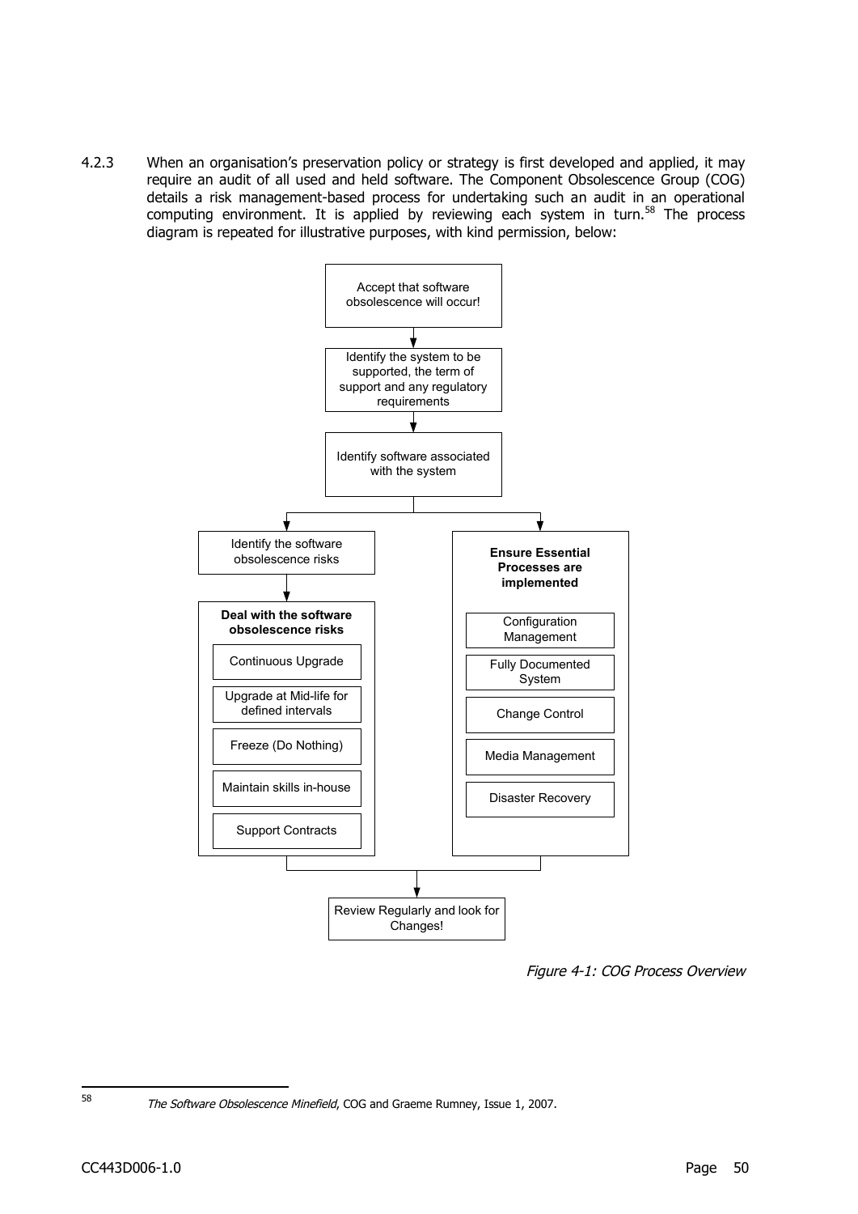4.2.3 When an organisation's preservation policy or strategy is first developed and applied, it may require an audit of all used and held software. The Component Obsolescence Group (COG) details a risk management-based process for undertaking such an audit in an operational computing environment. It is applied by reviewing each system in turn.[58] The process diagram is repeated for illustrative purposes, with kind permission, below:

Accept that software obsolescence will occur!

↓

Identify the system to be supported, the term of support and any regulatory requirements

↓

Identify software associated with the system

↓

- Identify the software obsolescence risks
  - ↓
  - **Deal with the software obsolescence risks**
    - Continuous Upgrade
    - Upgrade at Mid-life for defined intervals
    - Freeze (Do Nothing)
    - Maintain skills in-house
    - Support Contracts
- **Ensure Essential Processes are implemented**
  - Configuration Management
  - Fully Documented System
  - Change Control
  - Media Management
  - Disaster Recovery

↓

Review Regularly and look for Changes!

*Figure 4-1: COG Process Overview*

[58] *The Software Obsolescence Minefield*, COG and Graeme Rumney, Issue 1, 2007.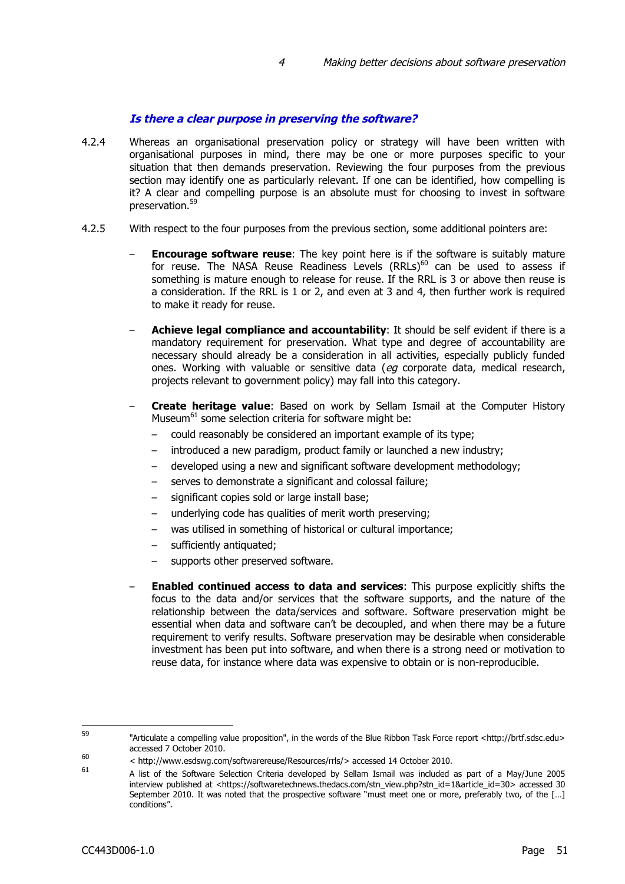### *Is there a clear purpose in preserving the software?*

4.2.4 Whereas an organisational preservation policy or strategy will have been written with organisational purposes in mind, there may be one or more purposes specific to your situation that then demands preservation. Reviewing the four purposes from the previous section may identify one as particularly relevant. If one can be identified, how compelling is it? A clear and compelling purpose is an absolute must for choosing to invest in software preservation.[59]

4.2.5 With respect to the four purposes from the previous section, some additional pointers are:

- **Encourage software reuse**: The key point here is if the software is suitably mature for reuse. The NASA Reuse Readiness Levels (RRLs)[60] can be used to assess if something is mature enough to release for reuse. If the RRL is 3 or above then reuse is a consideration. If the RRL is 1 or 2, and even at 3 and 4, then further work is required to make it ready for reuse.

- **Achieve legal compliance and accountability**: It should be self evident if there is a mandatory requirement for preservation. What type and degree of accountability are necessary should already be a consideration in all activities, especially publicly funded ones. Working with valuable or sensitive data (*eg* corporate data, medical research, projects relevant to government policy) may fall into this category.

- **Create heritage value**: Based on work by Sellam Ismail at the Computer History Museum[61] some selection criteria for software might be:
  - could reasonably be considered an important example of its type;
  - introduced a new paradigm, product family or launched a new industry;
  - developed using a new and significant software development methodology;
  - serves to demonstrate a significant and colossal failure;
  - significant copies sold or large install base;
  - underlying code has qualities of merit worth preserving;
  - was utilised in something of historical or cultural importance;
  - sufficiently antiquated;
  - supports other preserved software.

- **Enabled continued access to data and services**: This purpose explicitly shifts the focus to the data and/or services that the software supports, and the nature of the relationship between the data/services and software. Software preservation might be essential when data and software can't be decoupled, and when there may be a future requirement to verify results. Software preservation may be desirable when considerable investment has been put into software, and when there is a strong need or motivation to reuse data, for instance where data was expensive to obtain or is non-reproducible.

---

[59] "Articulate a compelling value proposition", in the words of the Blue Ribbon Task Force report <http://brtf.sdsc.edu> accessed 7 October 2010.

[60] < http://www.esdswg.com/softwarereuse/Resources/rrls/> accessed 14 October 2010.

[61] A list of the Software Selection Criteria developed by Sellam Ismail was included as part of a May/June 2005 interview published at <https://softwaretechnews.thedacs.com/stn_view.php?stn_id=1&article_id=30> accessed 30 September 2010. It was noted that the prospective software "must meet one or more, preferably two, of the […] conditions".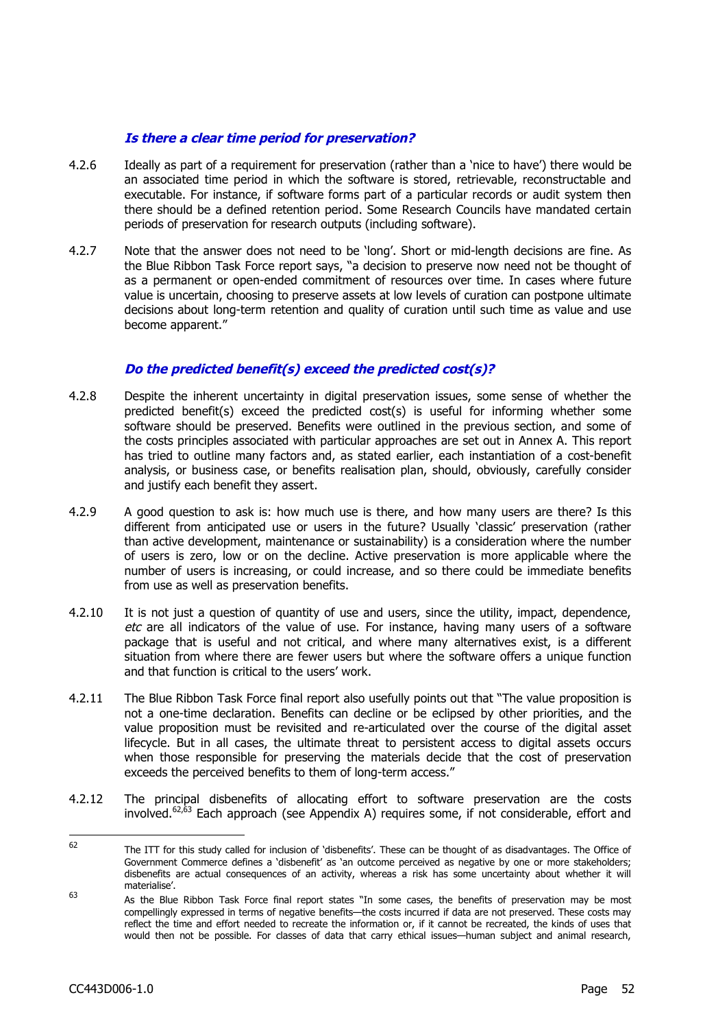### *Is there a clear time period for preservation?*

4.2.6 Ideally as part of a requirement for preservation (rather than a 'nice to have') there would be an associated time period in which the software is stored, retrievable, reconstructable and executable. For instance, if software forms part of a particular records or audit system then there should be a defined retention period. Some Research Councils have mandated certain periods of preservation for research outputs (including software).

4.2.7 Note that the answer does not need to be 'long'. Short or mid-length decisions are fine. As the Blue Ribbon Task Force report says, "a decision to preserve now need not be thought of as a permanent or open-ended commitment of resources over time. In cases where future value is uncertain, choosing to preserve assets at low levels of curation can postpone ultimate decisions about long-term retention and quality of curation until such time as value and use become apparent."

### *Do the predicted benefit(s) exceed the predicted cost(s)?*

4.2.8 Despite the inherent uncertainty in digital preservation issues, some sense of whether the predicted benefit(s) exceed the predicted cost(s) is useful for informing whether some software should be preserved. Benefits were outlined in the previous section, and some of the costs principles associated with particular approaches are set out in Annex A. This report has tried to outline many factors and, as stated earlier, each instantiation of a cost-benefit analysis, or business case, or benefits realisation plan, should, obviously, carefully consider and justify each benefit they assert.

4.2.9 A good question to ask is: how much use is there, and how many users are there? Is this different from anticipated use or users in the future? Usually 'classic' preservation (rather than active development, maintenance or sustainability) is a consideration where the number of users is zero, low or on the decline. Active preservation is more applicable where the number of users is increasing, or could increase, and so there could be immediate benefits from use as well as preservation benefits.

4.2.10 It is not just a question of quantity of use and users, since the utility, impact, dependence, *etc* are all indicators of the value of use. For instance, having many users of a software package that is useful and not critical, and where many alternatives exist, is a different situation from where there are fewer users but where the software offers a unique function and that function is critical to the users' work.

4.2.11 The Blue Ribbon Task Force final report also usefully points out that "The value proposition is not a one-time declaration. Benefits can decline or be eclipsed by other priorities, and the value proposition must be revisited and re-articulated over the course of the digital asset lifecycle. But in all cases, the ultimate threat to persistent access to digital assets occurs when those responsible for preserving the materials decide that the cost of preservation exceeds the perceived benefits to them of long-term access."

4.2.12 The principal disbenefits of allocating effort to software preservation are the costs involved.[62,63] Each approach (see Appendix A) requires some, if not considerable, effort and

---

[62] The ITT for this study called for inclusion of 'disbenefits'. These can be thought of as disadvantages. The Office of Government Commerce defines a 'disbenefit' as 'an outcome perceived as negative by one or more stakeholders; disbenefits are actual consequences of an activity, whereas a risk has some uncertainty about whether it will materialise'.

[63] As the Blue Ribbon Task Force final report states "In some cases, the benefits of preservation may be most compellingly expressed in terms of negative benefits—the costs incurred if data are not preserved. These costs may reflect the time and effort needed to recreate the information or, if it cannot be recreated, the kinds of uses that would then not be possible. For classes of data that carry ethical issues—human subject and animal research,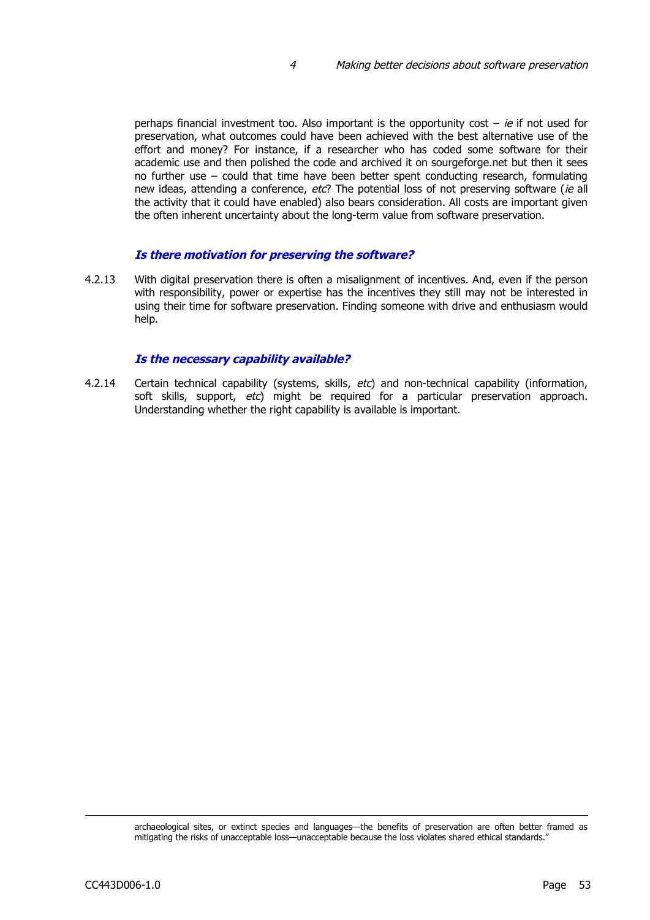perhaps financial investment too. Also important is the opportunity cost – *ie* if not used for preservation, what outcomes could have been achieved with the best alternative use of the effort and money? For instance, if a researcher who has coded some software for their academic use and then polished the code and archived it on sourgeforge.net but then it sees no further use – could that time have been better spent conducting research, formulating new ideas, attending a conference, *etc*? The potential loss of not preserving software (*ie* all the activity that it could have enabled) also bears consideration. All costs are important given the often inherent uncertainty about the long-term value from software preservation.

### *Is there motivation for preserving the software?*

4.2.13 With digital preservation there is often a misalignment of incentives. And, even if the person with responsibility, power or expertise has the incentives they still may not be interested in using their time for software preservation. Finding someone with drive and enthusiasm would help.

### *Is the necessary capability available?*

4.2.14 Certain technical capability (systems, skills, *etc*) and non-technical capability (information, soft skills, support, *etc*) might be required for a particular preservation approach. Understanding whether the right capability is available is important.

---

archaeological sites, or extinct species and languages—the benefits of preservation are often better framed as mitigating the risks of unacceptable loss—unacceptable because the loss violates shared ethical standards."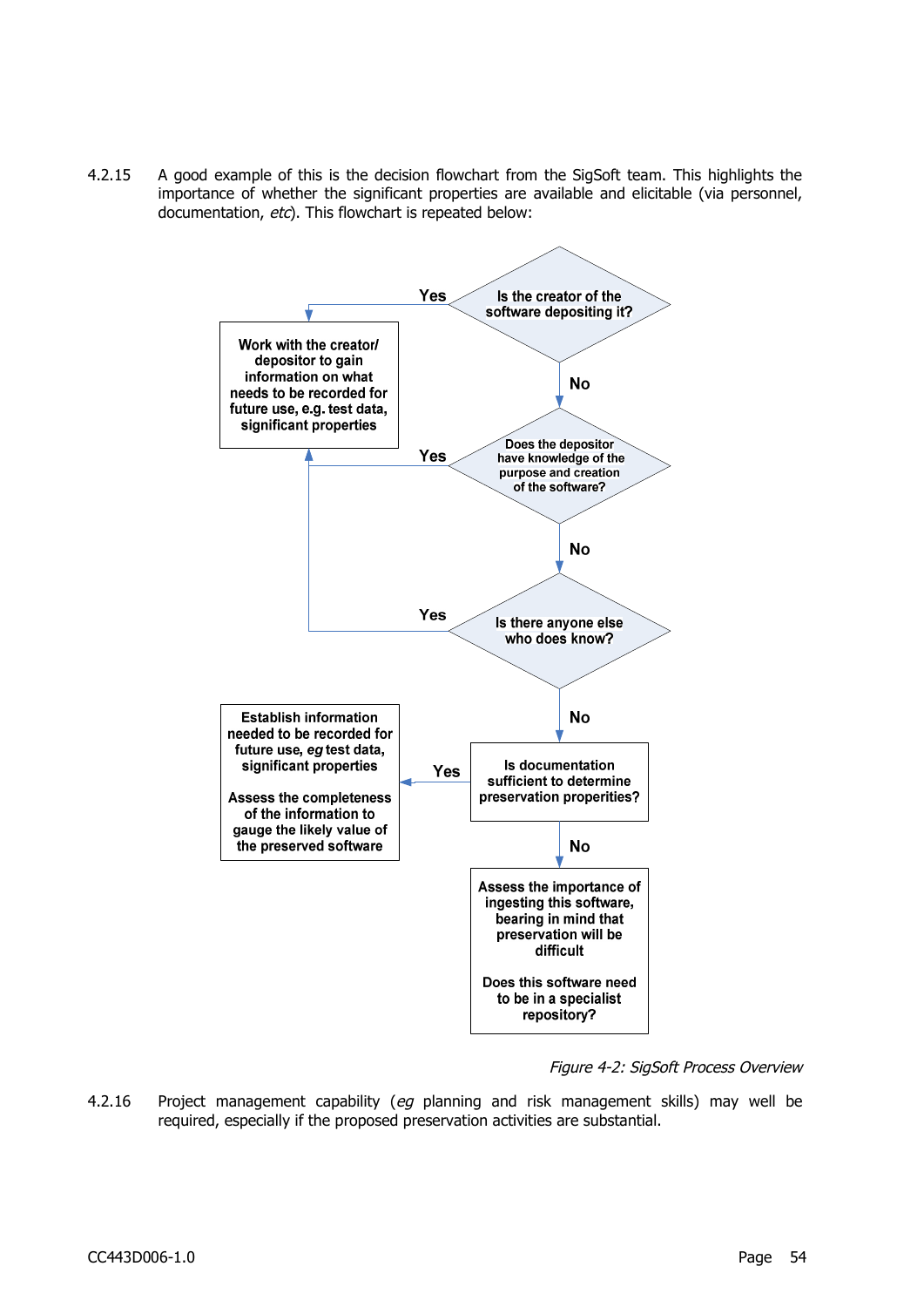4.2.15 A good example of this is the decision flowchart from the SigSoft team. This highlights the importance of whether the significant properties are available and elicitable (via personnel, documentation, *etc*). This flowchart is repeated below:

- **Is the creator of the software depositing it?**
  - Yes → **Work with the creator/ depositor to gain information on what needs to be recorded for future use, e.g. test data, significant properties**
  - No → **Does the depositor have knowledge of the purpose and creation of the software?**
    - Yes → **Work with the creator/ depositor to gain information on what needs to be recorded for future use, e.g. test data, significant properties**
    - No → **Is there anyone else who does know?**
      - Yes → **Work with the creator/ depositor to gain information on what needs to be recorded for future use, e.g. test data, significant properties**
      - No → **Is documentation sufficient to determine preservation properities?**
        - Yes → **Establish information needed to be recorded for future use, *eg* test data, significant properties. Assess the completeness of the information to gauge the likely value of the preserved software**
        - No → **Assess the importance of ingesting this software, bearing in mind that preservation will be difficult. Does this software need to be in a specialist repository?**

*Figure 4-2: SigSoft Process Overview*

4.2.16 Project management capability (*eg* planning and risk management skills) may well be required, especially if the proposed preservation activities are substantial.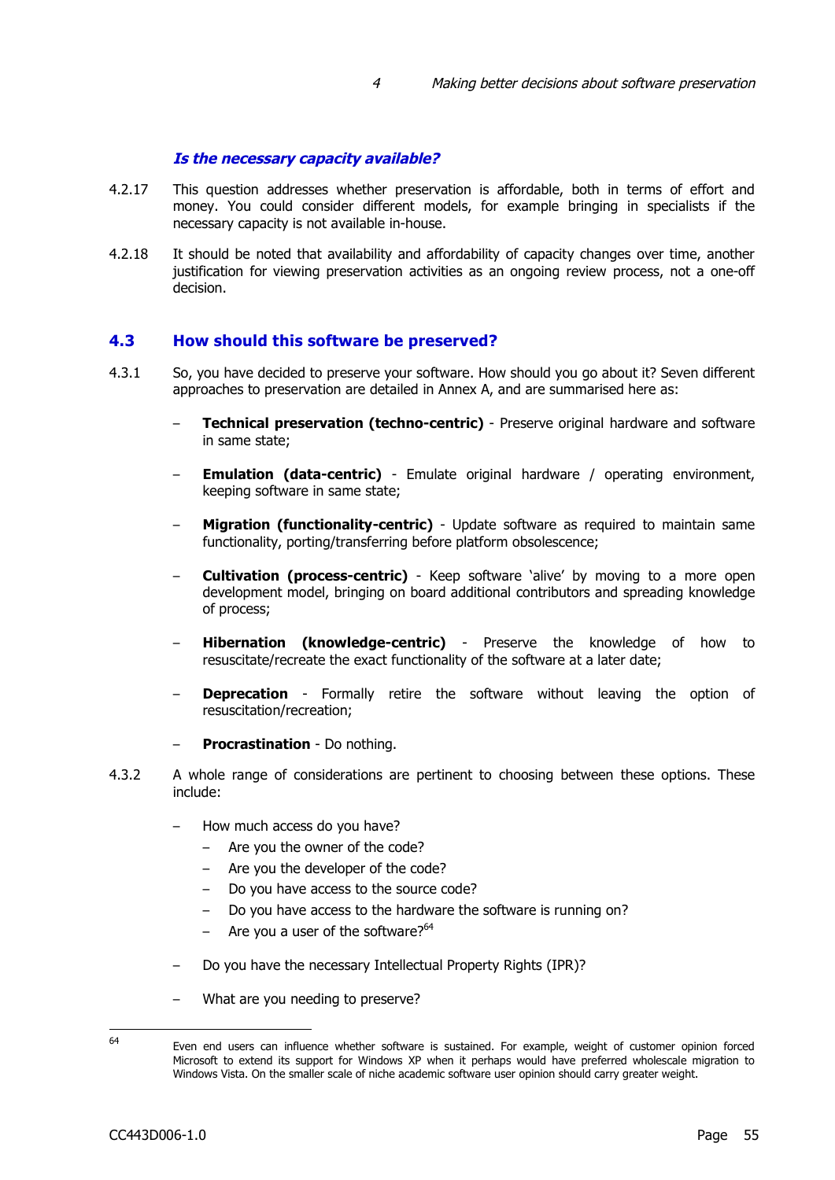***Is the necessary capacity available?***

4.2.17 This question addresses whether preservation is affordable, both in terms of effort and money. You could consider different models, for example bringing in specialists if the necessary capacity is not available in-house.

4.2.18 It should be noted that availability and affordability of capacity changes over time, another justification for viewing preservation activities as an ongoing review process, not a one-off decision.

## 4.3 How should this software be preserved?

4.3.1 So, you have decided to preserve your software. How should you go about it? Seven different approaches to preservation are detailed in Annex A, and are summarised here as:

- **Technical preservation (techno-centric)** - Preserve original hardware and software in same state;
- **Emulation (data-centric)** - Emulate original hardware / operating environment, keeping software in same state;
- **Migration (functionality-centric)** - Update software as required to maintain same functionality, porting/transferring before platform obsolescence;
- **Cultivation (process-centric)** - Keep software 'alive' by moving to a more open development model, bringing on board additional contributors and spreading knowledge of process;
- **Hibernation (knowledge-centric)** - Preserve the knowledge of how to resuscitate/recreate the exact functionality of the software at a later date;
- **Deprecation** - Formally retire the software without leaving the option of resuscitation/recreation;
- **Procrastination** - Do nothing.

4.3.2 A whole range of considerations are pertinent to choosing between these options. These include:

- How much access do you have?
  - Are you the owner of the code?
  - Are you the developer of the code?
  - Do you have access to the source code?
  - Do you have access to the hardware the software is running on?
  - Are you a user of the software?[64]
- Do you have the necessary Intellectual Property Rights (IPR)?
- What are you needing to preserve?

---

[64] Even end users can influence whether software is sustained. For example, weight of customer opinion forced Microsoft to extend its support for Windows XP when it perhaps would have preferred wholescale migration to Windows Vista. On the smaller scale of niche academic software user opinion should carry greater weight.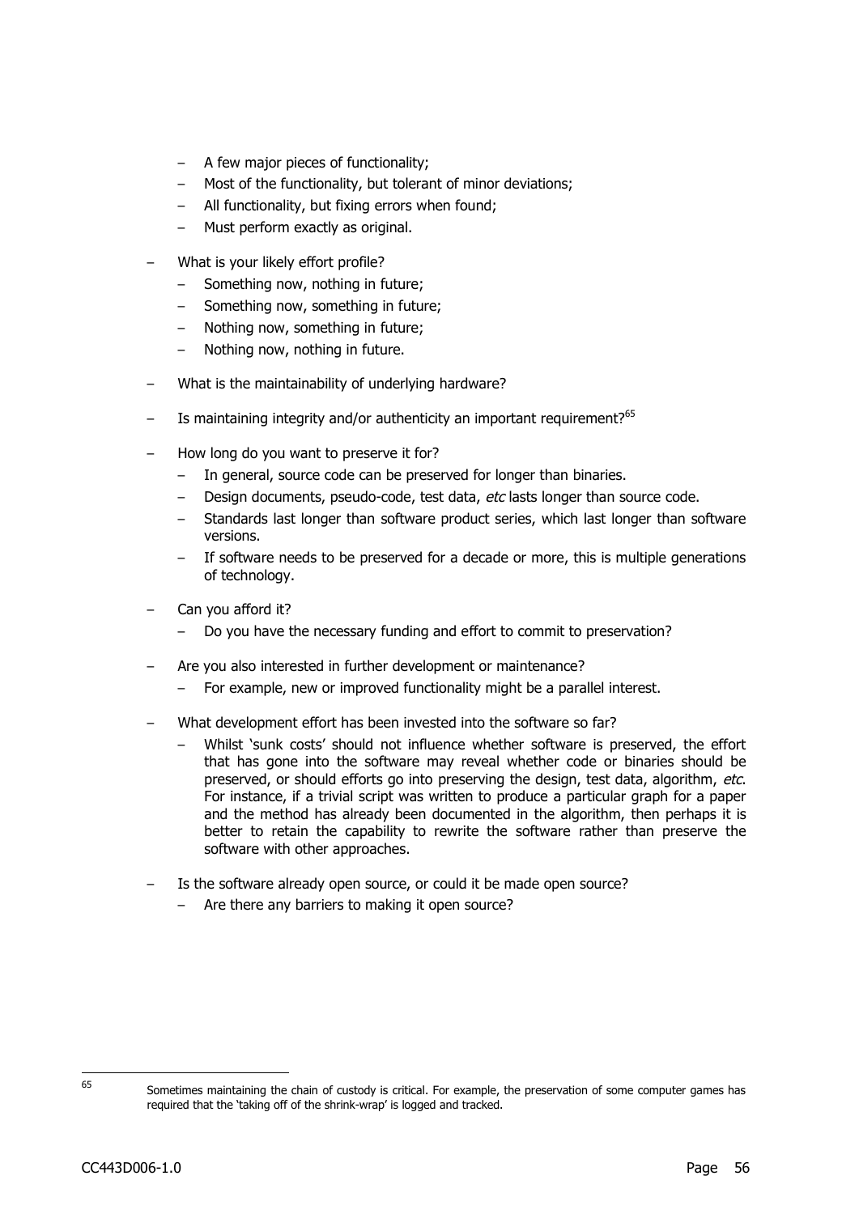- A few major pieces of functionality;
  - Most of the functionality, but tolerant of minor deviations;
  - All functionality, but fixing errors when found;
  - Must perform exactly as original.
- What is your likely effort profile?
  - Something now, nothing in future;
  - Something now, something in future;
  - Nothing now, something in future;
  - Nothing now, nothing in future.
- What is the maintainability of underlying hardware?
- Is maintaining integrity and/or authenticity an important requirement?[65]
- How long do you want to preserve it for?
  - In general, source code can be preserved for longer than binaries.
  - Design documents, pseudo-code, test data, *etc* lasts longer than source code.
  - Standards last longer than software product series, which last longer than software versions.
  - If software needs to be preserved for a decade or more, this is multiple generations of technology.
- Can you afford it?
  - Do you have the necessary funding and effort to commit to preservation?
- Are you also interested in further development or maintenance?
  - For example, new or improved functionality might be a parallel interest.
- What development effort has been invested into the software so far?
  - Whilst 'sunk costs' should not influence whether software is preserved, the effort that has gone into the software may reveal whether code or binaries should be preserved, or should efforts go into preserving the design, test data, algorithm, *etc*. For instance, if a trivial script was written to produce a particular graph for a paper and the method has already been documented in the algorithm, then perhaps it is better to retain the capability to rewrite the software rather than preserve the software with other approaches.
- Is the software already open source, or could it be made open source?
  - Are there any barriers to making it open source?

---

[65] Sometimes maintaining the chain of custody is critical. For example, the preservation of some computer games has required that the 'taking off of the shrink-wrap' is logged and tracked.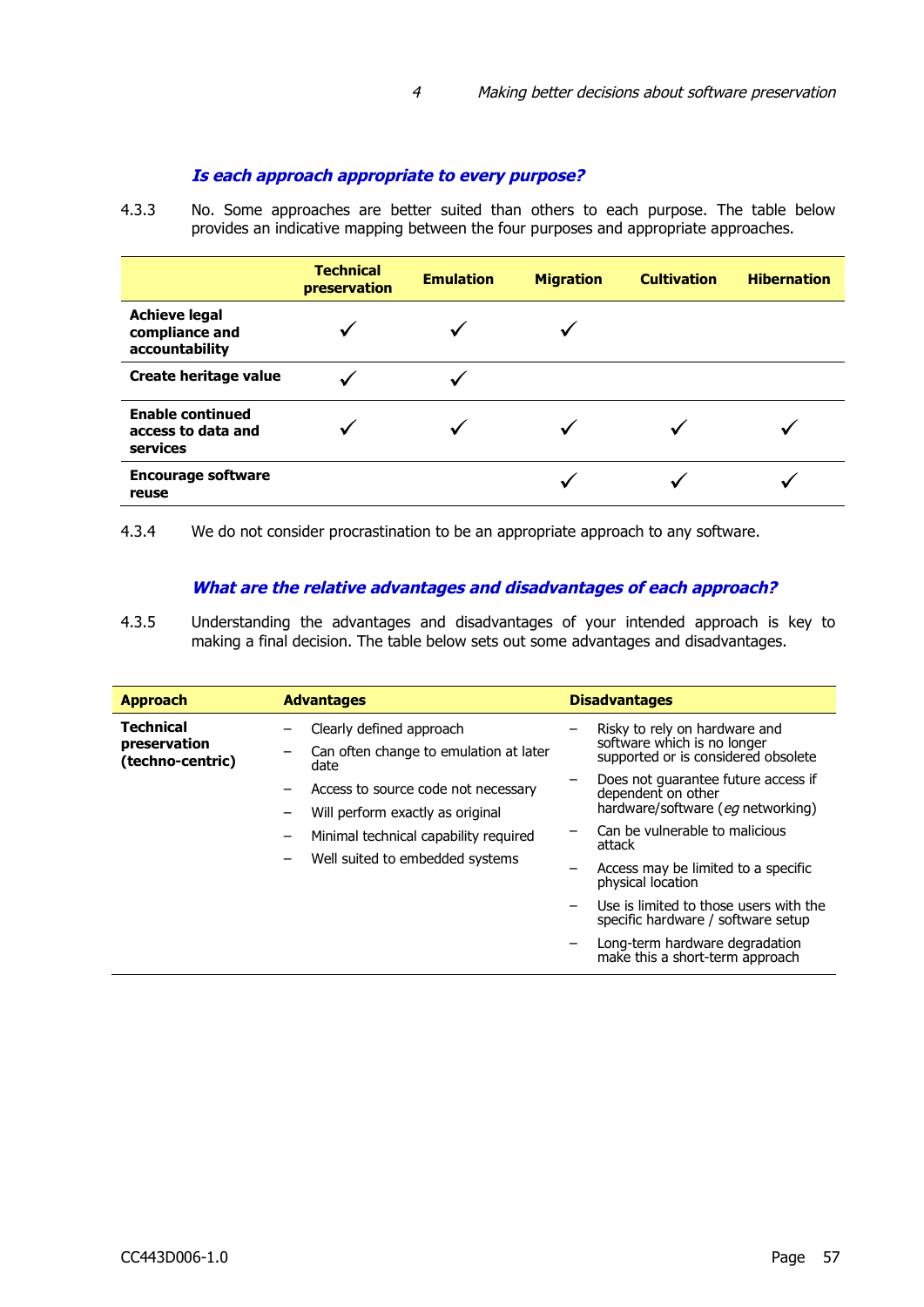### Is each approach appropriate to every purpose?

4.3.3 No. Some approaches are better suited than others to each purpose. The table below provides an indicative mapping between the four purposes and appropriate approaches.

| | Technical preservation | Emulation | Migration | Cultivation | Hibernation |
|---|---|---|---|---|---|
| **Achieve legal compliance and accountability** | ✓ | ✓ | ✓ | | |
| **Create heritage value** | ✓ | ✓ | | | |
| **Enable continued access to data and services** | ✓ | ✓ | ✓ | ✓ | ✓ |
| **Encourage software reuse** | | | ✓ | ✓ | ✓ |

4.3.4 We do not consider procrastination to be an appropriate approach to any software.

### What are the relative advantages and disadvantages of each approach?

4.3.5 Understanding the advantages and disadvantages of your intended approach is key to making a final decision. The table below sets out some advantages and disadvantages.

| Approach | Advantages | Disadvantages |
|---|---|---|
| **Technical preservation (techno-centric)** | – Clearly defined approach<br>– Can often change to emulation at later date<br>– Access to source code not necessary<br>– Will perform exactly as original<br>– Minimal technical capability required<br>– Well suited to embedded systems | – Risky to rely on hardware and software which is no longer supported or is considered obsolete<br>– Does not guarantee future access if dependent on other hardware/software (*eg* networking)<br>– Can be vulnerable to malicious attack<br>– Access may be limited to a specific physical location<br>– Use is limited to those users with the specific hardware / software setup<br>– Long-term hardware degradation make this a short-term approach |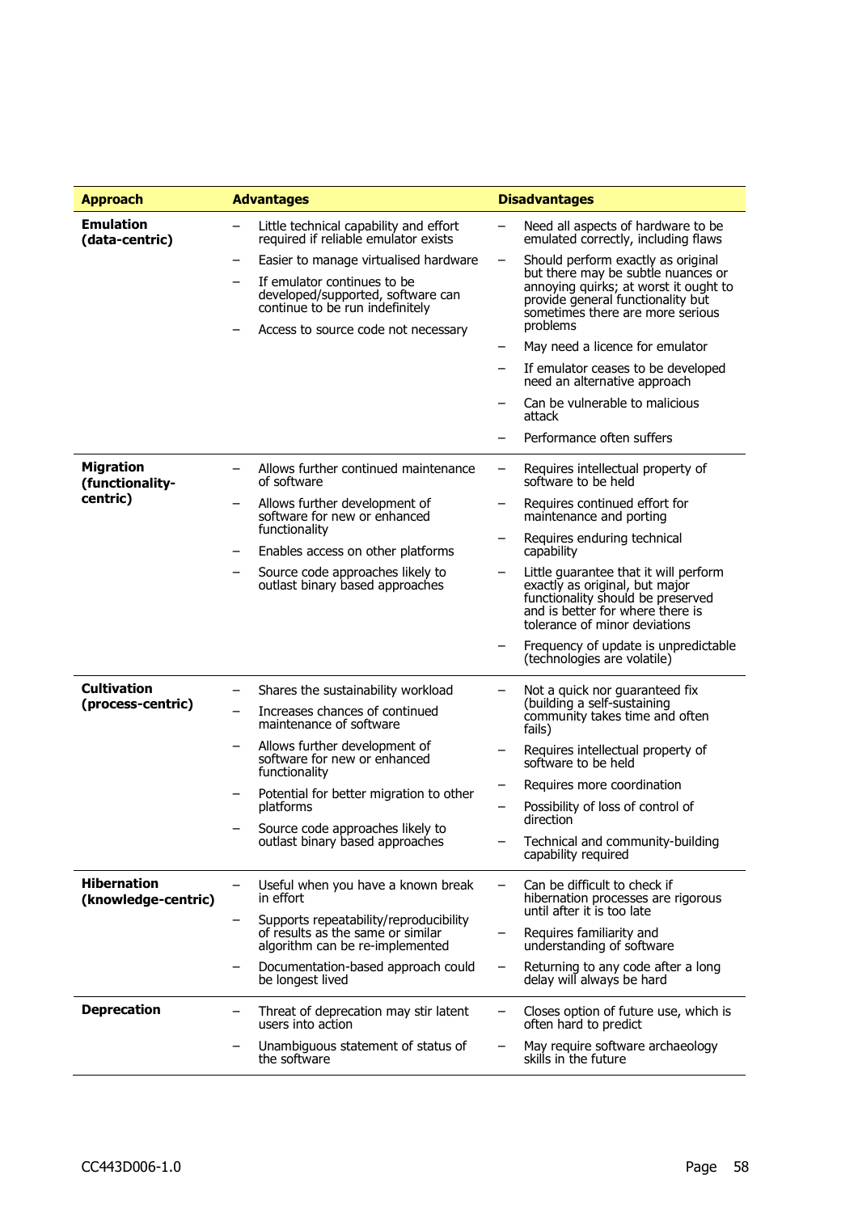| Approach | Advantages | Disadvantages |
|---|---|---|
| **Emulation (data-centric)** | – Little technical capability and effort required if reliable emulator exists<br>– Easier to manage virtualised hardware<br>– If emulator continues to be developed/supported, software can continue to be run indefinitely<br>– Access to source code not necessary | – Need all aspects of hardware to be emulated correctly, including flaws<br>– Should perform exactly as original but there may be subtle nuances or annoying quirks; at worst it ought to provide general functionality but sometimes there are more serious problems<br>– May need a licence for emulator<br>– If emulator ceases to be developed need an alternative approach<br>– Can be vulnerable to malicious attack<br>– Performance often suffers |
| **Migration (functionality-centric)** | – Allows further continued maintenance of software<br>– Allows further development of software for new or enhanced functionality<br>– Enables access on other platforms<br>– Source code approaches likely to outlast binary based approaches | – Requires intellectual property of software to be held<br>– Requires continued effort for maintenance and porting<br>– Requires enduring technical capability<br>– Little guarantee that it will perform exactly as original, but major functionality should be preserved and is better for where there is tolerance of minor deviations<br>– Frequency of update is unpredictable (technologies are volatile) |
| **Cultivation (process-centric)** | – Shares the sustainability workload<br>– Increases chances of continued maintenance of software<br>– Allows further development of software for new or enhanced functionality<br>– Potential for better migration to other platforms<br>– Source code approaches likely to outlast binary based approaches | – Not a quick nor guaranteed fix (building a self-sustaining community takes time and often fails)<br>– Requires intellectual property of software to be held<br>– Requires more coordination<br>– Possibility of loss of control of direction<br>– Technical and community-building capability required |
| **Hibernation (knowledge-centric)** | – Useful when you have a known break in effort<br>– Supports repeatability/reproducibility of results as the same or similar algorithm can be re-implemented<br>– Documentation-based approach could be longest lived | – Can be difficult to check if hibernation processes are rigorous until after it is too late<br>– Requires familiarity and understanding of software<br>– Returning to any code after a long delay will always be hard |
| **Deprecation** | – Threat of deprecation may stir latent users into action<br>– Unambiguous statement of status of the software | – Closes option of future use, which is often hard to predict<br>– May require software archaeology skills in the future |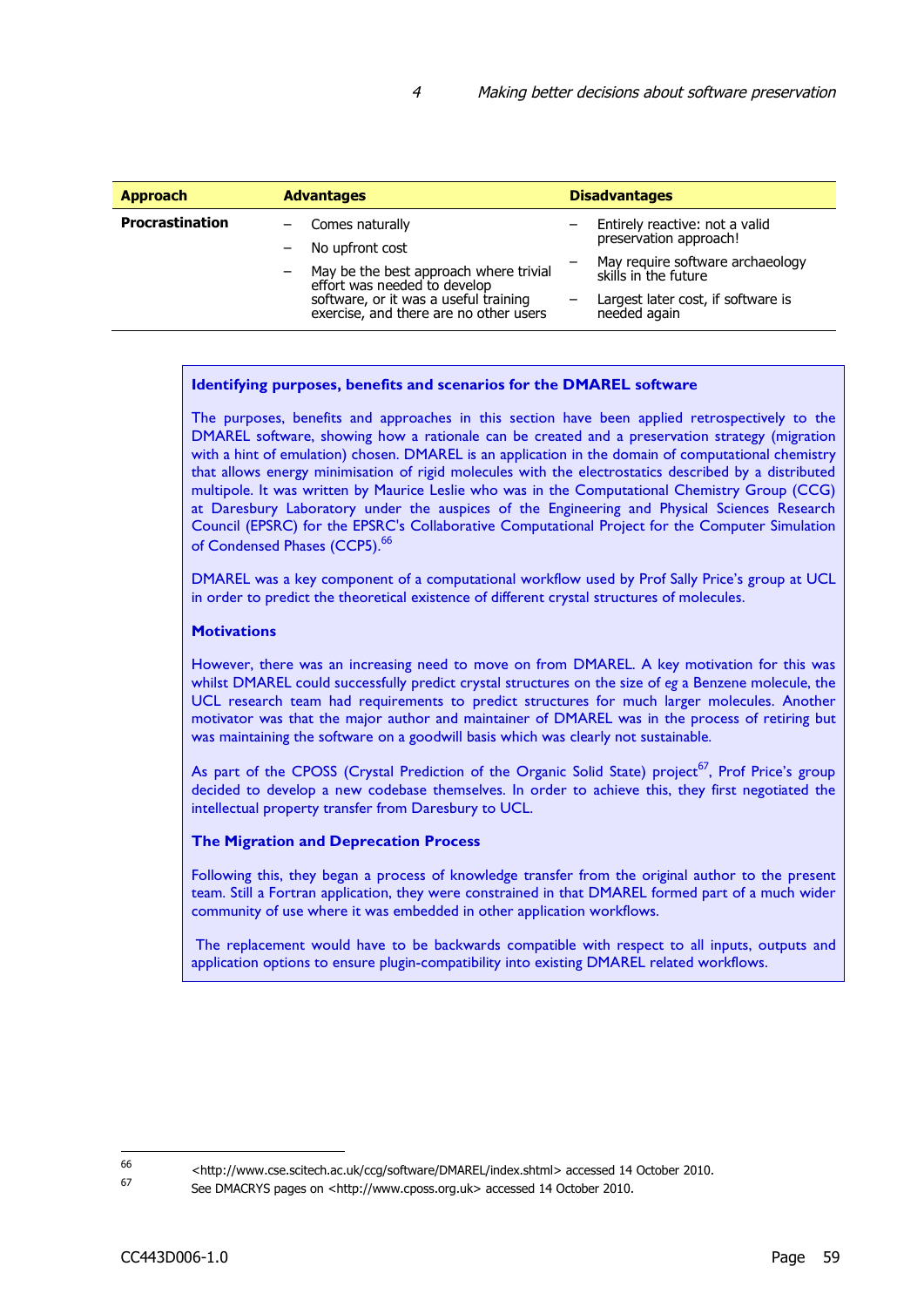| Approach | Advantages | Disadvantages |
|---|---|---|
| **Procrastination** | – Comes naturally<br>– No upfront cost<br>– May be the best approach where trivial effort was needed to develop software, or it was a useful training exercise, and there are no other users | – Entirely reactive: not a valid preservation approach!<br>– May require software archaeology skills in the future<br>– Largest later cost, if software is needed again |

**Identifying purposes, benefits and scenarios for the DMAREL software**

The purposes, benefits and approaches in this section have been applied retrospectively to the DMAREL software, showing how a rationale can be created and a preservation strategy (migration with a hint of emulation) chosen. DMAREL is an application in the domain of computational chemistry that allows energy minimisation of rigid molecules with the electrostatics described by a distributed multipole. It was written by Maurice Leslie who was in the Computational Chemistry Group (CCG) at Daresbury Laboratory under the auspices of the Engineering and Physical Sciences Research Council (EPSRC) for the EPSRC's Collaborative Computational Project for the Computer Simulation of Condensed Phases (CCP5).[66]

DMAREL was a key component of a computational workflow used by Prof Sally Price's group at UCL in order to predict the theoretical existence of different crystal structures of molecules.

**Motivations**

However, there was an increasing need to move on from DMAREL. A key motivation for this was whilst DMAREL could successfully predict crystal structures on the size of *eg* a Benzene molecule, the UCL research team had requirements to predict structures for much larger molecules. Another motivator was that the major author and maintainer of DMAREL was in the process of retiring but was maintaining the software on a goodwill basis which was clearly not sustainable.

As part of the CPOSS (Crystal Prediction of the Organic Solid State) project[67], Prof Price's group decided to develop a new codebase themselves. In order to achieve this, they first negotiated the intellectual property transfer from Daresbury to UCL.

**The Migration and Deprecation Process**

Following this, they began a process of knowledge transfer from the original author to the present team. Still a Fortran application, they were constrained in that DMAREL formed part of a much wider community of use where it was embedded in other application workflows.

The replacement would have to be backwards compatible with respect to all inputs, outputs and application options to ensure plugin-compatibility into existing DMAREL related workflows.

---

66 <http://www.cse.scitech.ac.uk/ccg/software/DMAREL/index.shtml> accessed 14 October 2010.

67 See DMACRYS pages on <http://www.cposs.org.uk> accessed 14 October 2010.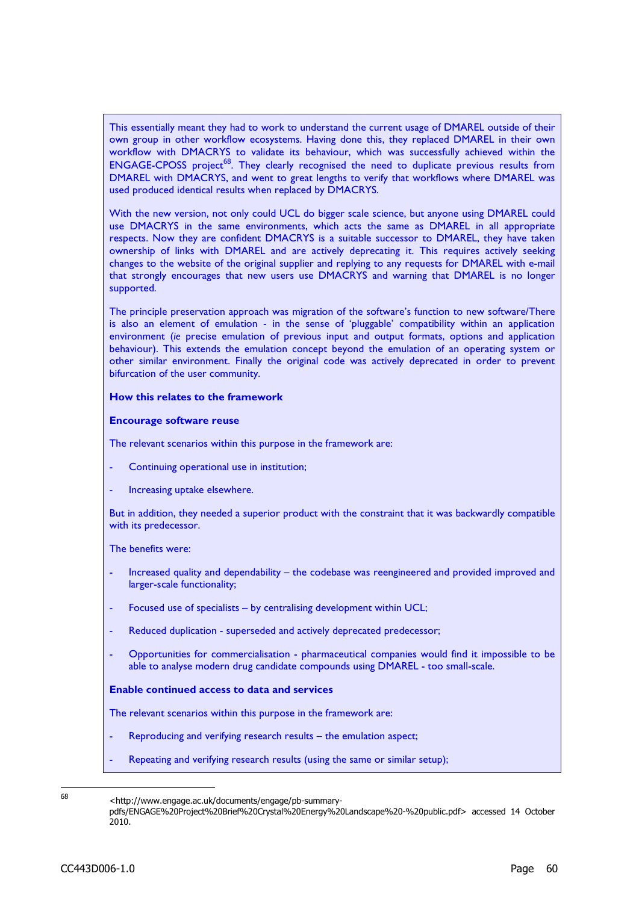This essentially meant they had to work to understand the current usage of DMAREL outside of their own group in other workflow ecosystems. Having done this, they replaced DMAREL in their own workflow with DMACRYS to validate its behaviour, which was successfully achieved within the ENGAGE-CPOSS project[68]. They clearly recognised the need to duplicate previous results from DMAREL with DMACRYS, and went to great lengths to verify that workflows where DMAREL was used produced identical results when replaced by DMACRYS.

With the new version, not only could UCL do bigger scale science, but anyone using DMAREL could use DMACRYS in the same environments, which acts the same as DMAREL in all appropriate respects. Now they are confident DMACRYS is a suitable successor to DMAREL, they have taken ownership of links with DMAREL and are actively deprecating it. This requires actively seeking changes to the website of the original supplier and replying to any requests for DMAREL with e-mail that strongly encourages that new users use DMACRYS and warning that DMAREL is no longer supported.

The principle preservation approach was migration of the software's function to new software/There is also an element of emulation - in the sense of 'pluggable' compatibility within an application environment (*ie* precise emulation of previous input and output formats, options and application behaviour). This extends the emulation concept beyond the emulation of an operating system or other similar environment. Finally the original code was actively deprecated in order to prevent bifurcation of the user community.

**How this relates to the framework**

**Encourage software reuse**

The relevant scenarios within this purpose in the framework are:

- Continuing operational use in institution;
- Increasing uptake elsewhere.

But in addition, they needed a superior product with the constraint that it was backwardly compatible with its predecessor.

The benefits were:

- Increased quality and dependability – the codebase was reengineered and provided improved and larger-scale functionality;
- Focused use of specialists – by centralising development within UCL;
- Reduced duplication - superseded and actively deprecated predecessor;
- Opportunities for commercialisation - pharmaceutical companies would find it impossible to be able to analyse modern drug candidate compounds using DMAREL - too small-scale.

**Enable continued access to data and services**

The relevant scenarios within this purpose in the framework are:

- Reproducing and verifying research results – the emulation aspect;
- Repeating and verifying research results (using the same or similar setup);

---

68 <http://www.engage.ac.uk/documents/engage/pb-summary-pdfs/ENGAGE%20Project%20Brief%20Crystal%20Energy%20Landscape%20-%20public.pdf> accessed 14 October 2010.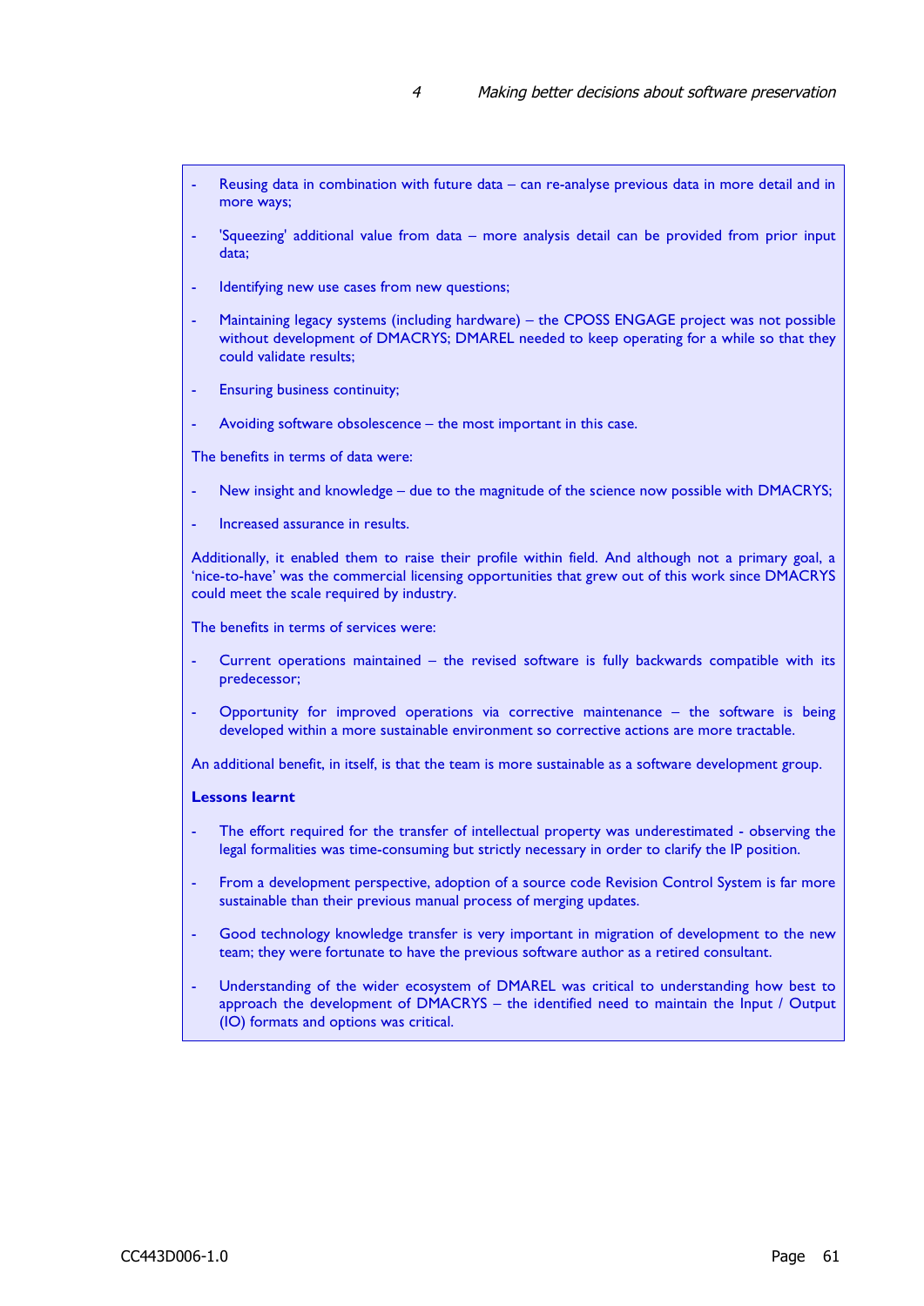- Reusing data in combination with future data – can re-analyse previous data in more detail and in more ways;
- 'Squeezing' additional value from data – more analysis detail can be provided from prior input data;
- Identifying new use cases from new questions;
- Maintaining legacy systems (including hardware) – the CPOSS ENGAGE project was not possible without development of DMACRYS; DMAREL needed to keep operating for a while so that they could validate results;
- Ensuring business continuity;
- Avoiding software obsolescence – the most important in this case.

The benefits in terms of data were:

- New insight and knowledge – due to the magnitude of the science now possible with DMACRYS;
- Increased assurance in results.

Additionally, it enabled them to raise their profile within field. And although not a primary goal, a 'nice-to-have' was the commercial licensing opportunities that grew out of this work since DMACRYS could meet the scale required by industry.

The benefits in terms of services were:

- Current operations maintained – the revised software is fully backwards compatible with its predecessor;
- Opportunity for improved operations via corrective maintenance – the software is being developed within a more sustainable environment so corrective actions are more tractable.

An additional benefit, in itself, is that the team is more sustainable as a software development group.

**Lessons learnt**

- The effort required for the transfer of intellectual property was underestimated - observing the legal formalities was time-consuming but strictly necessary in order to clarify the IP position.
- From a development perspective, adoption of a source code Revision Control System is far more sustainable than their previous manual process of merging updates.
- Good technology knowledge transfer is very important in migration of development to the new team; they were fortunate to have the previous software author as a retired consultant.
- Understanding of the wider ecosystem of DMAREL was critical to understanding how best to approach the development of DMACRYS – the identified need to maintain the Input / Output (IO) formats and options was critical.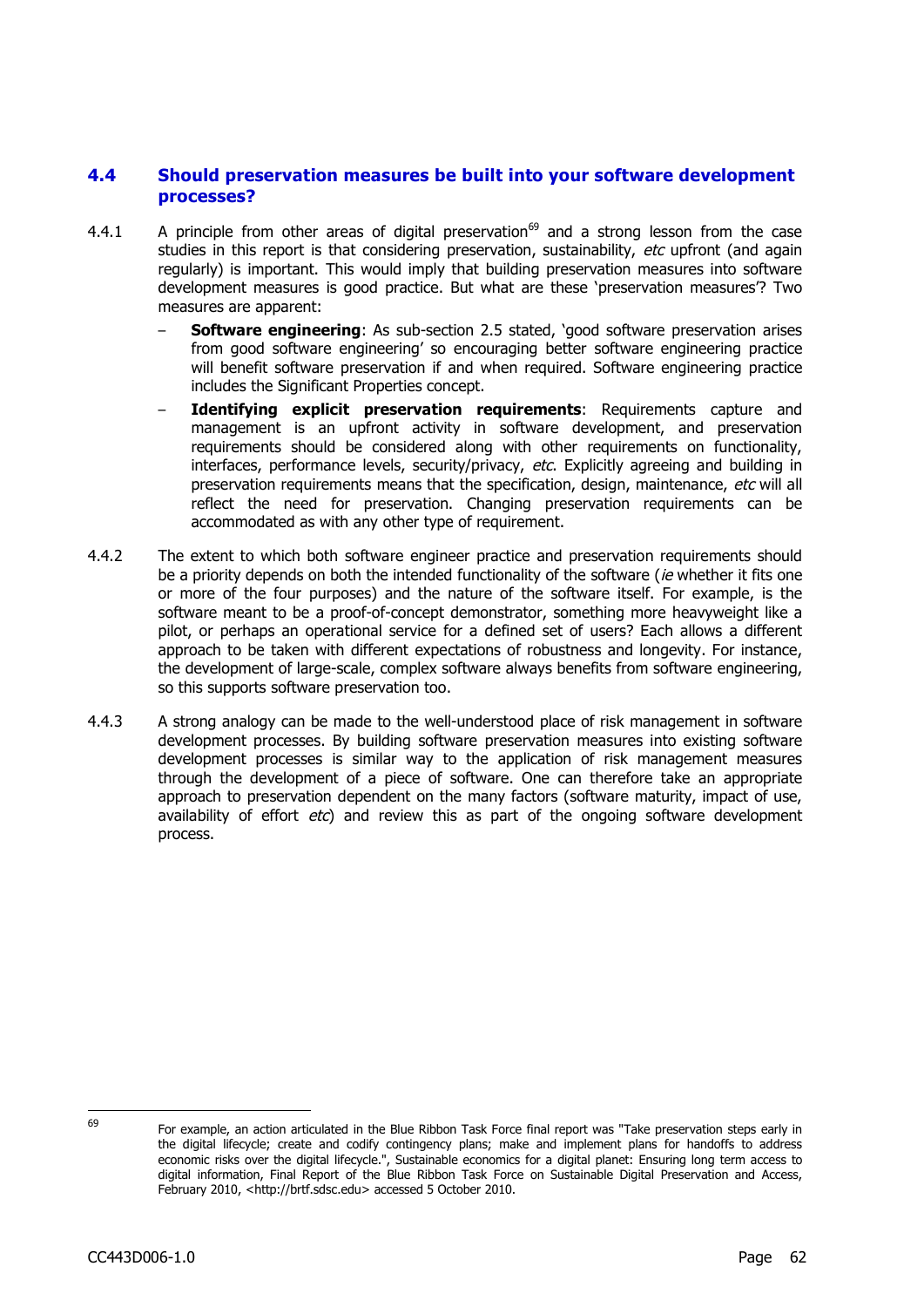## 4.4 Should preservation measures be built into your software development processes?

4.4.1 A principle from other areas of digital preservation[69] and a strong lesson from the case studies in this report is that considering preservation, sustainability, *etc* upfront (and again regularly) is important. This would imply that building preservation measures into software development measures is good practice. But what are these 'preservation measures'? Two measures are apparent:

- **Software engineering**: As sub-section 2.5 stated, 'good software preservation arises from good software engineering' so encouraging better software engineering practice will benefit software preservation if and when required. Software engineering practice includes the Significant Properties concept.
- **Identifying explicit preservation requirements**: Requirements capture and management is an upfront activity in software development, and preservation requirements should be considered along with other requirements on functionality, interfaces, performance levels, security/privacy, *etc*. Explicitly agreeing and building in preservation requirements means that the specification, design, maintenance, *etc* will all reflect the need for preservation. Changing preservation requirements can be accommodated as with any other type of requirement.

4.4.2 The extent to which both software engineer practice and preservation requirements should be a priority depends on both the intended functionality of the software (*ie* whether it fits one or more of the four purposes) and the nature of the software itself. For example, is the software meant to be a proof-of-concept demonstrator, something more heavyweight like a pilot, or perhaps an operational service for a defined set of users? Each allows a different approach to be taken with different expectations of robustness and longevity. For instance, the development of large-scale, complex software always benefits from software engineering, so this supports software preservation too.

4.4.3 A strong analogy can be made to the well-understood place of risk management in software development processes. By building software preservation measures into existing software development processes is similar way to the application of risk management measures through the development of a piece of software. One can therefore take an appropriate approach to preservation dependent on the many factors (software maturity, impact of use, availability of effort *etc*) and review this as part of the ongoing software development process.

---

[69] For example, an action articulated in the Blue Ribbon Task Force final report was "Take preservation steps early in the digital lifecycle; create and codify contingency plans; make and implement plans for handoffs to address economic risks over the digital lifecycle.", Sustainable economics for a digital planet: Ensuring long term access to digital information, Final Report of the Blue Ribbon Task Force on Sustainable Digital Preservation and Access, February 2010, <http://brtf.sdsc.edu> accessed 5 October 2010.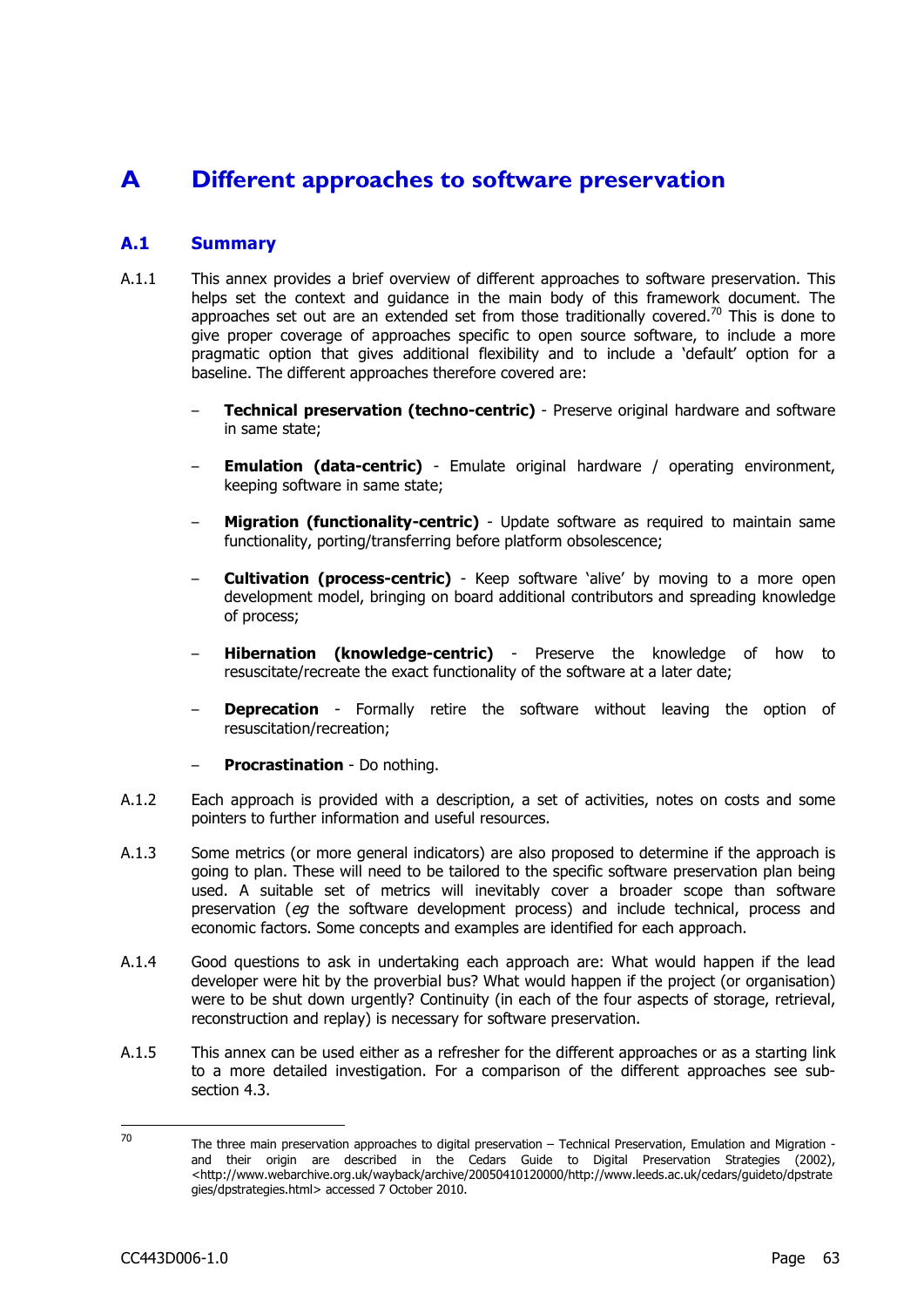# A Different approaches to software preservation

## A.1 Summary

A.1.1 This annex provides a brief overview of different approaches to software preservation. This helps set the context and guidance in the main body of this framework document. The approaches set out are an extended set from those traditionally covered.[70] This is done to give proper coverage of approaches specific to open source software, to include a more pragmatic option that gives additional flexibility and to include a 'default' option for a baseline. The different approaches therefore covered are:

- **Technical preservation (techno-centric)** - Preserve original hardware and software in same state;
- **Emulation (data-centric)** - Emulate original hardware / operating environment, keeping software in same state;
- **Migration (functionality-centric)** - Update software as required to maintain same functionality, porting/transferring before platform obsolescence;
- **Cultivation (process-centric)** - Keep software 'alive' by moving to a more open development model, bringing on board additional contributors and spreading knowledge of process;
- **Hibernation (knowledge-centric)** - Preserve the knowledge of how to resuscitate/recreate the exact functionality of the software at a later date;
- **Deprecation** - Formally retire the software without leaving the option of resuscitation/recreation;
- **Procrastination** - Do nothing.

A.1.2 Each approach is provided with a description, a set of activities, notes on costs and some pointers to further information and useful resources.

A.1.3 Some metrics (or more general indicators) are also proposed to determine if the approach is going to plan. These will need to be tailored to the specific software preservation plan being used. A suitable set of metrics will inevitably cover a broader scope than software preservation (*eg* the software development process) and include technical, process and economic factors. Some concepts and examples are identified for each approach.

A.1.4 Good questions to ask in undertaking each approach are: What would happen if the lead developer were hit by the proverbial bus? What would happen if the project (or organisation) were to be shut down urgently? Continuity (in each of the four aspects of storage, retrieval, reconstruction and replay) is necessary for software preservation.

A.1.5 This annex can be used either as a refresher for the different approaches or as a starting link to a more detailed investigation. For a comparison of the different approaches see sub-section 4.3.

---

70 The three main preservation approaches to digital preservation – Technical Preservation, Emulation and Migration - and their origin are described in the Cedars Guide to Digital Preservation Strategies (2002), <http://www.webarchive.org.uk/wayback/archive/20050410120000/http://www.leeds.ac.uk/cedars/guideto/dpstrategies/dpstrategies.html> accessed 7 October 2010.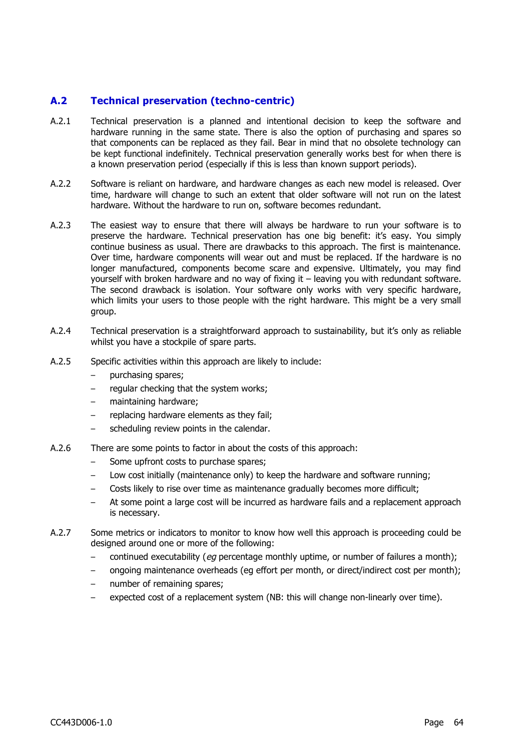## A.2 Technical preservation (techno-centric)

A.2.1 Technical preservation is a planned and intentional decision to keep the software and hardware running in the same state. There is also the option of purchasing and spares so that components can be replaced as they fail. Bear in mind that no obsolete technology can be kept functional indefinitely. Technical preservation generally works best for when there is a known preservation period (especially if this is less than known support periods).

A.2.2 Software is reliant on hardware, and hardware changes as each new model is released. Over time, hardware will change to such an extent that older software will not run on the latest hardware. Without the hardware to run on, software becomes redundant.

A.2.3 The easiest way to ensure that there will always be hardware to run your software is to preserve the hardware. Technical preservation has one big benefit: it's easy. You simply continue business as usual. There are drawbacks to this approach. The first is maintenance. Over time, hardware components will wear out and must be replaced. If the hardware is no longer manufactured, components become scare and expensive. Ultimately, you may find yourself with broken hardware and no way of fixing it – leaving you with redundant software. The second drawback is isolation. Your software only works with very specific hardware, which limits your users to those people with the right hardware. This might be a very small group.

A.2.4 Technical preservation is a straightforward approach to sustainability, but it's only as reliable whilst you have a stockpile of spare parts.

A.2.5 Specific activities within this approach are likely to include:

- purchasing spares;
- regular checking that the system works;
- maintaining hardware;
- replacing hardware elements as they fail;
- scheduling review points in the calendar.

A.2.6 There are some points to factor in about the costs of this approach:

- Some upfront costs to purchase spares;
- Low cost initially (maintenance only) to keep the hardware and software running;
- Costs likely to rise over time as maintenance gradually becomes more difficult;
- At some point a large cost will be incurred as hardware fails and a replacement approach is necessary.

A.2.7 Some metrics or indicators to monitor to know how well this approach is proceeding could be designed around one or more of the following:

- continued executability (*eg* percentage monthly uptime, or number of failures a month);
- ongoing maintenance overheads (eg effort per month, or direct/indirect cost per month);
- number of remaining spares;
- expected cost of a replacement system (NB: this will change non-linearly over time).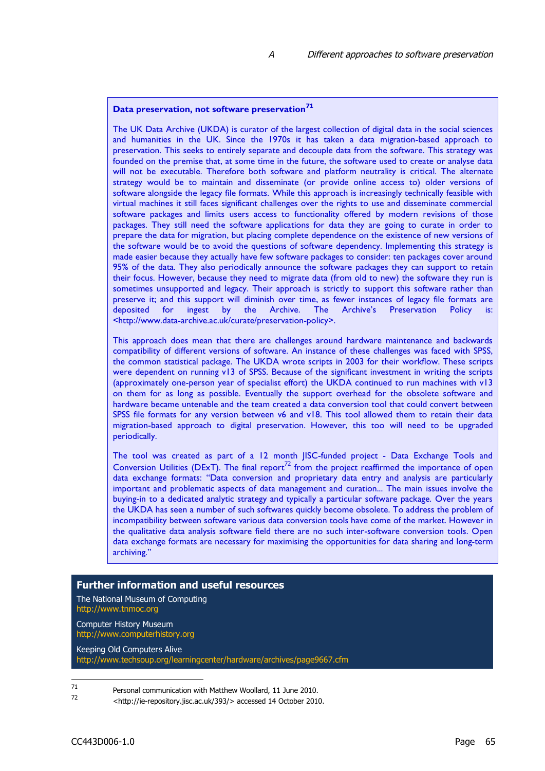### Data preservation, not software preservation[71]

The UK Data Archive (UKDA) is curator of the largest collection of digital data in the social sciences and humanities in the UK. Since the 1970s it has taken a data migration-based approach to preservation. This seeks to entirely separate and decouple data from the software. This strategy was founded on the premise that, at some time in the future, the software used to create or analyse data will not be executable. Therefore both software and platform neutrality is critical. The alternate strategy would be to maintain and disseminate (or provide online access to) older versions of software alongside the legacy file formats. While this approach is increasingly technically feasible with virtual machines it still faces significant challenges over the rights to use and disseminate commercial software packages and limits users access to functionality offered by modern revisions of those packages. They still need the software applications for data they are going to curate in order to prepare the data for migration, but placing complete dependence on the existence of new versions of the software would be to avoid the questions of software dependency. Implementing this strategy is made easier because they actually have few software packages to consider: ten packages cover around 95% of the data. They also periodically announce the software packages they can support to retain their focus. However, because they need to migrate data (from old to new) the software they run is sometimes unsupported and legacy. Their approach is strictly to support this software rather than preserve it; and this support will diminish over time, as fewer instances of legacy file formats are deposited for ingest by the Archive. The Archive's Preservation Policy is: <http://www.data-archive.ac.uk/curate/preservation-policy>.

This approach does mean that there are challenges around hardware maintenance and backwards compatibility of different versions of software. An instance of these challenges was faced with SPSS, the common statistical package. The UKDA wrote scripts in 2003 for their workflow. These scripts were dependent on running v13 of SPSS. Because of the significant investment in writing the scripts (approximately one-person year of specialist effort) the UKDA continued to run machines with v13 on them for as long as possible. Eventually the support overhead for the obsolete software and hardware became untenable and the team created a data conversion tool that could convert between SPSS file formats for any version between v6 and v18. This tool allowed them to retain their data migration-based approach to digital preservation. However, this too will need to be upgraded periodically.

The tool was created as part of a 12 month JISC-funded project - Data Exchange Tools and Conversion Utilities (DExT). The final report[72] from the project reaffirmed the importance of open data exchange formats: "Data conversion and proprietary data entry and analysis are particularly important and problematic aspects of data management and curation... The main issues involve the buying-in to a dedicated analytic strategy and typically a particular software package. Over the years the UKDA has seen a number of such softwares quickly become obsolete. To address the problem of incompatibility between software various data conversion tools have come of the market. However in the qualitative data analysis software field there are no such inter-software conversion tools. Open data exchange formats are necessary for maximising the opportunities for data sharing and long-term archiving."

## Further information and useful resources

The National Museum of Computing
http://www.tnmoc.org

Computer History Museum
http://www.computerhistory.org

Keeping Old Computers Alive
http://www.techsoup.org/learningcenter/hardware/archives/page9667.cfm

[71] Personal communication with Matthew Woollard, 11 June 2010.

[72] <http://ie-repository.jisc.ac.uk/393/> accessed 14 October 2010.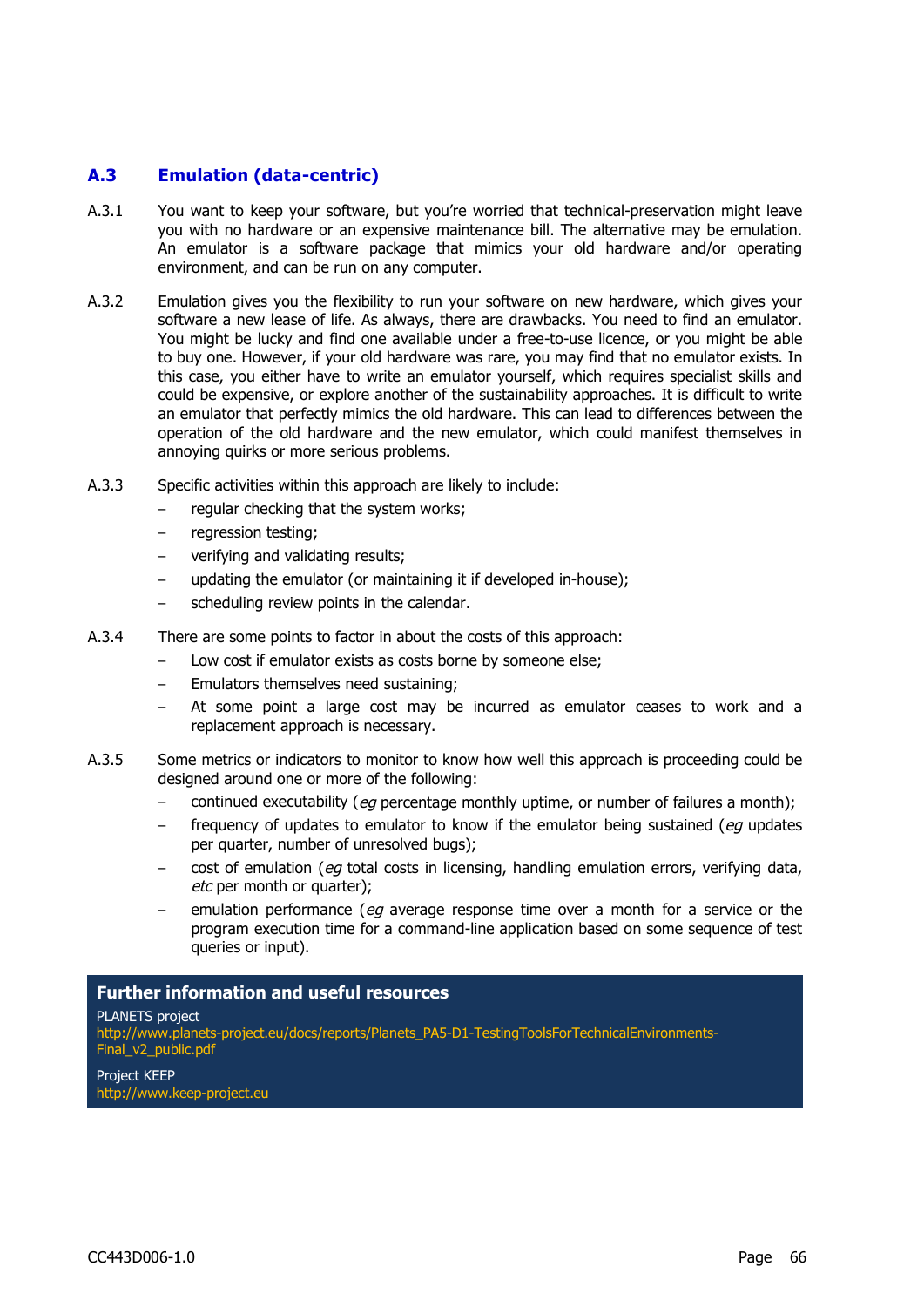## A.3 Emulation (data-centric)

A.3.1 You want to keep your software, but you're worried that technical-preservation might leave you with no hardware or an expensive maintenance bill. The alternative may be emulation. An emulator is a software package that mimics your old hardware and/or operating environment, and can be run on any computer.

A.3.2 Emulation gives you the flexibility to run your software on new hardware, which gives your software a new lease of life. As always, there are drawbacks. You need to find an emulator. You might be lucky and find one available under a free-to-use licence, or you might be able to buy one. However, if your old hardware was rare, you may find that no emulator exists. In this case, you either have to write an emulator yourself, which requires specialist skills and could be expensive, or explore another of the sustainability approaches. It is difficult to write an emulator that perfectly mimics the old hardware. This can lead to differences between the operation of the old hardware and the new emulator, which could manifest themselves in annoying quirks or more serious problems.

A.3.3 Specific activities within this approach are likely to include:

- regular checking that the system works;
- regression testing;
- verifying and validating results;
- updating the emulator (or maintaining it if developed in-house);
- scheduling review points in the calendar.

A.3.4 There are some points to factor in about the costs of this approach:

- Low cost if emulator exists as costs borne by someone else;
- Emulators themselves need sustaining;
- At some point a large cost may be incurred as emulator ceases to work and a replacement approach is necessary.

A.3.5 Some metrics or indicators to monitor to know how well this approach is proceeding could be designed around one or more of the following:

- continued executability (*eg* percentage monthly uptime, or number of failures a month);
- frequency of updates to emulator to know if the emulator being sustained (*eg* updates per quarter, number of unresolved bugs);
- cost of emulation (*eg* total costs in licensing, handling emulation errors, verifying data, *etc* per month or quarter);
- emulation performance (*eg* average response time over a month for a service or the program execution time for a command-line application based on some sequence of test queries or input).

**Further information and useful resources**

PLANETS project
http://www.planets-project.eu/docs/reports/Planets_PA5-D1-TestingToolsForTechnicalEnvironments-Final_v2_public.pdf

Project KEEP
http://www.keep-project.eu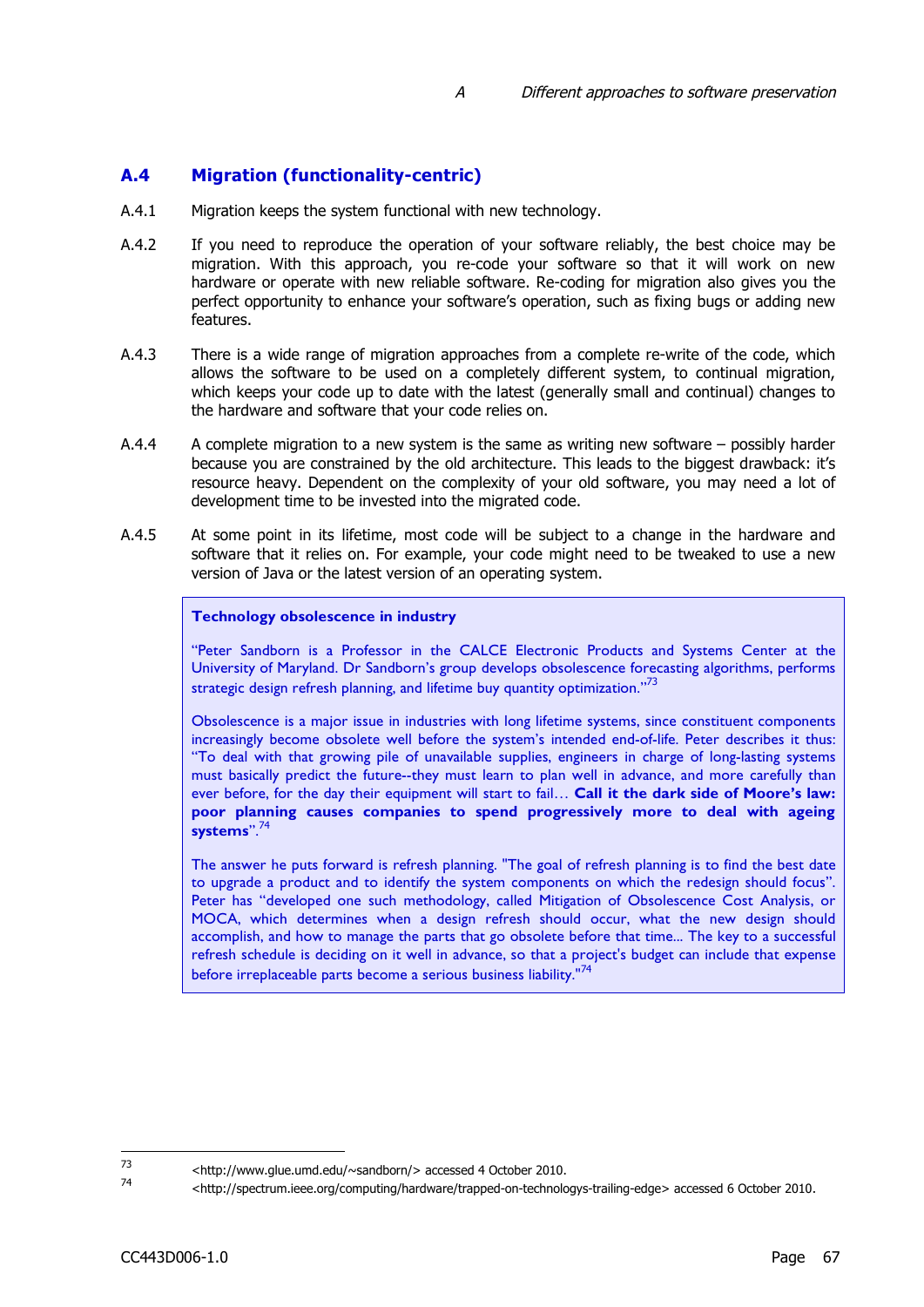## A.4 Migration (functionality-centric)

A.4.1 Migration keeps the system functional with new technology.

A.4.2 If you need to reproduce the operation of your software reliably, the best choice may be migration. With this approach, you re-code your software so that it will work on new hardware or operate with new reliable software. Re-coding for migration also gives you the perfect opportunity to enhance your software's operation, such as fixing bugs or adding new features.

A.4.3 There is a wide range of migration approaches from a complete re-write of the code, which allows the software to be used on a completely different system, to continual migration, which keeps your code up to date with the latest (generally small and continual) changes to the hardware and software that your code relies on.

A.4.4 A complete migration to a new system is the same as writing new software – possibly harder because you are constrained by the old architecture. This leads to the biggest drawback: it's resource heavy. Dependent on the complexity of your old software, you may need a lot of development time to be invested into the migrated code.

A.4.5 At some point in its lifetime, most code will be subject to a change in the hardware and software that it relies on. For example, your code might need to be tweaked to use a new version of Java or the latest version of an operating system.

> **Technology obsolescence in industry**
>
> "Peter Sandborn is a Professor in the CALCE Electronic Products and Systems Center at the University of Maryland. Dr Sandborn's group develops obsolescence forecasting algorithms, performs strategic design refresh planning, and lifetime buy quantity optimization."[73]
>
> Obsolescence is a major issue in industries with long lifetime systems, since constituent components increasingly become obsolete well before the system's intended end-of-life. Peter describes it thus: "To deal with that growing pile of unavailable supplies, engineers in charge of long-lasting systems must basically predict the future--they must learn to plan well in advance, and more carefully than ever before, for the day their equipment will start to fail… **Call it the dark side of Moore's law: poor planning causes companies to spend progressively more to deal with ageing systems**".[74]
>
> The answer he puts forward is refresh planning. "The goal of refresh planning is to find the best date to upgrade a product and to identify the system components on which the redesign should focus". Peter has "developed one such methodology, called Mitigation of Obsolescence Cost Analysis, or MOCA, which determines when a design refresh should occur, what the new design should accomplish, and how to manage the parts that go obsolete before that time... The key to a successful refresh schedule is deciding on it well in advance, so that a project's budget can include that expense before irreplaceable parts become a serious business liability."[74]

---

[73] <http://www.glue.umd.edu/~sandborn/> accessed 4 October 2010.

[74] <http://spectrum.ieee.org/computing/hardware/trapped-on-technologys-trailing-edge> accessed 6 October 2010.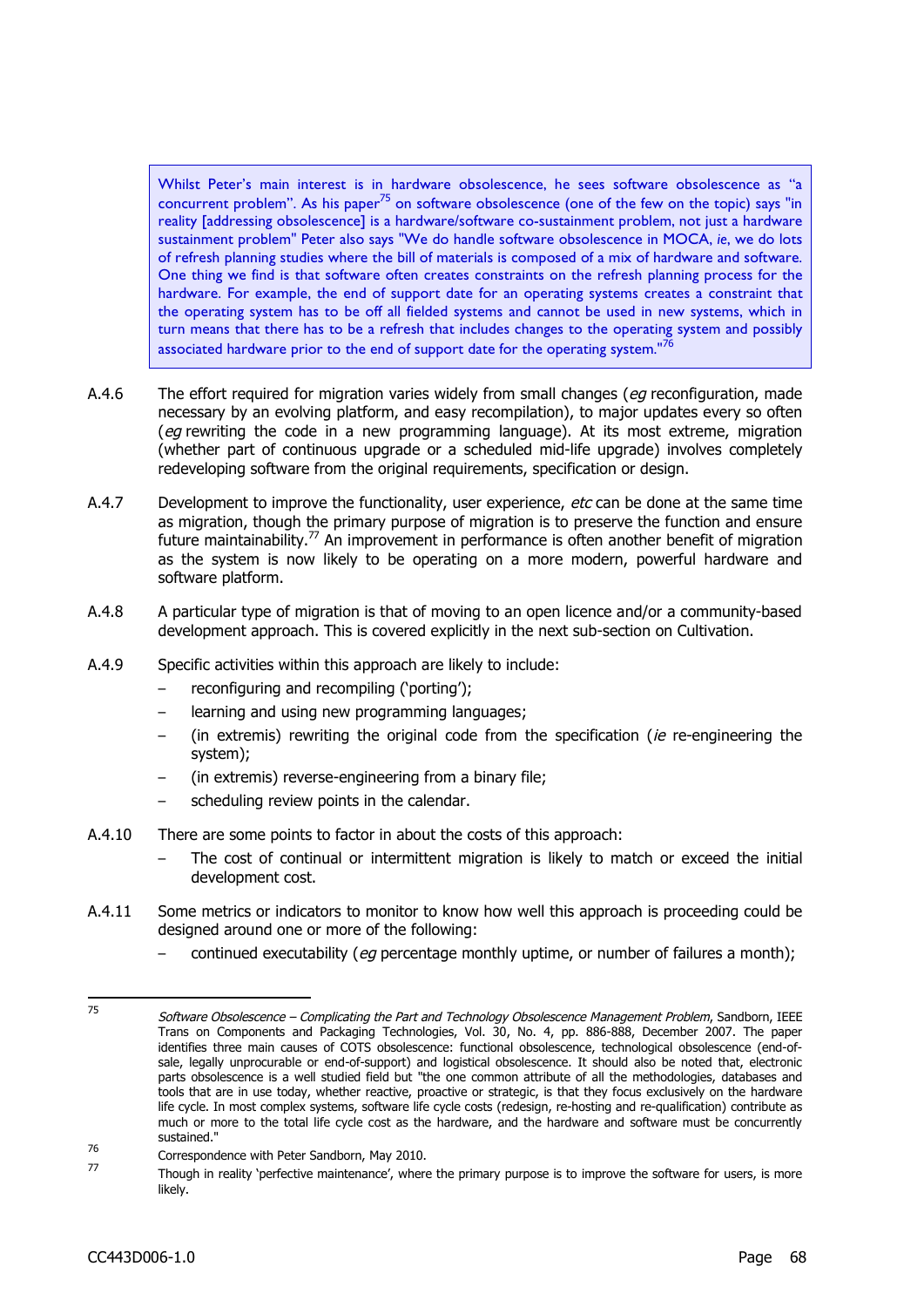> Whilst Peter's main interest is in hardware obsolescence, he sees software obsolescence as "a concurrent problem". As his paper[75] on software obsolescence (one of the few on the topic) says "in reality [addressing obsolescence] is a hardware/software co-sustainment problem, not just a hardware sustainment problem" Peter also says "We do handle software obsolescence in MOCA, *ie*, we do lots of refresh planning studies where the bill of materials is composed of a mix of hardware and software. One thing we find is that software often creates constraints on the refresh planning process for the hardware. For example, the end of support date for an operating systems creates a constraint that the operating system has to be off all fielded systems and cannot be used in new systems, which in turn means that there has to be a refresh that includes changes to the operating system and possibly associated hardware prior to the end of support date for the operating system."[76]

A.4.6 The effort required for migration varies widely from small changes (*eg* reconfiguration, made necessary by an evolving platform, and easy recompilation), to major updates every so often (*eg* rewriting the code in a new programming language). At its most extreme, migration (whether part of continuous upgrade or a scheduled mid-life upgrade) involves completely redeveloping software from the original requirements, specification or design.

A.4.7 Development to improve the functionality, user experience, *etc* can be done at the same time as migration, though the primary purpose of migration is to preserve the function and ensure future maintainability.[77] An improvement in performance is often another benefit of migration as the system is now likely to be operating on a more modern, powerful hardware and software platform.

A.4.8 A particular type of migration is that of moving to an open licence and/or a community-based development approach. This is covered explicitly in the next sub-section on Cultivation.

A.4.9 Specific activities within this approach are likely to include:

- reconfiguring and recompiling ('porting');
- learning and using new programming languages;
- (in extremis) rewriting the original code from the specification (*ie* re-engineering the system);
- (in extremis) reverse-engineering from a binary file;
- scheduling review points in the calendar.

A.4.10 There are some points to factor in about the costs of this approach:

- The cost of continual or intermittent migration is likely to match or exceed the initial development cost.

A.4.11 Some metrics or indicators to monitor to know how well this approach is proceeding could be designed around one or more of the following:

- continued executability (*eg* percentage monthly uptime, or number of failures a month);

---

[75] *Software Obsolescence – Complicating the Part and Technology Obsolescence Management Problem*, Sandborn, IEEE Trans on Components and Packaging Technologies, Vol. 30, No. 4, pp. 886-888, December 2007. The paper identifies three main causes of COTS obsolescence: functional obsolescence, technological obsolescence (end-of-sale, legally unprocurable or end-of-support) and logistical obsolescence. It should also be noted that, electronic parts obsolescence is a well studied field but "the one common attribute of all the methodologies, databases and tools that are in use today, whether reactive, proactive or strategic, is that they focus exclusively on the hardware life cycle. In most complex systems, software life cycle costs (redesign, re-hosting and re-qualification) contribute as much or more to the total life cycle cost as the hardware, and the hardware and software must be concurrently sustained."

[76] Correspondence with Peter Sandborn, May 2010.

[77] Though in reality 'perfective maintenance', where the primary purpose is to improve the software for users, is more likely.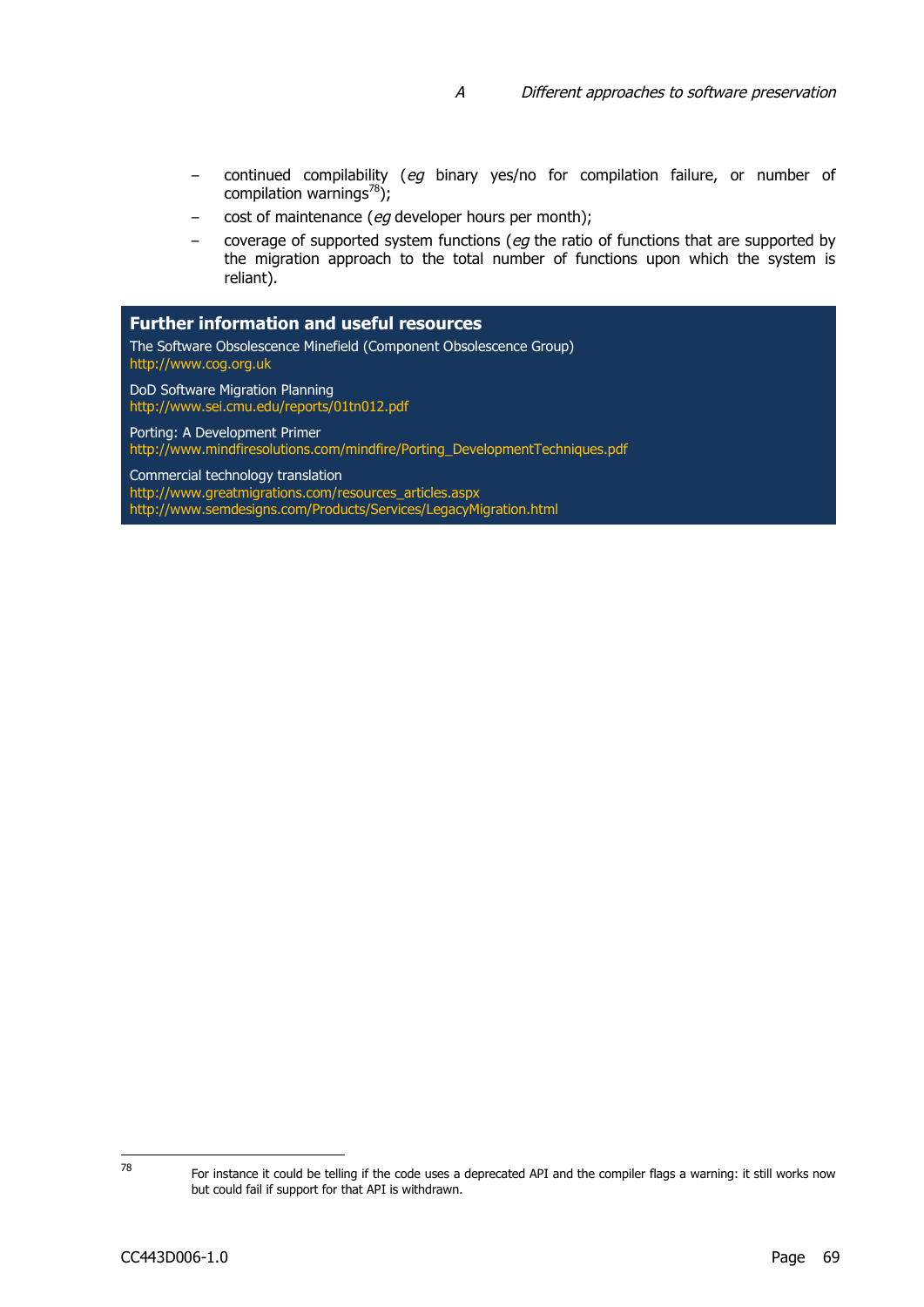- continued compilability (*eg* binary yes/no for compilation failure, or number of compilation warnings[78]);
- cost of maintenance (*eg* developer hours per month);
- coverage of supported system functions (*eg* the ratio of functions that are supported by the migration approach to the total number of functions upon which the system is reliant).

### Further information and useful resources

The Software Obsolescence Minefield (Component Obsolescence Group)
http://www.cog.org.uk

DoD Software Migration Planning
http://www.sei.cmu.edu/reports/01tn012.pdf

Porting: A Development Primer
http://www.mindfiresolutions.com/mindfire/Porting_DevelopmentTechniques.pdf

Commercial technology translation
http://www.greatmigrations.com/resources_articles.aspx
http://www.semdesigns.com/Products/Services/LegacyMigration.html

---

[78] For instance it could be telling if the code uses a deprecated API and the compiler flags a warning: it still works now but could fail if support for that API is withdrawn.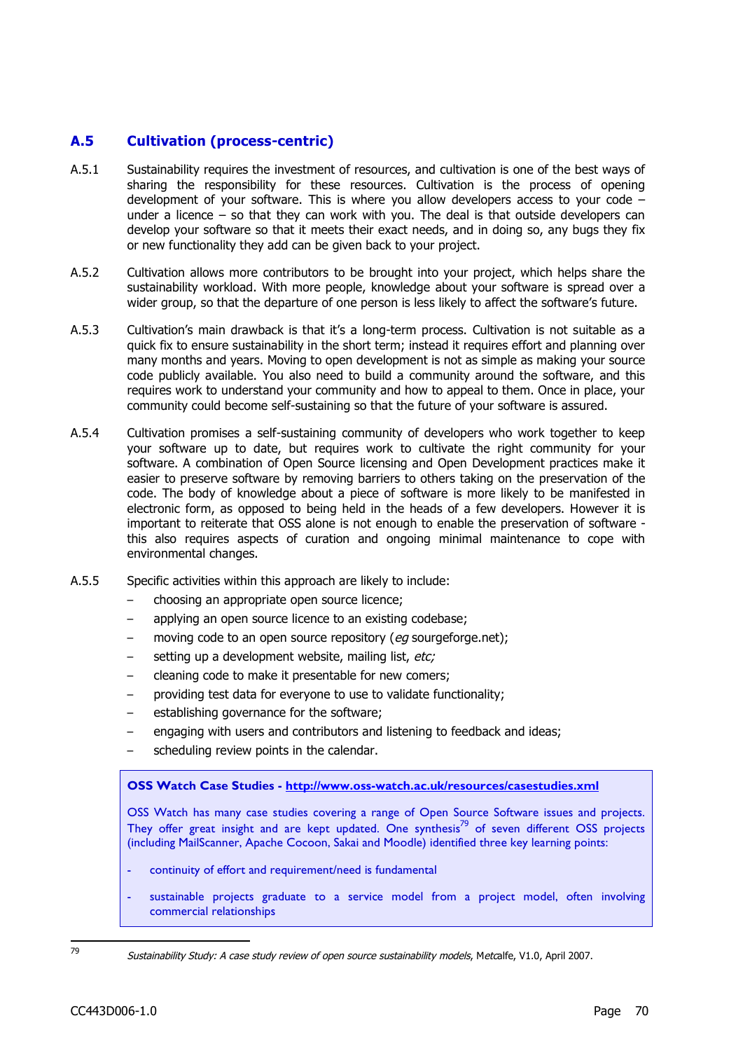## A.5 Cultivation (process-centric)

A.5.1 Sustainability requires the investment of resources, and cultivation is one of the best ways of sharing the responsibility for these resources. Cultivation is the process of opening development of your software. This is where you allow developers access to your code – under a licence – so that they can work with you. The deal is that outside developers can develop your software so that it meets their exact needs, and in doing so, any bugs they fix or new functionality they add can be given back to your project.

A.5.2 Cultivation allows more contributors to be brought into your project, which helps share the sustainability workload. With more people, knowledge about your software is spread over a wider group, so that the departure of one person is less likely to affect the software's future.

A.5.3 Cultivation's main drawback is that it's a long-term process. Cultivation is not suitable as a quick fix to ensure sustainability in the short term; instead it requires effort and planning over many months and years. Moving to open development is not as simple as making your source code publicly available. You also need to build a community around the software, and this requires work to understand your community and how to appeal to them. Once in place, your community could become self-sustaining so that the future of your software is assured.

A.5.4 Cultivation promises a self-sustaining community of developers who work together to keep your software up to date, but requires work to cultivate the right community for your software. A combination of Open Source licensing and Open Development practices make it easier to preserve software by removing barriers to others taking on the preservation of the code. The body of knowledge about a piece of software is more likely to be manifested in electronic form, as opposed to being held in the heads of a few developers. However it is important to reiterate that OSS alone is not enough to enable the preservation of software - this also requires aspects of curation and ongoing minimal maintenance to cope with environmental changes.

A.5.5 Specific activities within this approach are likely to include:

- choosing an appropriate open source licence;
- applying an open source licence to an existing codebase;
- moving code to an open source repository (*eg* sourgeforge.net);
- setting up a development website, mailing list, *etc;*
- cleaning code to make it presentable for new comers;
- providing test data for everyone to use to validate functionality;
- establishing governance for the software;
- engaging with users and contributors and listening to feedback and ideas;
- scheduling review points in the calendar.

> **OSS Watch Case Studies - http://www.oss-watch.ac.uk/resources/casestudies.xml**
>
> OSS Watch has many case studies covering a range of Open Source Software issues and projects. They offer great insight and are kept updated. One synthesis[79] of seven different OSS projects (including MailScanner, Apache Cocoon, Sakai and Moodle) identified three key learning points:
>
> - continuity of effort and requirement/need is fundamental
> - sustainable projects graduate to a service model from a project model, often involving commercial relationships

[79] *Sustainability Study: A case study review of open source sustainability models*, Metcalfe, V1.0, April 2007.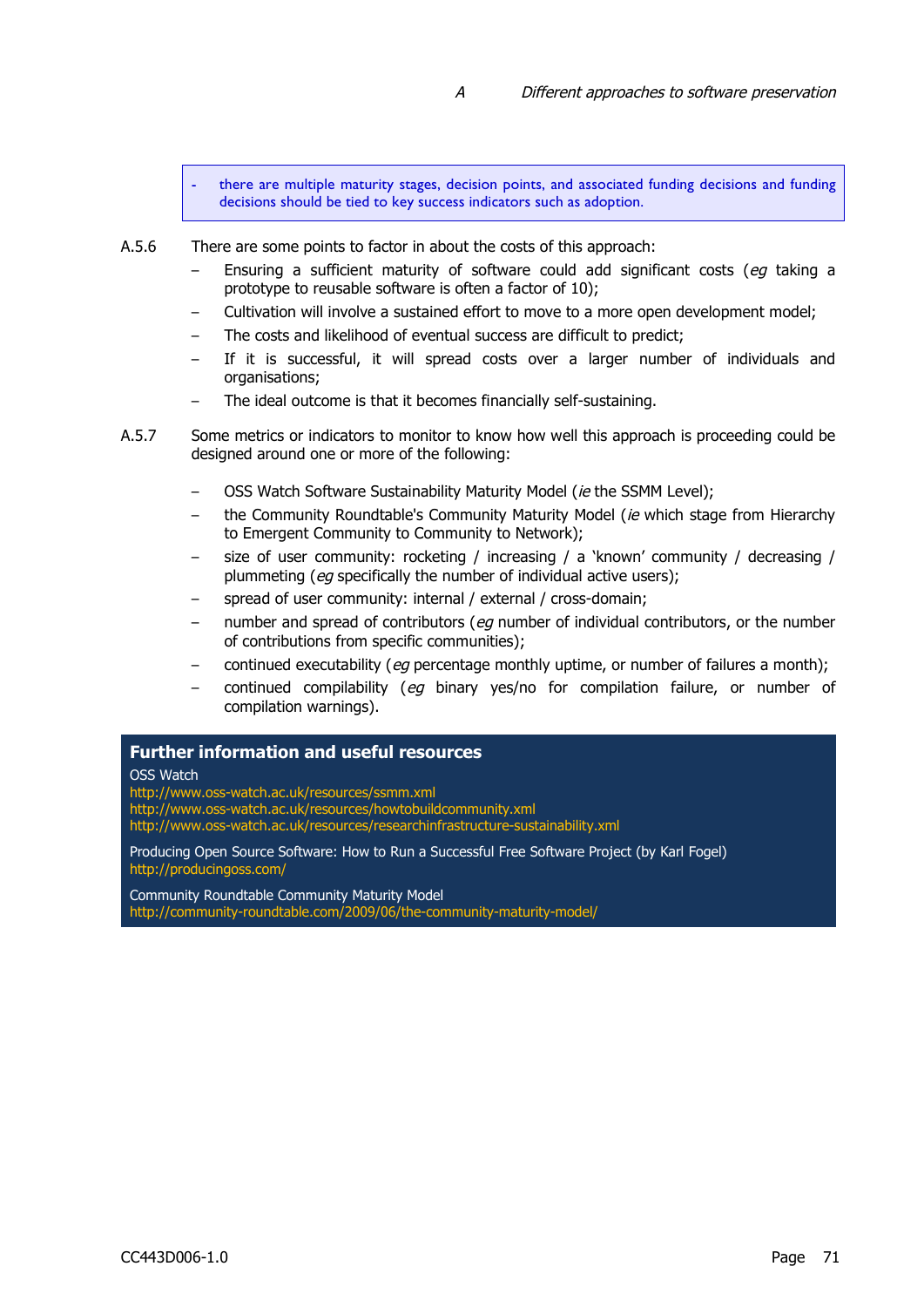> - there are multiple maturity stages, decision points, and associated funding decisions and funding decisions should be tied to key success indicators such as adoption.

A.5.6 There are some points to factor in about the costs of this approach:

- Ensuring a sufficient maturity of software could add significant costs (*eg* taking a prototype to reusable software is often a factor of 10);
- Cultivation will involve a sustained effort to move to a more open development model;
- The costs and likelihood of eventual success are difficult to predict;
- If it is successful, it will spread costs over a larger number of individuals and organisations;
- The ideal outcome is that it becomes financially self-sustaining.

A.5.7 Some metrics or indicators to monitor to know how well this approach is proceeding could be designed around one or more of the following:

- OSS Watch Software Sustainability Maturity Model (*ie* the SSMM Level);
- the Community Roundtable's Community Maturity Model (*ie* which stage from Hierarchy to Emergent Community to Community to Network);
- size of user community: rocketing / increasing / a 'known' community / decreasing / plummeting (*eg* specifically the number of individual active users);
- spread of user community: internal / external / cross-domain;
- number and spread of contributors (*eg* number of individual contributors, or the number of contributions from specific communities);
- continued executability (*eg* percentage monthly uptime, or number of failures a month);
- continued compilability (*eg* binary yes/no for compilation failure, or number of compilation warnings).

**Further information and useful resources**

OSS Watch
http://www.oss-watch.ac.uk/resources/ssmm.xml
http://www.oss-watch.ac.uk/resources/howtobuildcommunity.xml
http://www.oss-watch.ac.uk/resources/researchinfrastructure-sustainability.xml

Producing Open Source Software: How to Run a Successful Free Software Project (by Karl Fogel)
http://producingoss.com/

Community Roundtable Community Maturity Model
http://community-roundtable.com/2009/06/the-community-maturity-model/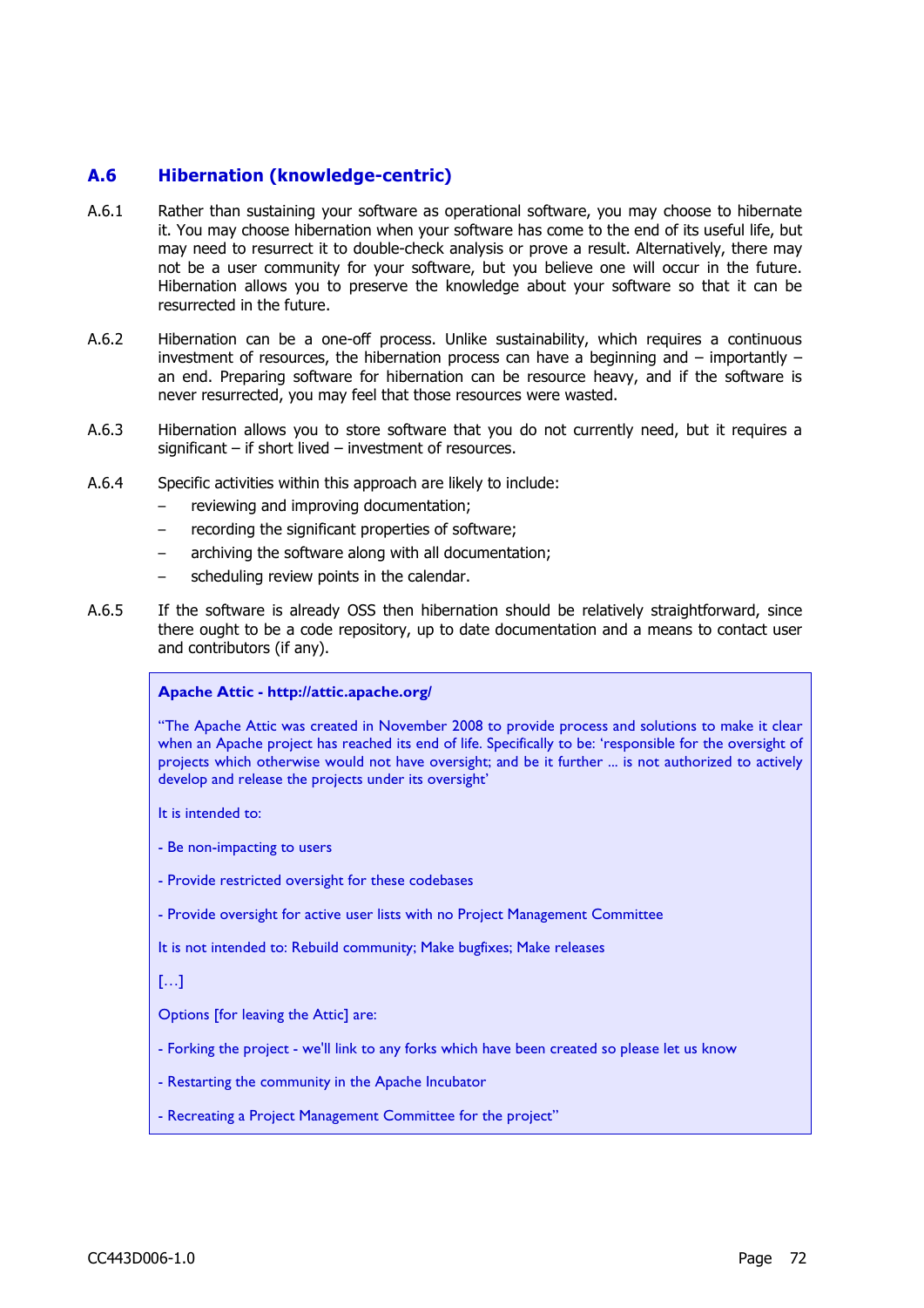## A.6 Hibernation (knowledge-centric)

A.6.1 Rather than sustaining your software as operational software, you may choose to hibernate it. You may choose hibernation when your software has come to the end of its useful life, but may need to resurrect it to double-check analysis or prove a result. Alternatively, there may not be a user community for your software, but you believe one will occur in the future. Hibernation allows you to preserve the knowledge about your software so that it can be resurrected in the future.

A.6.2 Hibernation can be a one-off process. Unlike sustainability, which requires a continuous investment of resources, the hibernation process can have a beginning and – importantly – an end. Preparing software for hibernation can be resource heavy, and if the software is never resurrected, you may feel that those resources were wasted.

A.6.3 Hibernation allows you to store software that you do not currently need, but it requires a significant – if short lived – investment of resources.

A.6.4 Specific activities within this approach are likely to include:

- reviewing and improving documentation;
- recording the significant properties of software;
- archiving the software along with all documentation;
- scheduling review points in the calendar.

A.6.5 If the software is already OSS then hibernation should be relatively straightforward, since there ought to be a code repository, up to date documentation and a means to contact user and contributors (if any).

> **Apache Attic - http://attic.apache.org/**
>
> "The Apache Attic was created in November 2008 to provide process and solutions to make it clear when an Apache project has reached its end of life. Specifically to be: 'responsible for the oversight of projects which otherwise would not have oversight; and be it further ... is not authorized to actively develop and release the projects under its oversight'
>
> It is intended to:
>
> - Be non-impacting to users
>
> - Provide restricted oversight for these codebases
>
> - Provide oversight for active user lists with no Project Management Committee
>
> It is not intended to: Rebuild community; Make bugfixes; Make releases
>
> […]
>
> Options [for leaving the Attic] are:
>
> - Forking the project - we'll link to any forks which have been created so please let us know
>
> - Restarting the community in the Apache Incubator
>
> - Recreating a Project Management Committee for the project"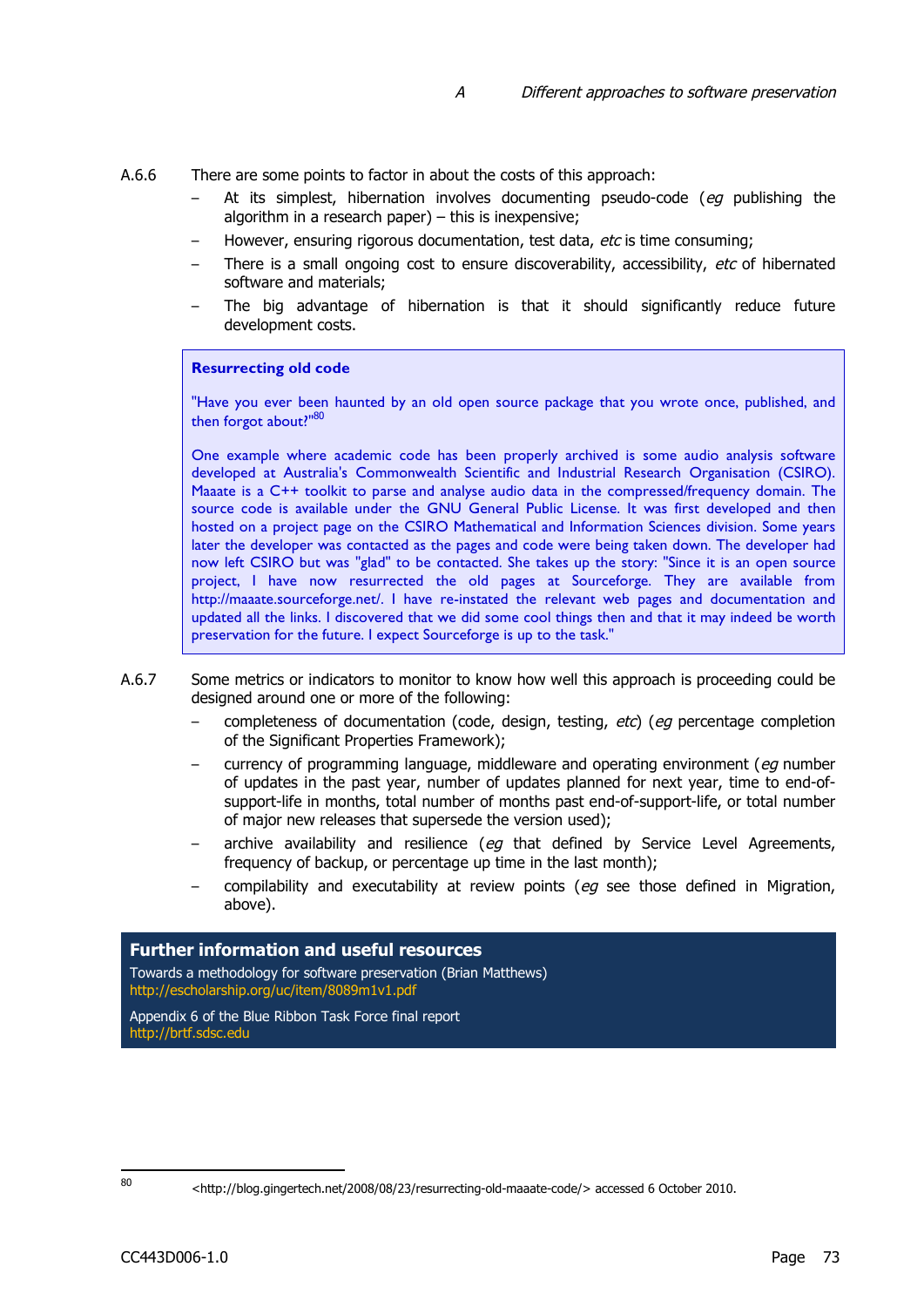A.6.6 There are some points to factor in about the costs of this approach:

- At its simplest, hibernation involves documenting pseudo-code (*eg* publishing the algorithm in a research paper) – this is inexpensive;
- However, ensuring rigorous documentation, test data, *etc* is time consuming;
- There is a small ongoing cost to ensure discoverability, accessibility, *etc* of hibernated software and materials;
- The big advantage of hibernation is that it should significantly reduce future development costs.

> **Resurrecting old code**
>
> "Have you ever been haunted by an old open source package that you wrote once, published, and then forgot about?"[80]
>
> One example where academic code has been properly archived is some audio analysis software developed at Australia's Commonwealth Scientific and Industrial Research Organisation (CSIRO). Maaate is a C++ toolkit to parse and analyse audio data in the compressed/frequency domain. The source code is available under the GNU General Public License. It was first developed and then hosted on a project page on the CSIRO Mathematical and Information Sciences division. Some years later the developer was contacted as the pages and code were being taken down. The developer had now left CSIRO but was "glad" to be contacted. She takes up the story: "Since it is an open source project, I have now resurrected the old pages at Sourceforge. They are available from http://maaate.sourceforge.net/. I have re-instated the relevant web pages and documentation and updated all the links. I discovered that we did some cool things then and that it may indeed be worth preservation for the future. I expect Sourceforge is up to the task."

A.6.7 Some metrics or indicators to monitor to know how well this approach is proceeding could be designed around one or more of the following:

- completeness of documentation (code, design, testing, *etc*) (*eg* percentage completion of the Significant Properties Framework);
- currency of programming language, middleware and operating environment (*eg* number of updates in the past year, number of updates planned for next year, time to end-of-support-life in months, total number of months past end-of-support-life, or total number of major new releases that supersede the version used);
- archive availability and resilience (*eg* that defined by Service Level Agreements, frequency of backup, or percentage up time in the last month);
- compilability and executability at review points (*eg* see those defined in Migration, above).

## Further information and useful resources

Towards a methodology for software preservation (Brian Matthews)
http://escholarship.org/uc/item/8089m1v1.pdf

Appendix 6 of the Blue Ribbon Task Force final report
http://brtf.sdsc.edu

---

80 <http://blog.gingertech.net/2008/08/23/resurrecting-old-maaate-code/> accessed 6 October 2010.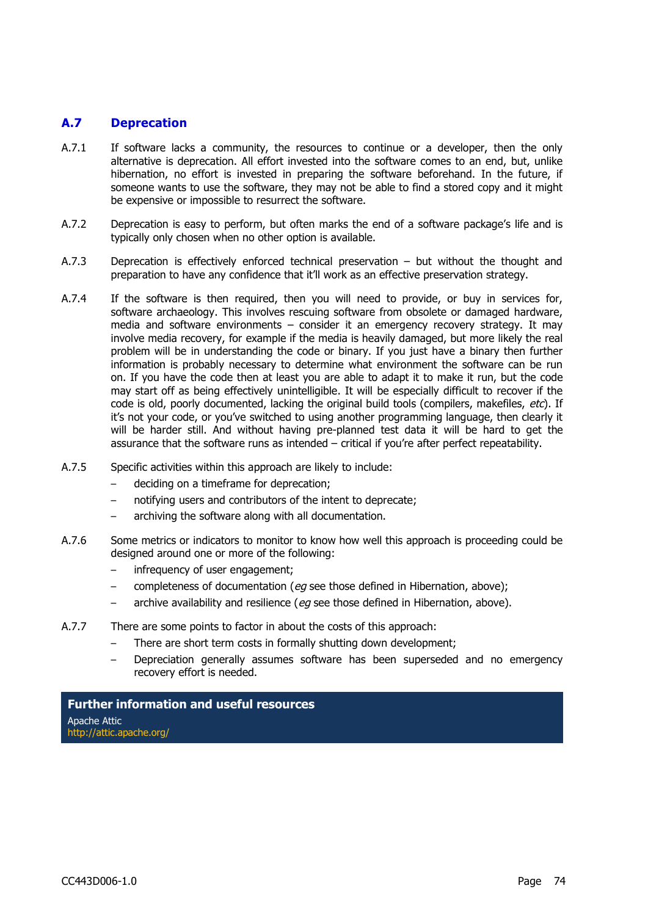## A.7 Deprecation

A.7.1 If software lacks a community, the resources to continue or a developer, then the only alternative is deprecation. All effort invested into the software comes to an end, but, unlike hibernation, no effort is invested in preparing the software beforehand. In the future, if someone wants to use the software, they may not be able to find a stored copy and it might be expensive or impossible to resurrect the software.

A.7.2 Deprecation is easy to perform, but often marks the end of a software package's life and is typically only chosen when no other option is available.

A.7.3 Deprecation is effectively enforced technical preservation – but without the thought and preparation to have any confidence that it'll work as an effective preservation strategy.

A.7.4 If the software is then required, then you will need to provide, or buy in services for, software archaeology. This involves rescuing software from obsolete or damaged hardware, media and software environments – consider it an emergency recovery strategy. It may involve media recovery, for example if the media is heavily damaged, but more likely the real problem will be in understanding the code or binary. If you just have a binary then further information is probably necessary to determine what environment the software can be run on. If you have the code then at least you are able to adapt it to make it run, but the code may start off as being effectively unintelligible. It will be especially difficult to recover if the code is old, poorly documented, lacking the original build tools (compilers, makefiles, *etc*). If it's not your code, or you've switched to using another programming language, then clearly it will be harder still. And without having pre-planned test data it will be hard to get the assurance that the software runs as intended – critical if you're after perfect repeatability.

A.7.5 Specific activities within this approach are likely to include:

- deciding on a timeframe for deprecation;
- notifying users and contributors of the intent to deprecate;
- archiving the software along with all documentation.

A.7.6 Some metrics or indicators to monitor to know how well this approach is proceeding could be designed around one or more of the following:

- infrequency of user engagement;
- completeness of documentation (*eg* see those defined in Hibernation, above);
- archive availability and resilience (*eg* see those defined in Hibernation, above).

A.7.7 There are some points to factor in about the costs of this approach:

- There are short term costs in formally shutting down development;
- Depreciation generally assumes software has been superseded and no emergency recovery effort is needed.

**Further information and useful resources**

Apache Attic
http://attic.apache.org/

CC443D006-1.0